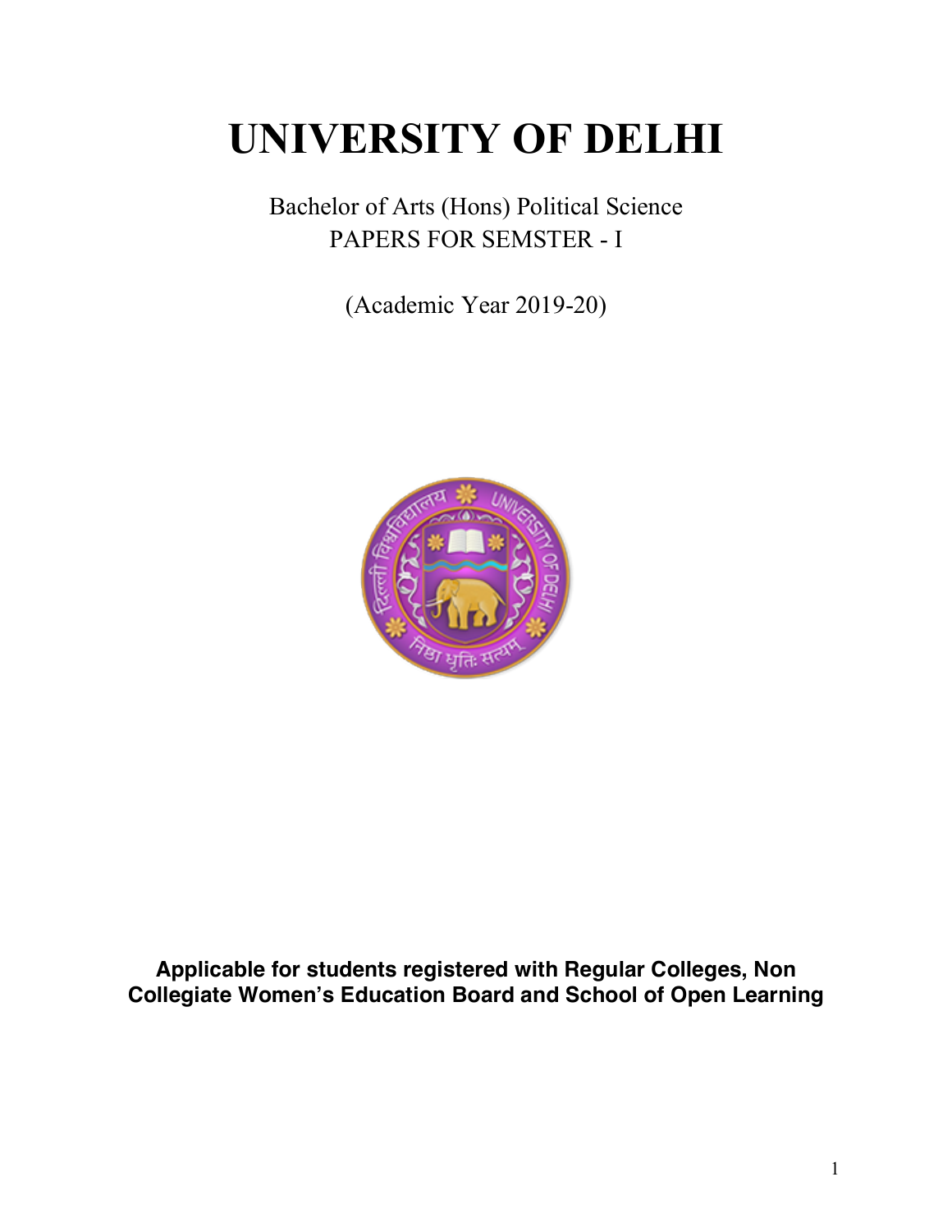# UNIVERSITY OF DELHI

Bachelor of Arts (Hons) Political Science
PAPERS FOR SEMSTER - I

(Academic Year 2019-20)

**Applicable for students registered with Regular Colleges, Non Collegiate Women's Education Board and School of Open Learning**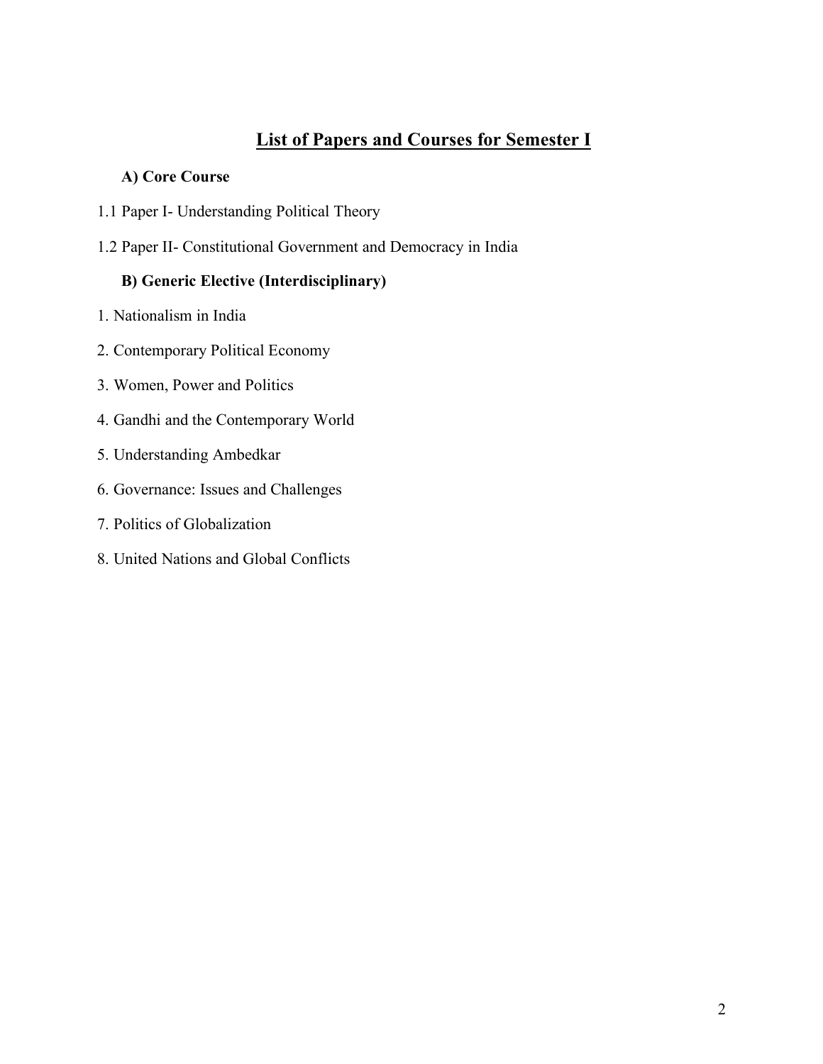## List of Papers and Courses for Semester I

**A) Core Course**

1.1 Paper I- Understanding Political Theory

1.2 Paper II- Constitutional Government and Democracy in India

**B) Generic Elective (Interdisciplinary)**

1. Nationalism in India
2. Contemporary Political Economy
3. Women, Power and Politics
4. Gandhi and the Contemporary World
5. Understanding Ambedkar
6. Governance: Issues and Challenges
7. Politics of Globalization
8. United Nations and Global Conflicts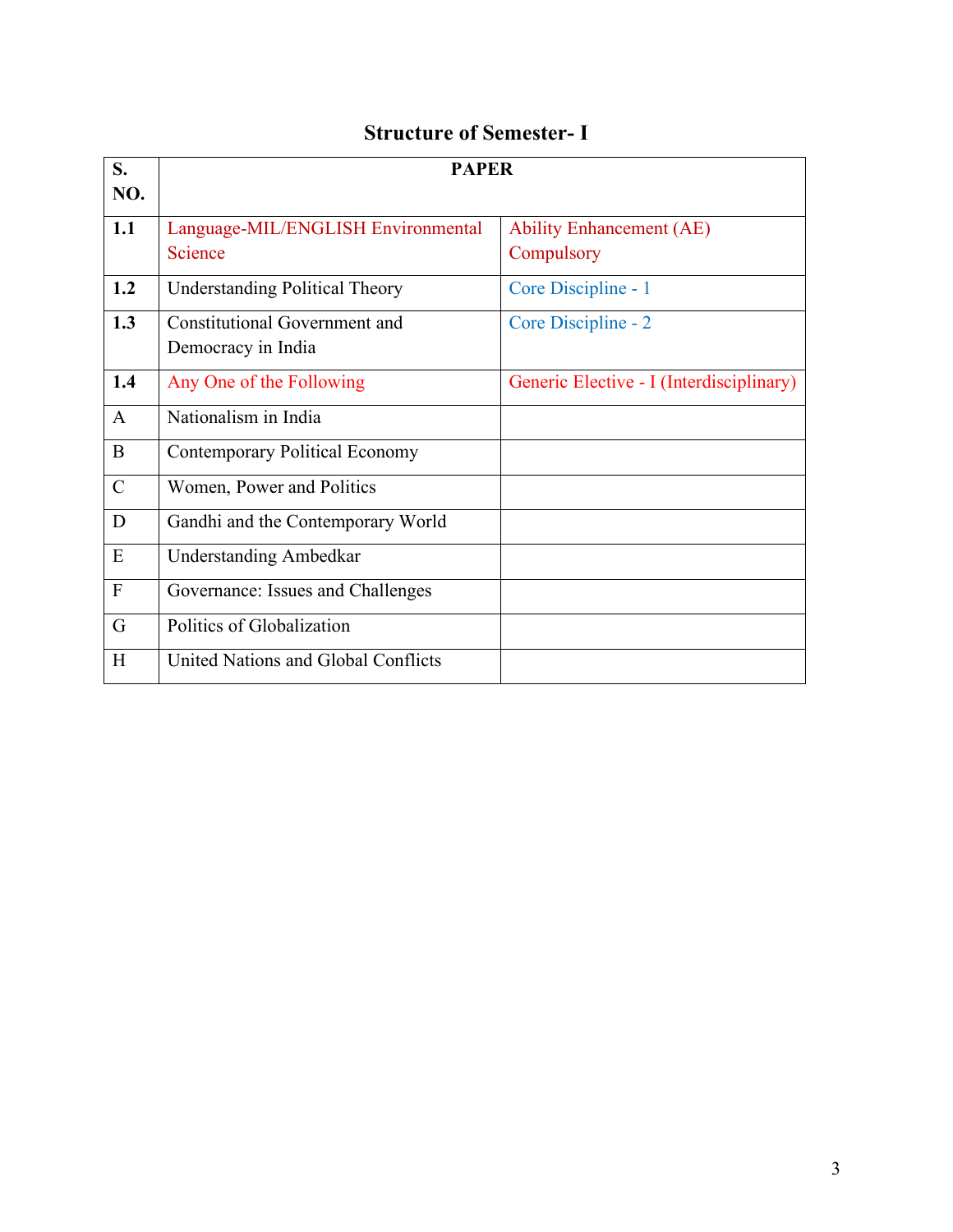## Structure of Semester- I

| S. NO. | PAPER | |
|---|---|---|
| **1.1** | Language-MIL/ENGLISH Environmental Science | Ability Enhancement (AE) Compulsory |
| **1.2** | Understanding Political Theory | Core Discipline - 1 |
| **1.3** | Constitutional Government and Democracy in India | Core Discipline - 2 |
| **1.4** | Any One of the Following | Generic Elective - I (Interdisciplinary) |
| A | Nationalism in India | |
| B | Contemporary Political Economy | |
| C | Women, Power and Politics | |
| D | Gandhi and the Contemporary World | |
| E | Understanding Ambedkar | |
| F | Governance: Issues and Challenges | |
| G | Politics of Globalization | |
| H | United Nations and Global Conflicts | |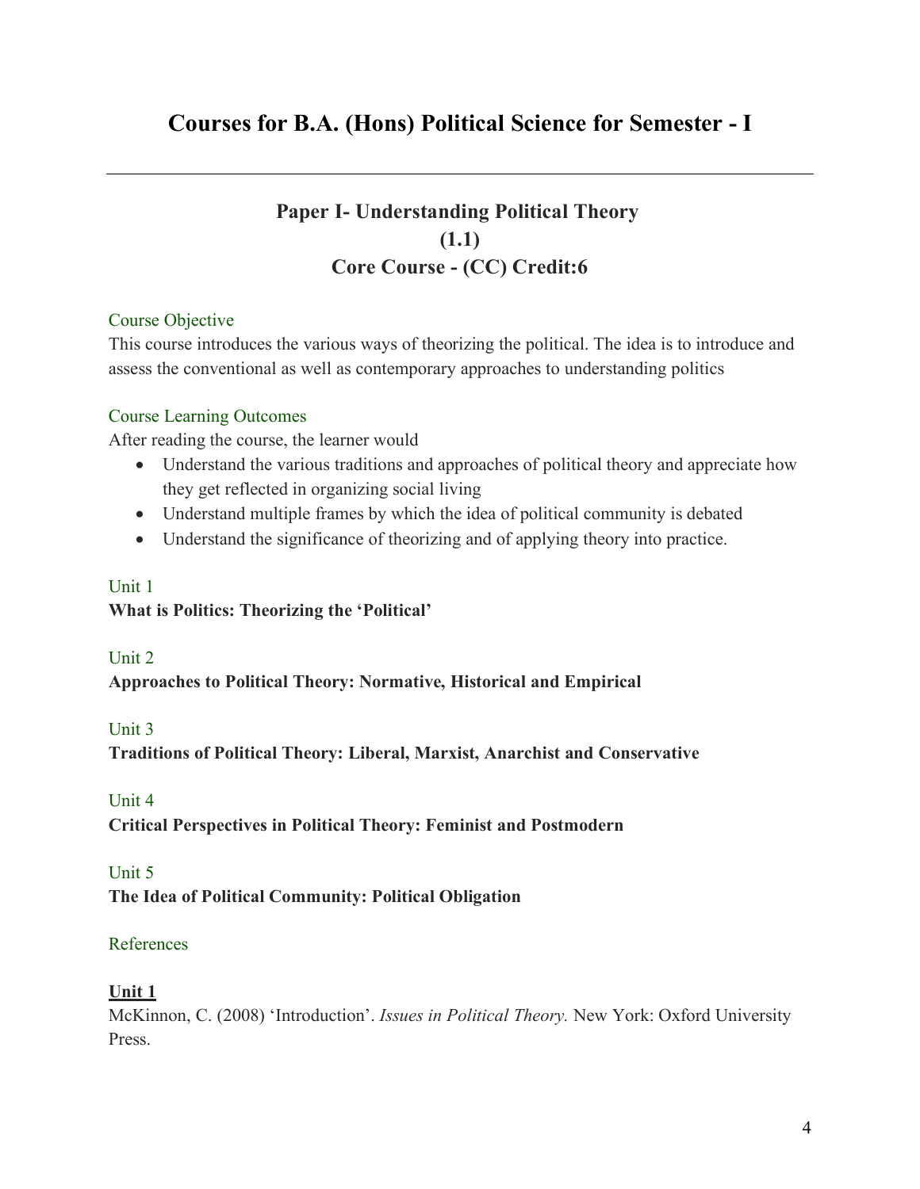# Courses for B.A. (Hons) Political Science for Semester - I

## Paper I- Understanding Political Theory
## (1.1)
## Core Course - (CC) Credit:6

### Course Objective

This course introduces the various ways of theorizing the political. The idea is to introduce and assess the conventional as well as contemporary approaches to understanding politics

### Course Learning Outcomes

After reading the course, the learner would

- Understand the various traditions and approaches of political theory and appreciate how they get reflected in organizing social living
- Understand multiple frames by which the idea of political community is debated
- Understand the significance of theorizing and of applying theory into practice.

### Unit 1

**What is Politics: Theorizing the 'Political'**

### Unit 2

**Approaches to Political Theory: Normative, Historical and Empirical**

### Unit 3

**Traditions of Political Theory: Liberal, Marxist, Anarchist and Conservative**

### Unit 4

**Critical Perspectives in Political Theory: Feminist and Postmodern**

### Unit 5

**The Idea of Political Community: Political Obligation**

### References

**Unit 1**

McKinnon, C. (2008) 'Introduction'. *Issues in Political Theory.* New York: Oxford University Press.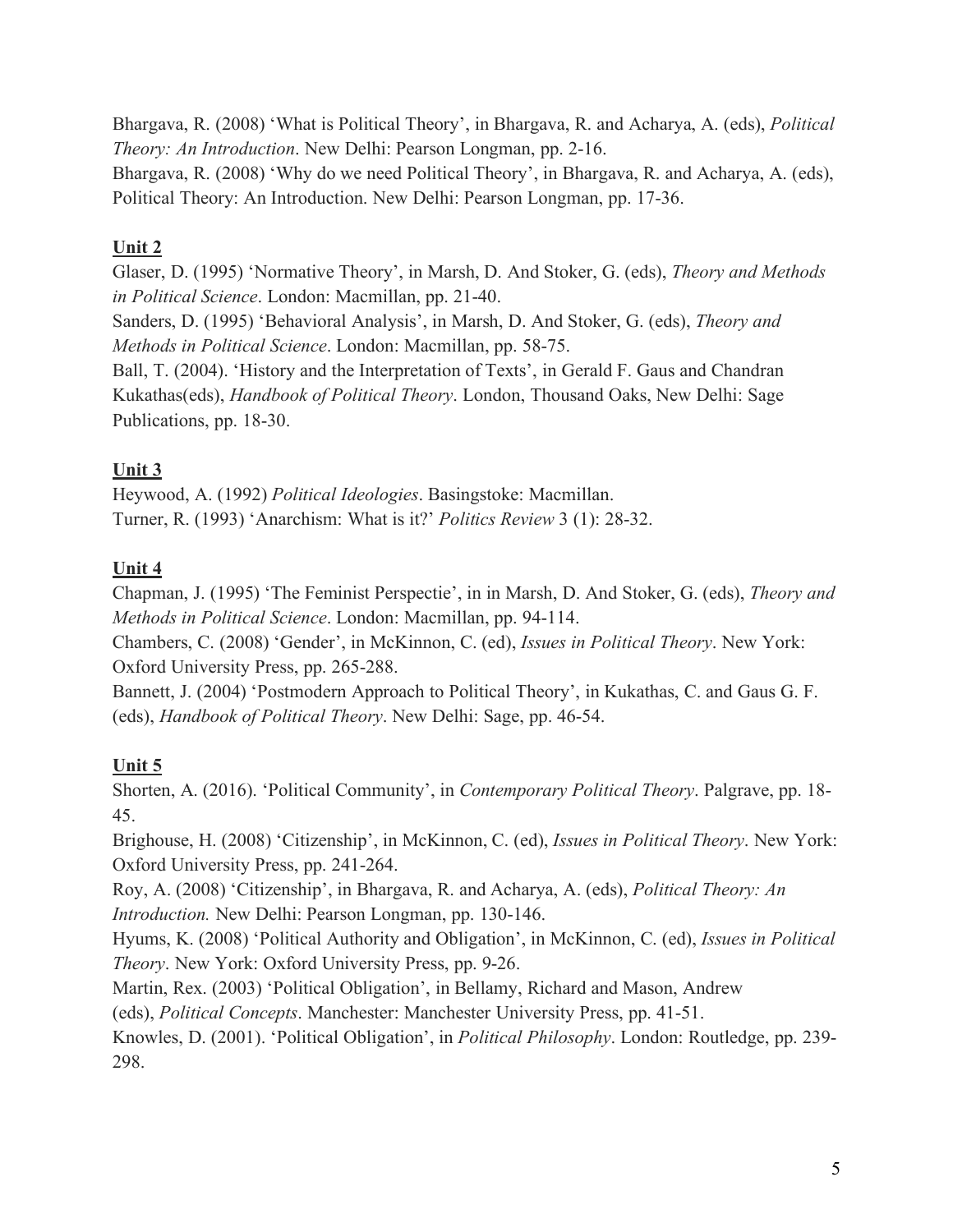Bhargava, R. (2008) 'What is Political Theory', in Bhargava, R. and Acharya, A. (eds), *Political Theory: An Introduction*. New Delhi: Pearson Longman, pp. 2-16.
Bhargava, R. (2008) 'Why do we need Political Theory', in Bhargava, R. and Acharya, A. (eds), Political Theory: An Introduction. New Delhi: Pearson Longman, pp. 17-36.

**Unit 2**

Glaser, D. (1995) 'Normative Theory', in Marsh, D. And Stoker, G. (eds), *Theory and Methods in Political Science*. London: Macmillan, pp. 21-40.
Sanders, D. (1995) 'Behavioral Analysis', in Marsh, D. And Stoker, G. (eds), *Theory and Methods in Political Science*. London: Macmillan, pp. 58-75.
Ball, T. (2004). 'History and the Interpretation of Texts', in Gerald F. Gaus and Chandran Kukathas(eds), *Handbook of Political Theory*. London, Thousand Oaks, New Delhi: Sage Publications, pp. 18-30.

**Unit 3**

Heywood, A. (1992) *Political Ideologies*. Basingstoke: Macmillan.
Turner, R. (1993) 'Anarchism: What is it?' *Politics Review* 3 (1): 28-32.

**Unit 4**

Chapman, J. (1995) 'The Feminist Perspectie', in in Marsh, D. And Stoker, G. (eds), *Theory and Methods in Political Science*. London: Macmillan, pp. 94-114.
Chambers, C. (2008) 'Gender', in McKinnon, C. (ed), *Issues in Political Theory*. New York: Oxford University Press, pp. 265-288.
Bannett, J. (2004) 'Postmodern Approach to Political Theory', in Kukathas, C. and Gaus G. F. (eds), *Handbook of Political Theory*. New Delhi: Sage, pp. 46-54.

**Unit 5**

Shorten, A. (2016). 'Political Community', in *Contemporary Political Theory*. Palgrave, pp. 18-45.
Brighouse, H. (2008) 'Citizenship', in McKinnon, C. (ed), *Issues in Political Theory*. New York: Oxford University Press, pp. 241-264.
Roy, A. (2008) 'Citizenship', in Bhargava, R. and Acharya, A. (eds), *Political Theory: An Introduction.* New Delhi: Pearson Longman, pp. 130-146.
Hyums, K. (2008) 'Political Authority and Obligation', in McKinnon, C. (ed), *Issues in Political Theory*. New York: Oxford University Press, pp. 9-26.
Martin, Rex. (2003) 'Political Obligation', in Bellamy, Richard and Mason, Andrew (eds), *Political Concepts*. Manchester: Manchester University Press, pp. 41-51.
Knowles, D. (2001). 'Political Obligation', in *Political Philosophy*. London: Routledge, pp. 239-298.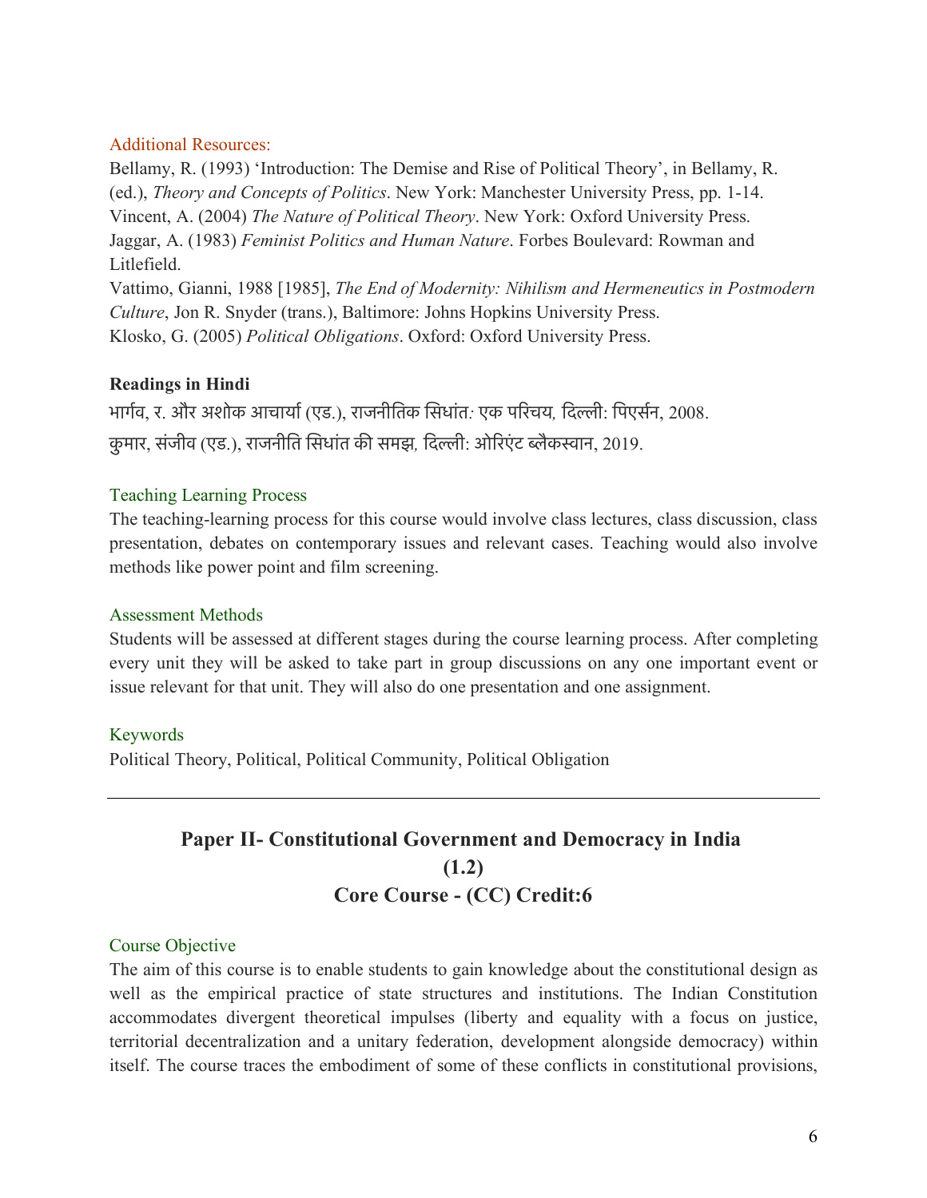Additional Resources:

Bellamy, R. (1993) 'Introduction: The Demise and Rise of Political Theory', in Bellamy, R. (ed.), *Theory and Concepts of Politics*. New York: Manchester University Press, pp. 1-14.
Vincent, A. (2004) *The Nature of Political Theory*. New York: Oxford University Press.
Jaggar, A. (1983) *Feminist Politics and Human Nature*. Forbes Boulevard: Rowman and Litlefield.
Vattimo, Gianni, 1988 [1985], *The End of Modernity: Nihilism and Hermeneutics in Postmodern Culture*, Jon R. Snyder (trans.), Baltimore: Johns Hopkins University Press.
Klosko, G. (2005) *Political Obligations*. Oxford: Oxford University Press.

**Readings in Hindi**

भार्गव, र. और अशोक आचार्या (एड.), राजनीतिक सिधांत*: एक परिचय,* दिल्ली: पिएर्सन, 2008.
कुमार, संजीव (एड.), राजनीति सिधांत की समझ*,* दिल्ली: ओरिएंट ब्लैकस्वान, 2019.

Teaching Learning Process

The teaching-learning process for this course would involve class lectures, class discussion, class presentation, debates on contemporary issues and relevant cases. Teaching would also involve methods like power point and film screening.

Assessment Methods

Students will be assessed at different stages during the course learning process. After completing every unit they will be asked to take part in group discussions on any one important event or issue relevant for that unit. They will also do one presentation and one assignment.

Keywords

Political Theory, Political, Political Community, Political Obligation

---

## Paper II- Constitutional Government and Democracy in India (1.2)
## Core Course - (CC) Credit:6

Course Objective

The aim of this course is to enable students to gain knowledge about the constitutional design as well as the empirical practice of state structures and institutions. The Indian Constitution accommodates divergent theoretical impulses (liberty and equality with a focus on justice, territorial decentralization and a unitary federation, development alongside democracy) within itself. The course traces the embodiment of some of these conflicts in constitutional provisions,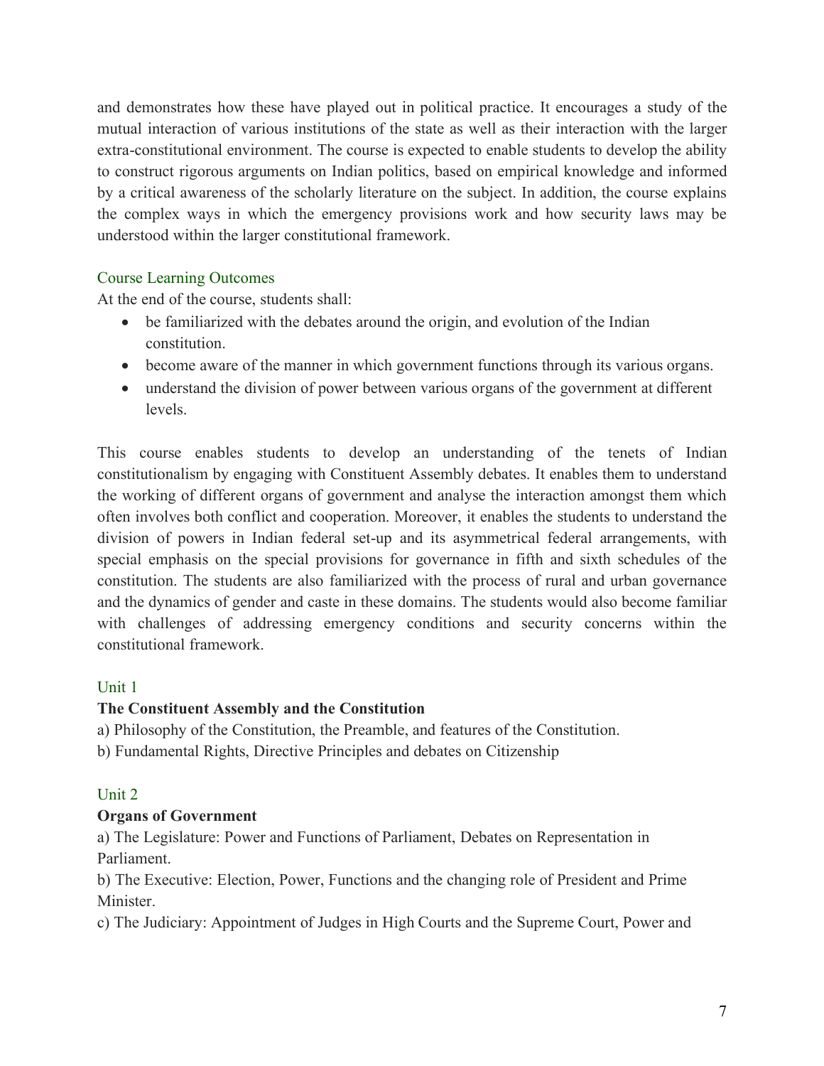and demonstrates how these have played out in political practice. It encourages a study of the mutual interaction of various institutions of the state as well as their interaction with the larger extra-constitutional environment. The course is expected to enable students to develop the ability to construct rigorous arguments on Indian politics, based on empirical knowledge and informed by a critical awareness of the scholarly literature on the subject. In addition, the course explains the complex ways in which the emergency provisions work and how security laws may be understood within the larger constitutional framework.

### Course Learning Outcomes

At the end of the course, students shall:

- be familiarized with the debates around the origin, and evolution of the Indian constitution.
- become aware of the manner in which government functions through its various organs.
- understand the division of power between various organs of the government at different levels.

This course enables students to develop an understanding of the tenets of Indian constitutionalism by engaging with Constituent Assembly debates. It enables them to understand the working of different organs of government and analyse the interaction amongst them which often involves both conflict and cooperation. Moreover, it enables the students to understand the division of powers in Indian federal set-up and its asymmetrical federal arrangements, with special emphasis on the special provisions for governance in fifth and sixth schedules of the constitution. The students are also familiarized with the process of rural and urban governance and the dynamics of gender and caste in these domains. The students would also become familiar with challenges of addressing emergency conditions and security concerns within the constitutional framework.

### Unit 1

**The Constituent Assembly and the Constitution**

a) Philosophy of the Constitution, the Preamble, and features of the Constitution.
b) Fundamental Rights, Directive Principles and debates on Citizenship

### Unit 2

**Organs of Government**

a) The Legislature: Power and Functions of Parliament, Debates on Representation in Parliament.
b) The Executive: Election, Power, Functions and the changing role of President and Prime Minister.
c) The Judiciary: Appointment of Judges in High Courts and the Supreme Court, Power and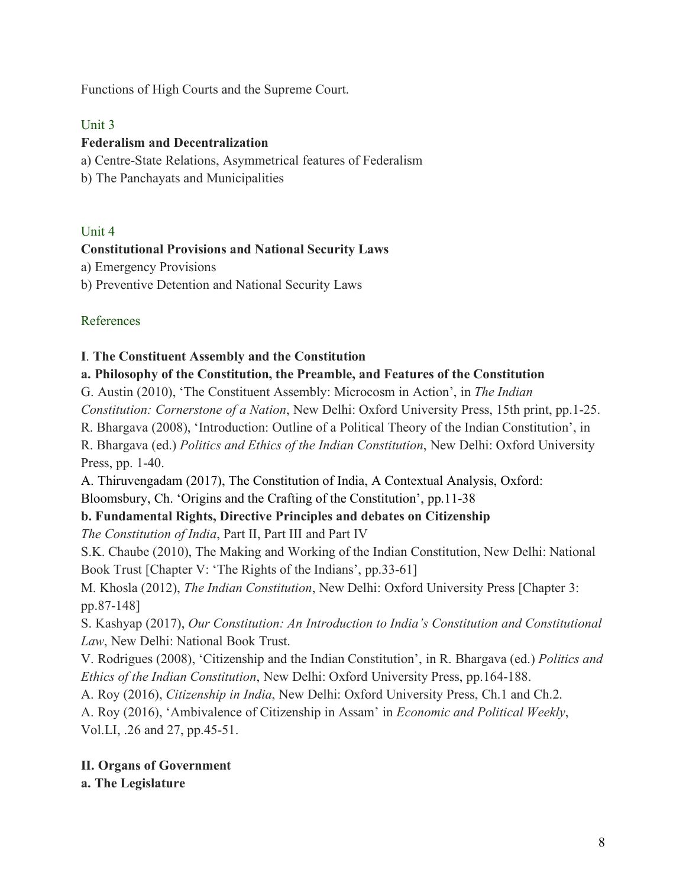Functions of High Courts and the Supreme Court.

Unit 3

**Federalism and Decentralization**

a) Centre-State Relations, Asymmetrical features of Federalism

b) The Panchayats and Municipalities

Unit 4

**Constitutional Provisions and National Security Laws**

a) Emergency Provisions

b) Preventive Detention and National Security Laws

References

**I**. **The Constituent Assembly and the Constitution**

**a. Philosophy of the Constitution, the Preamble, and Features of the Constitution**

G. Austin (2010), 'The Constituent Assembly: Microcosm in Action', in *The Indian Constitution: Cornerstone of a Nation*, New Delhi: Oxford University Press, 15th print, pp.1-25.

R. Bhargava (2008), 'Introduction: Outline of a Political Theory of the Indian Constitution', in R. Bhargava (ed.) *Politics and Ethics of the Indian Constitution*, New Delhi: Oxford University Press, pp. 1-40.

A. Thiruvengadam (2017), The Constitution of India, A Contextual Analysis, Oxford: Bloomsbury, Ch. 'Origins and the Crafting of the Constitution', pp.11-38

**b. Fundamental Rights, Directive Principles and debates on Citizenship**

*The Constitution of India*, Part II, Part III and Part IV

S.K. Chaube (2010), The Making and Working of the Indian Constitution, New Delhi: National Book Trust [Chapter V: 'The Rights of the Indians', pp.33-61]

M. Khosla (2012), *The Indian Constitution*, New Delhi: Oxford University Press [Chapter 3: pp.87-148]

S. Kashyap (2017), *Our Constitution: An Introduction to India's Constitution and Constitutional Law*, New Delhi: National Book Trust.

V. Rodrigues (2008), 'Citizenship and the Indian Constitution', in R. Bhargava (ed.) *Politics and Ethics of the Indian Constitution*, New Delhi: Oxford University Press, pp.164-188.

A. Roy (2016), *Citizenship in India*, New Delhi: Oxford University Press, Ch.1 and Ch.2.

A. Roy (2016), 'Ambivalence of Citizenship in Assam' in *Economic and Political Weekly*, Vol.LI, .26 and 27, pp.45-51.

**II. Organs of Government**

**a. The Legislature**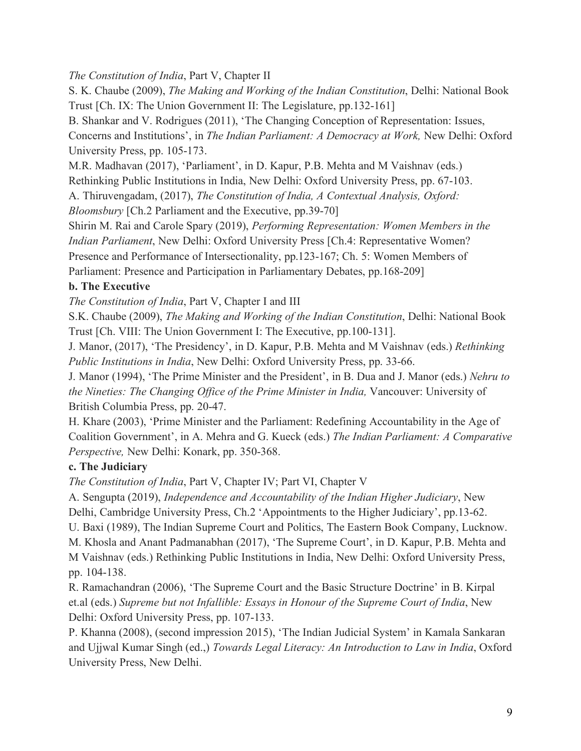*The Constitution of India*, Part V, Chapter II

S. K. Chaube (2009), *The Making and Working of the Indian Constitution*, Delhi: National Book Trust [Ch. IX: The Union Government II: The Legislature, pp.132-161]

B. Shankar and V. Rodrigues (2011), 'The Changing Conception of Representation: Issues, Concerns and Institutions', in *The Indian Parliament: A Democracy at Work,* New Delhi: Oxford University Press, pp. 105-173.

M.R. Madhavan (2017), 'Parliament', in D. Kapur, P.B. Mehta and M Vaishnav (eds.) Rethinking Public Institutions in India, New Delhi: Oxford University Press, pp. 67-103.

A. Thiruvengadam, (2017), *The Constitution of India, A Contextual Analysis, Oxford: Bloomsbury* [Ch.2 Parliament and the Executive, pp.39-70]

Shirin M. Rai and Carole Spary (2019), *Performing Representation: Women Members in the Indian Parliament*, New Delhi: Oxford University Press [Ch.4: Representative Women? Presence and Performance of Intersectionality, pp.123-167; Ch. 5: Women Members of Parliament: Presence and Participation in Parliamentary Debates, pp.168-209]

**b. The Executive**

*The Constitution of India*, Part V, Chapter I and III

S.K. Chaube (2009), *The Making and Working of the Indian Constitution*, Delhi: National Book Trust [Ch. VIII: The Union Government I: The Executive, pp.100-131].

J. Manor, (2017), 'The Presidency', in D. Kapur, P.B. Mehta and M Vaishnav (eds.) *Rethinking Public Institutions in India*, New Delhi: Oxford University Press, pp. 33-66.

J. Manor (1994), 'The Prime Minister and the President', in B. Dua and J. Manor (eds.) *Nehru to the Nineties: The Changing Office of the Prime Minister in India,* Vancouver: University of British Columbia Press, pp. 20-47.

H. Khare (2003), 'Prime Minister and the Parliament: Redefining Accountability in the Age of Coalition Government', in A. Mehra and G. Kueck (eds.) *The Indian Parliament: A Comparative Perspective,* New Delhi: Konark, pp. 350-368.

**c. The Judiciary**

*The Constitution of India*, Part V, Chapter IV; Part VI, Chapter V

A. Sengupta (2019), *Independence and Accountability of the Indian Higher Judiciary*, New Delhi, Cambridge University Press, Ch.2 'Appointments to the Higher Judiciary', pp.13-62.

U. Baxi (1989), The Indian Supreme Court and Politics, The Eastern Book Company, Lucknow.

M. Khosla and Anant Padmanabhan (2017), 'The Supreme Court', in D. Kapur, P.B. Mehta and M Vaishnav (eds.) Rethinking Public Institutions in India, New Delhi: Oxford University Press, pp. 104-138.

R. Ramachandran (2006), 'The Supreme Court and the Basic Structure Doctrine' in B. Kirpal et.al (eds.) *Supreme but not Infallible: Essays in Honour of the Supreme Court of India*, New Delhi: Oxford University Press, pp. 107-133.

P. Khanna (2008), (second impression 2015), 'The Indian Judicial System' in Kamala Sankaran and Ujjwal Kumar Singh (ed.,) *Towards Legal Literacy: An Introduction to Law in India*, Oxford University Press, New Delhi.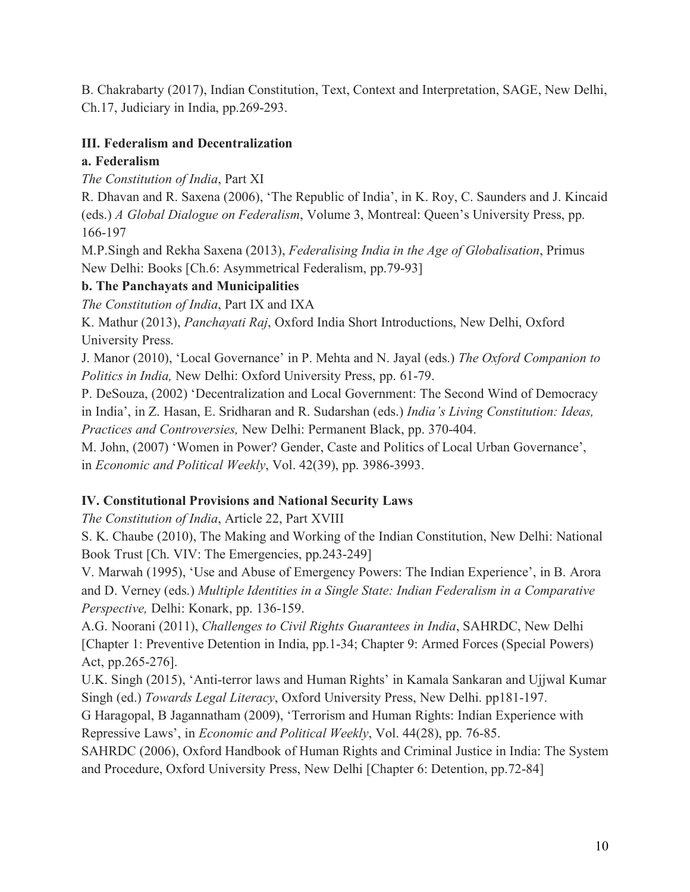B. Chakrabarty (2017), Indian Constitution, Text, Context and Interpretation, SAGE, New Delhi, Ch.17, Judiciary in India, pp.269-293.

**III. Federalism and Decentralization**

**a. Federalism**

*The Constitution of India*, Part XI

R. Dhavan and R. Saxena (2006), 'The Republic of India', in K. Roy, C. Saunders and J. Kincaid (eds.) *A Global Dialogue on Federalism*, Volume 3, Montreal: Queen's University Press, pp. 166-197

M.P.Singh and Rekha Saxena (2013), *Federalising India in the Age of Globalisation*, Primus New Delhi: Books [Ch.6: Asymmetrical Federalism, pp.79-93]

**b. The Panchayats and Municipalities**

*The Constitution of India*, Part IX and IXA

K. Mathur (2013), *Panchayati Raj*, Oxford India Short Introductions, New Delhi, Oxford University Press.

J. Manor (2010), 'Local Governance' in P. Mehta and N. Jayal (eds.) *The Oxford Companion to Politics in India,* New Delhi: Oxford University Press, pp. 61-79.

P. DeSouza, (2002) 'Decentralization and Local Government: The Second Wind of Democracy in India', in Z. Hasan, E. Sridharan and R. Sudarshan (eds.) *India's Living Constitution: Ideas, Practices and Controversies,* New Delhi: Permanent Black, pp. 370-404.

M. John, (2007) 'Women in Power? Gender, Caste and Politics of Local Urban Governance', in *Economic and Political Weekly*, Vol. 42(39), pp. 3986-3993.

**IV. Constitutional Provisions and National Security Laws**

*The Constitution of India*, Article 22, Part XVIII

S. K. Chaube (2010), The Making and Working of the Indian Constitution, New Delhi: National Book Trust [Ch. VIV: The Emergencies, pp.243-249]

V. Marwah (1995), 'Use and Abuse of Emergency Powers: The Indian Experience', in B. Arora and D. Verney (eds.) *Multiple Identities in a Single State: Indian Federalism in a Comparative Perspective,* Delhi: Konark, pp. 136-159.

A.G. Noorani (2011), *Challenges to Civil Rights Guarantees in India*, SAHRDC, New Delhi [Chapter 1: Preventive Detention in India, pp.1-34; Chapter 9: Armed Forces (Special Powers) Act, pp.265-276].

U.K. Singh (2015), 'Anti-terror laws and Human Rights' in Kamala Sankaran and Ujjwal Kumar Singh (ed.) *Towards Legal Literacy*, Oxford University Press, New Delhi. pp181-197.

G Haragopal, B Jagannatham (2009), 'Terrorism and Human Rights: Indian Experience with Repressive Laws', in *Economic and Political Weekly*, Vol. 44(28), pp. 76-85.

SAHRDC (2006), Oxford Handbook of Human Rights and Criminal Justice in India: The System and Procedure, Oxford University Press, New Delhi [Chapter 6: Detention, pp.72-84]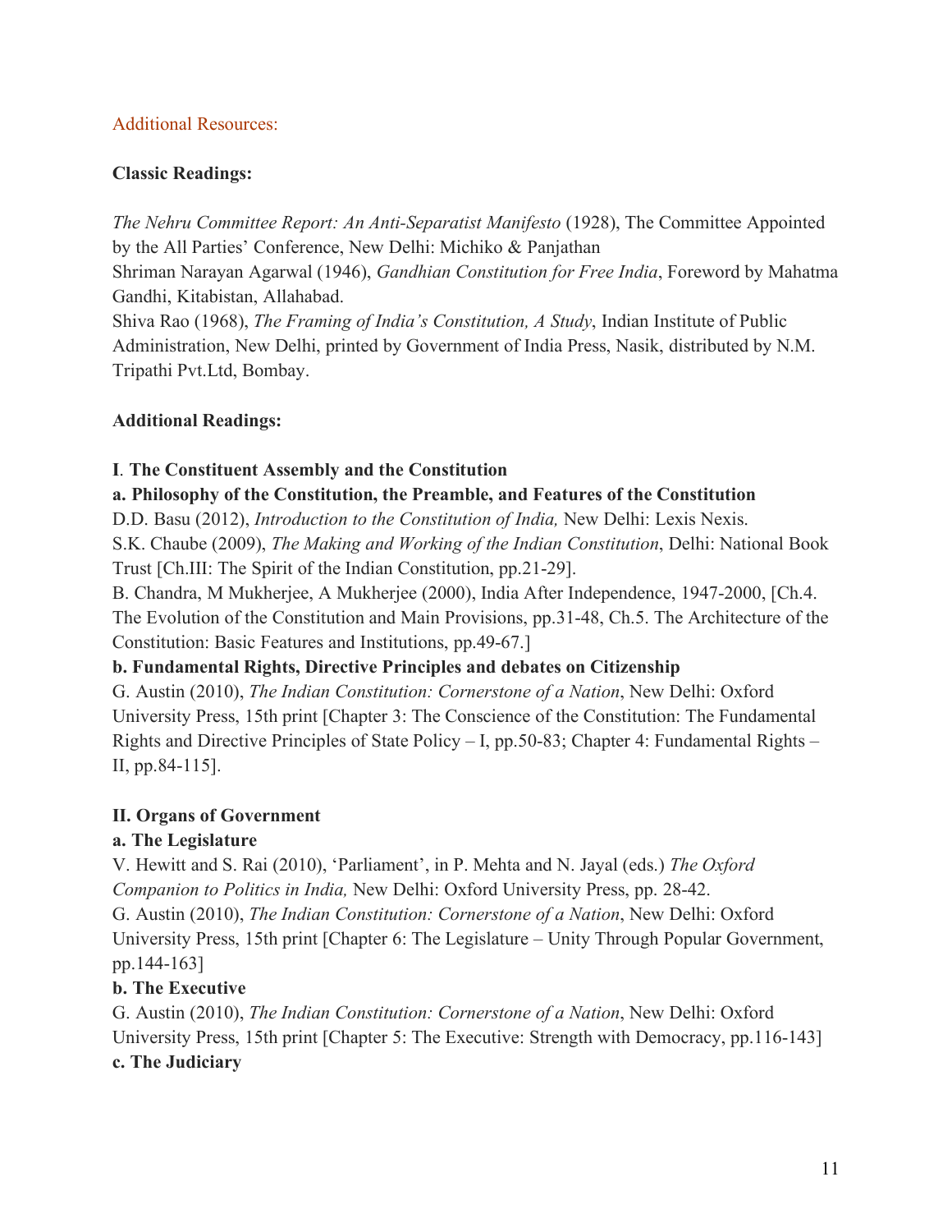Additional Resources:

**Classic Readings:**

*The Nehru Committee Report: An Anti-Separatist Manifesto* (1928), The Committee Appointed by the All Parties' Conference, New Delhi: Michiko & Panjathan

Shriman Narayan Agarwal (1946), *Gandhian Constitution for Free India*, Foreword by Mahatma Gandhi, Kitabistan, Allahabad.

Shiva Rao (1968), *The Framing of India's Constitution, A Study*, Indian Institute of Public Administration, New Delhi, printed by Government of India Press, Nasik, distributed by N.M. Tripathi Pvt.Ltd, Bombay.

**Additional Readings:**

**I**. **The Constituent Assembly and the Constitution**

**a. Philosophy of the Constitution, the Preamble, and Features of the Constitution**

D.D. Basu (2012), *Introduction to the Constitution of India,* New Delhi: Lexis Nexis.

S.K. Chaube (2009), *The Making and Working of the Indian Constitution*, Delhi: National Book Trust [Ch.III: The Spirit of the Indian Constitution, pp.21-29].

B. Chandra, M Mukherjee, A Mukherjee (2000), India After Independence, 1947-2000, [Ch.4. The Evolution of the Constitution and Main Provisions, pp.31-48, Ch.5. The Architecture of the Constitution: Basic Features and Institutions, pp.49-67.]

**b. Fundamental Rights, Directive Principles and debates on Citizenship**

G. Austin (2010), *The Indian Constitution: Cornerstone of a Nation*, New Delhi: Oxford University Press, 15th print [Chapter 3: The Conscience of the Constitution: The Fundamental Rights and Directive Principles of State Policy – I, pp.50-83; Chapter 4: Fundamental Rights – II, pp.84-115].

**II. Organs of Government**

**a. The Legislature**

V. Hewitt and S. Rai (2010), 'Parliament', in P. Mehta and N. Jayal (eds.) *The Oxford Companion to Politics in India,* New Delhi: Oxford University Press, pp. 28-42.

G. Austin (2010), *The Indian Constitution: Cornerstone of a Nation*, New Delhi: Oxford University Press, 15th print [Chapter 6: The Legislature – Unity Through Popular Government, pp.144-163]

**b. The Executive**

G. Austin (2010), *The Indian Constitution: Cornerstone of a Nation*, New Delhi: Oxford University Press, 15th print [Chapter 5: The Executive: Strength with Democracy, pp.116-143]

**c. The Judiciary**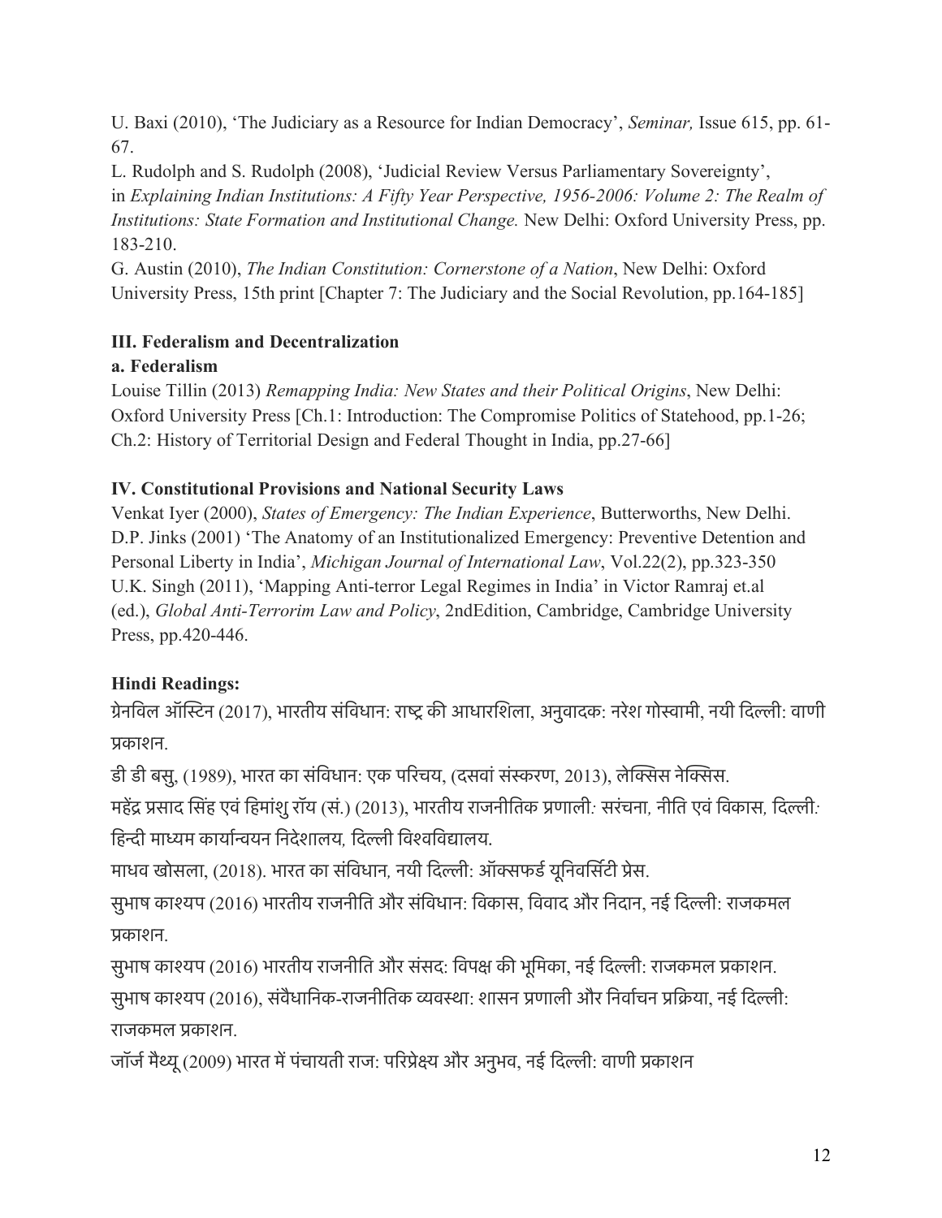U. Baxi (2010), 'The Judiciary as a Resource for Indian Democracy', *Seminar,* Issue 615, pp. 61-67.

L. Rudolph and S. Rudolph (2008), 'Judicial Review Versus Parliamentary Sovereignty', in *Explaining Indian Institutions: A Fifty Year Perspective, 1956-2006: Volume 2: The Realm of Institutions: State Formation and Institutional Change.* New Delhi: Oxford University Press, pp. 183-210.

G. Austin (2010), *The Indian Constitution: Cornerstone of a Nation*, New Delhi: Oxford University Press, 15th print [Chapter 7: The Judiciary and the Social Revolution, pp.164-185]

**III. Federalism and Decentralization**

**a. Federalism**

Louise Tillin (2013) *Remapping India: New States and their Political Origins*, New Delhi: Oxford University Press [Ch.1: Introduction: The Compromise Politics of Statehood, pp.1-26; Ch.2: History of Territorial Design and Federal Thought in India, pp.27-66]

**IV. Constitutional Provisions and National Security Laws**

Venkat Iyer (2000), *States of Emergency: The Indian Experience*, Butterworths, New Delhi.

D.P. Jinks (2001) 'The Anatomy of an Institutionalized Emergency: Preventive Detention and Personal Liberty in India', *Michigan Journal of International Law*, Vol.22(2), pp.323-350

U.K. Singh (2011), 'Mapping Anti-terror Legal Regimes in India' in Victor Ramraj et.al (ed.), *Global Anti-Terrorim Law and Policy*, 2ndEdition, Cambridge, Cambridge University Press, pp.420-446.

**Hindi Readings:**

ग्रेनविल ऑस्टिन (2017), भारतीय संविधान: राष्ट्र की आधारशिला, अनुवादक: नरेश गोस्वामी, नयी दिल्ली: वाणी प्रकाशन.

डी डी बसु, (1989), भारत का संविधान: एक परिचय, (दसवां संस्करण, 2013), लेक्सिस नेक्सिस.

महेंद्र प्रसाद सिंह एवं हिमांशु रॉय (सं.) (2013), भारतीय राजनीतिक प्रणाली: सरंचना, नीति एवं विकास, दिल्ली: हिन्दी माध्यम कार्यान्वयन निदेशालय, दिल्ली विश्वविद्यालय.

माधव खोसला, (2018). भारत का संविधान, नयी दिल्ली: ऑक्सफर्ड यूनिवर्सिटी प्रेस.

सुभाष काश्यप (2016) भारतीय राजनीति और संविधान: विकास, विवाद और निदान, नई दिल्ली: राजकमल प्रकाशन.

सुभाष काश्यप (2016) भारतीय राजनीति और संसद: विपक्ष की भूमिका, नई दिल्ली: राजकमल प्रकाशन.

सुभाष काश्यप (2016), संवैधानिक-राजनीतिक व्यवस्था: शासन प्रणाली और निर्वाचन प्रक्रिया, नई दिल्ली: राजकमल प्रकाशन.

जॉर्ज मैथ्यू (2009) भारत में पंचायती राज: परिप्रेक्ष्य और अनुभव, नई दिल्ली: वाणी प्रकाशन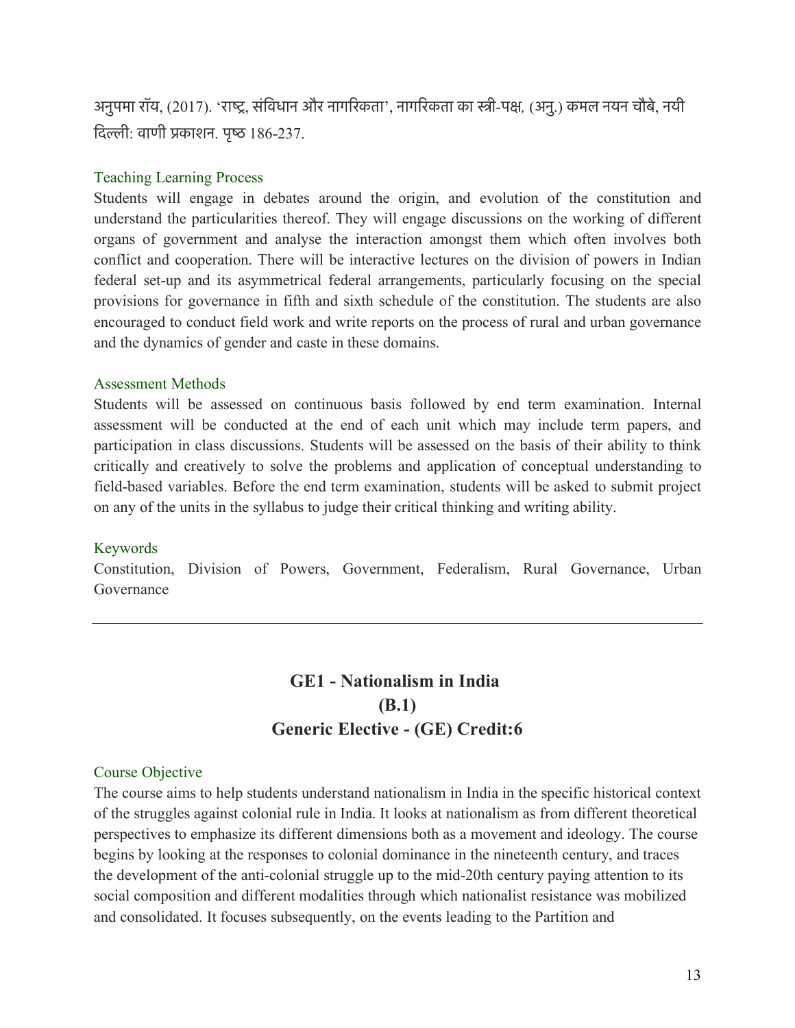अनुपमा रॉय, (2017). 'राष्ट्र, संविधान और नागरिकता', नागरिकता का स्त्री-पक्ष, (अनु.) कमल नयन चौबे, नयी दिल्ली: वाणी प्रकाशन. पृष्ठ 186-237.

### Teaching Learning Process

Students will engage in debates around the origin, and evolution of the constitution and understand the particularities thereof. They will engage discussions on the working of different organs of government and analyse the interaction amongst them which often involves both conflict and cooperation. There will be interactive lectures on the division of powers in Indian federal set-up and its asymmetrical federal arrangements, particularly focusing on the special provisions for governance in fifth and sixth schedule of the constitution. The students are also encouraged to conduct field work and write reports on the process of rural and urban governance and the dynamics of gender and caste in these domains.

### Assessment Methods

Students will be assessed on continuous basis followed by end term examination. Internal assessment will be conducted at the end of each unit which may include term papers, and participation in class discussions. Students will be assessed on the basis of their ability to think critically and creatively to solve the problems and application of conceptual understanding to field-based variables. Before the end term examination, students will be asked to submit project on any of the units in the syllabus to judge their critical thinking and writing ability.

### Keywords

Constitution, Division of Powers, Government, Federalism, Rural Governance, Urban Governance

---

## GE1 - Nationalism in India
## (B.1)
## Generic Elective - (GE) Credit:6

### Course Objective

The course aims to help students understand nationalism in India in the specific historical context of the struggles against colonial rule in India. It looks at nationalism as from different theoretical perspectives to emphasize its different dimensions both as a movement and ideology. The course begins by looking at the responses to colonial dominance in the nineteenth century, and traces the development of the anti-colonial struggle up to the mid-20th century paying attention to its social composition and different modalities through which nationalist resistance was mobilized and consolidated. It focuses subsequently, on the events leading to the Partition and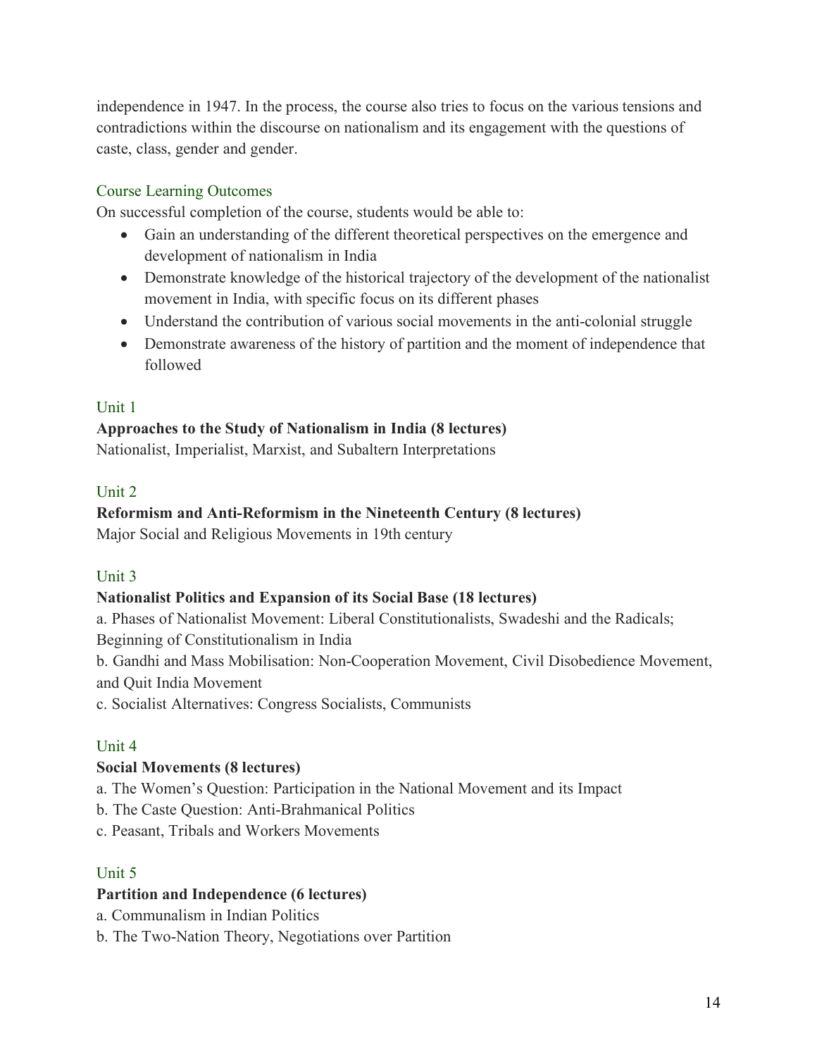independence in 1947. In the process, the course also tries to focus on the various tensions and contradictions within the discourse on nationalism and its engagement with the questions of caste, class, gender and gender.

## Course Learning Outcomes

On successful completion of the course, students would be able to:

- Gain an understanding of the different theoretical perspectives on the emergence and development of nationalism in India
- Demonstrate knowledge of the historical trajectory of the development of the nationalist movement in India, with specific focus on its different phases
- Understand the contribution of various social movements in the anti-colonial struggle
- Demonstrate awareness of the history of partition and the moment of independence that followed

## Unit 1

**Approaches to the Study of Nationalism in India (8 lectures)**

Nationalist, Imperialist, Marxist, and Subaltern Interpretations

## Unit 2

**Reformism and Anti-Reformism in the Nineteenth Century (8 lectures)**

Major Social and Religious Movements in 19th century

## Unit 3

**Nationalist Politics and Expansion of its Social Base (18 lectures)**

a. Phases of Nationalist Movement: Liberal Constitutionalists, Swadeshi and the Radicals; Beginning of Constitutionalism in India

b. Gandhi and Mass Mobilisation: Non-Cooperation Movement, Civil Disobedience Movement, and Quit India Movement

c. Socialist Alternatives: Congress Socialists, Communists

## Unit 4

**Social Movements (8 lectures)**

a. The Women's Question: Participation in the National Movement and its Impact

b. The Caste Question: Anti-Brahmanical Politics

c. Peasant, Tribals and Workers Movements

## Unit 5

**Partition and Independence (6 lectures)**

a. Communalism in Indian Politics

b. The Two-Nation Theory, Negotiations over Partition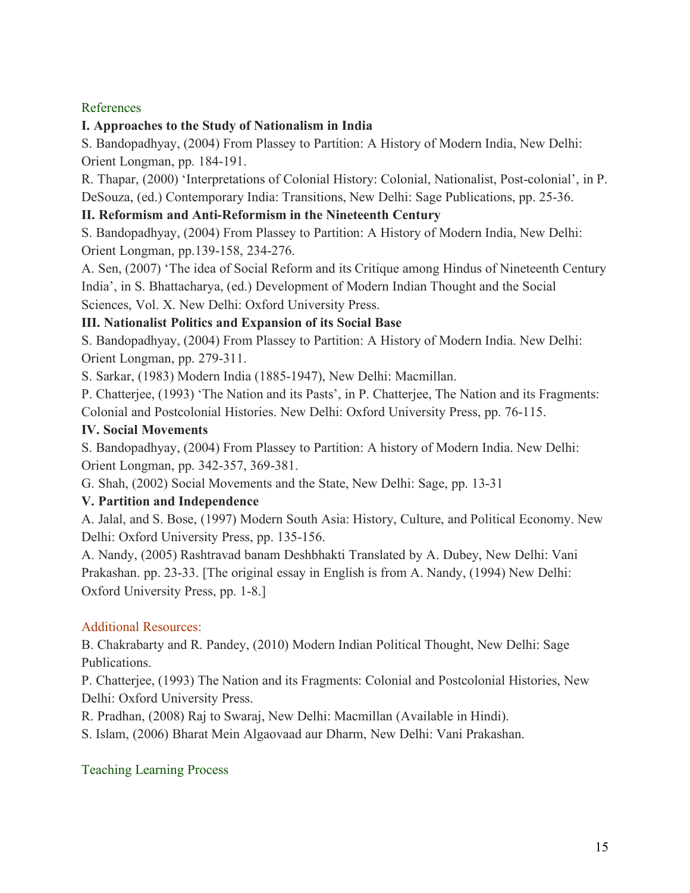## References

**I. Approaches to the Study of Nationalism in India**

S. Bandopadhyay, (2004) From Plassey to Partition: A History of Modern India, New Delhi: Orient Longman, pp. 184-191.

R. Thapar, (2000) 'Interpretations of Colonial History: Colonial, Nationalist, Post-colonial', in P. DeSouza, (ed.) Contemporary India: Transitions, New Delhi: Sage Publications, pp. 25-36.

**II. Reformism and Anti-Reformism in the Nineteenth Century**

S. Bandopadhyay, (2004) From Plassey to Partition: A History of Modern India, New Delhi: Orient Longman, pp.139-158, 234-276.

A. Sen, (2007) 'The idea of Social Reform and its Critique among Hindus of Nineteenth Century India', in S. Bhattacharya, (ed.) Development of Modern Indian Thought and the Social Sciences, Vol. X. New Delhi: Oxford University Press.

**III. Nationalist Politics and Expansion of its Social Base**

S. Bandopadhyay, (2004) From Plassey to Partition: A History of Modern India. New Delhi: Orient Longman, pp. 279-311.

S. Sarkar, (1983) Modern India (1885-1947), New Delhi: Macmillan.

P. Chatterjee, (1993) 'The Nation and its Pasts', in P. Chatterjee, The Nation and its Fragments: Colonial and Postcolonial Histories. New Delhi: Oxford University Press, pp. 76-115.

**IV. Social Movements**

S. Bandopadhyay, (2004) From Plassey to Partition: A history of Modern India. New Delhi: Orient Longman, pp. 342-357, 369-381.

G. Shah, (2002) Social Movements and the State, New Delhi: Sage, pp. 13-31

**V. Partition and Independence**

A. Jalal, and S. Bose, (1997) Modern South Asia: History, Culture, and Political Economy. New Delhi: Oxford University Press, pp. 135-156.

A. Nandy, (2005) Rashtravad banam Deshbhakti Translated by A. Dubey, New Delhi: Vani Prakashan. pp. 23-33. [The original essay in English is from A. Nandy, (1994) New Delhi: Oxford University Press, pp. 1-8.]

## Additional Resources:

B. Chakrabarty and R. Pandey, (2010) Modern Indian Political Thought, New Delhi: Sage Publications.

P. Chatterjee, (1993) The Nation and its Fragments: Colonial and Postcolonial Histories, New Delhi: Oxford University Press.

R. Pradhan, (2008) Raj to Swaraj, New Delhi: Macmillan (Available in Hindi).

S. Islam, (2006) Bharat Mein Algaovaad aur Dharm, New Delhi: Vani Prakashan.

## Teaching Learning Process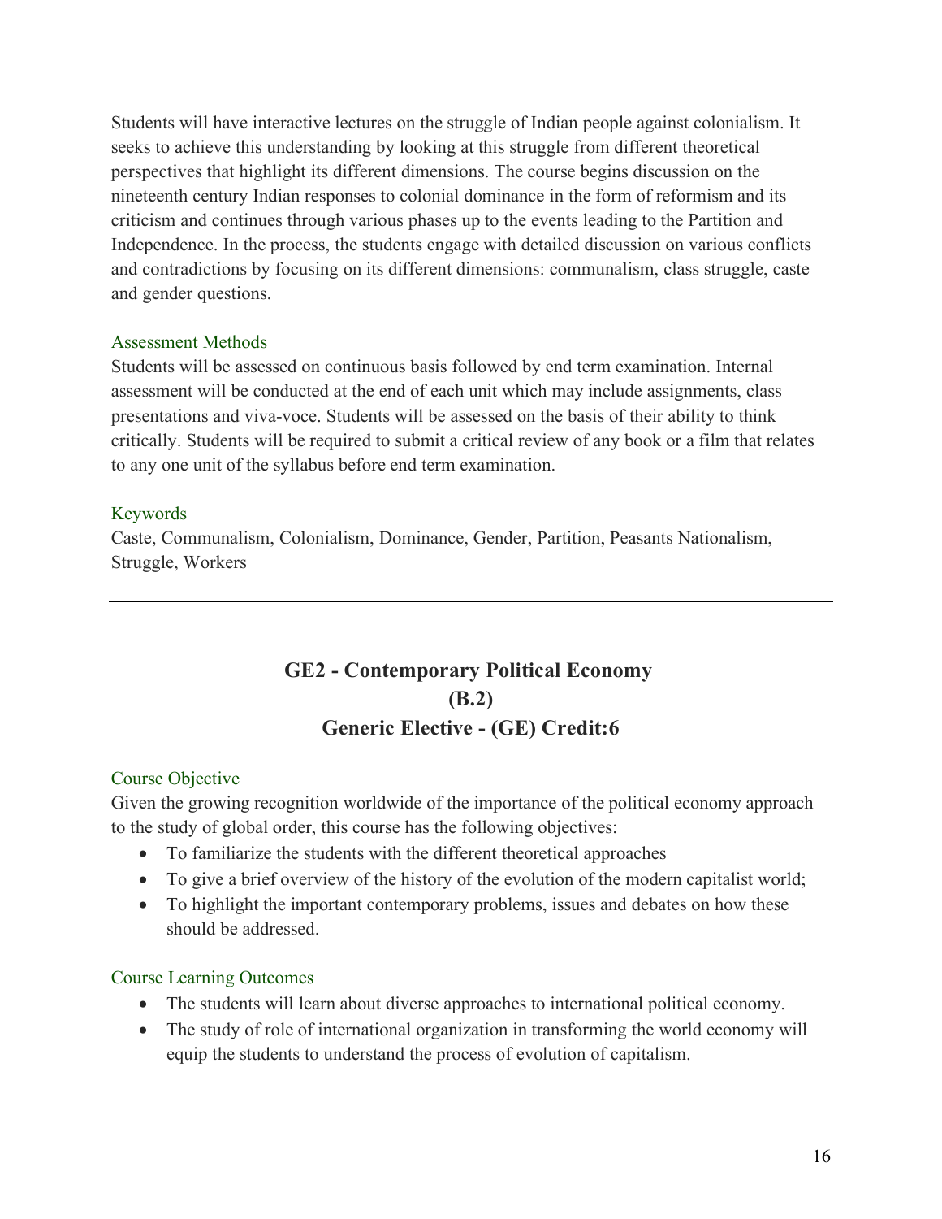Students will have interactive lectures on the struggle of Indian people against colonialism. It seeks to achieve this understanding by looking at this struggle from different theoretical perspectives that highlight its different dimensions. The course begins discussion on the nineteenth century Indian responses to colonial dominance in the form of reformism and its criticism and continues through various phases up to the events leading to the Partition and Independence. In the process, the students engage with detailed discussion on various conflicts and contradictions by focusing on its different dimensions: communalism, class struggle, caste and gender questions.

### Assessment Methods

Students will be assessed on continuous basis followed by end term examination. Internal assessment will be conducted at the end of each unit which may include assignments, class presentations and viva-voce. Students will be assessed on the basis of their ability to think critically. Students will be required to submit a critical review of any book or a film that relates to any one unit of the syllabus before end term examination.

### Keywords

Caste, Communalism, Colonialism, Dominance, Gender, Partition, Peasants Nationalism, Struggle, Workers

---

## GE2 - Contemporary Political Economy
## (B.2)
## Generic Elective - (GE) Credit:6

### Course Objective

Given the growing recognition worldwide of the importance of the political economy approach to the study of global order, this course has the following objectives:

- To familiarize the students with the different theoretical approaches
- To give a brief overview of the history of the evolution of the modern capitalist world;
- To highlight the important contemporary problems, issues and debates on how these should be addressed.

### Course Learning Outcomes

- The students will learn about diverse approaches to international political economy.
- The study of role of international organization in transforming the world economy will equip the students to understand the process of evolution of capitalism.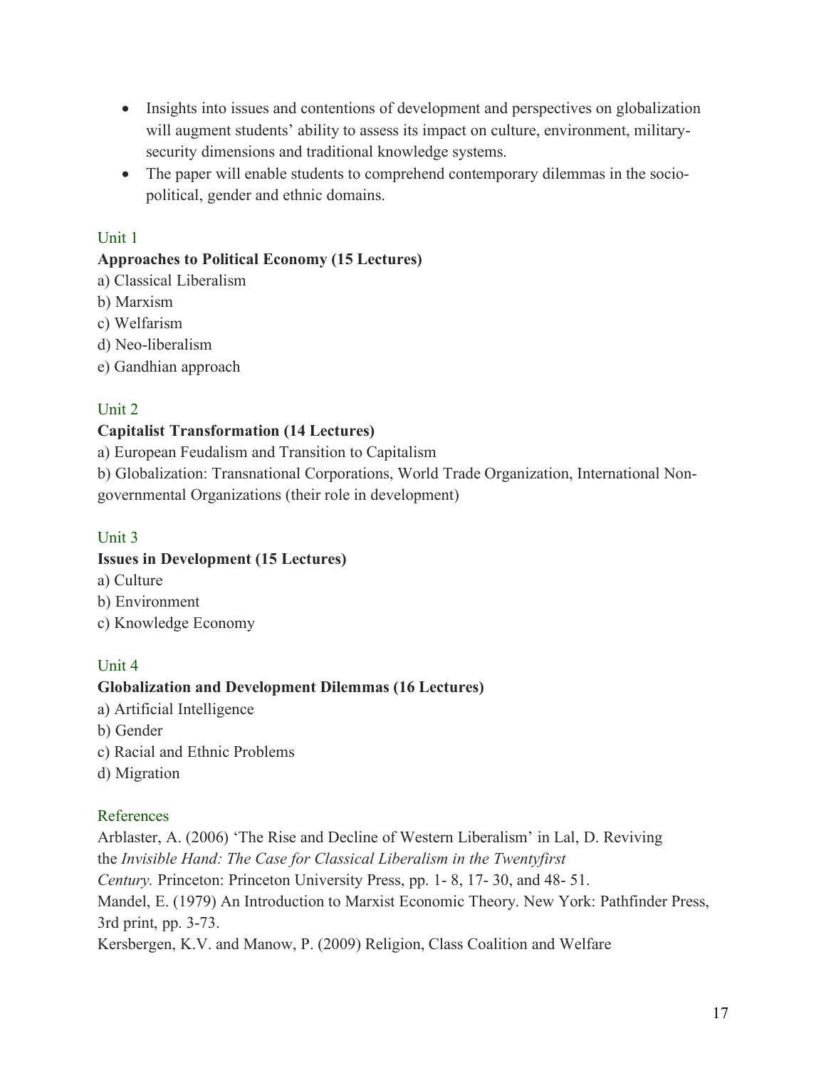- Insights into issues and contentions of development and perspectives on globalization will augment students' ability to assess its impact on culture, environment, military-security dimensions and traditional knowledge systems.
- The paper will enable students to comprehend contemporary dilemmas in the socio-political, gender and ethnic domains.

### Unit 1

**Approaches to Political Economy (15 Lectures)**

a) Classical Liberalism
b) Marxism
c) Welfarism
d) Neo-liberalism
e) Gandhian approach

### Unit 2

**Capitalist Transformation (14 Lectures)**

a) European Feudalism and Transition to Capitalism
b) Globalization: Transnational Corporations, World Trade Organization, International Non-governmental Organizations (their role in development)

### Unit 3

**Issues in Development (15 Lectures)**

a) Culture
b) Environment
c) Knowledge Economy

### Unit 4

**Globalization and Development Dilemmas (16 Lectures)**

a) Artificial Intelligence
b) Gender
c) Racial and Ethnic Problems
d) Migration

### References

Arblaster, A. (2006) 'The Rise and Decline of Western Liberalism' in Lal, D. Reviving the *Invisible Hand: The Case for Classical Liberalism in the Twentyfirst Century.* Princeton: Princeton University Press, pp. 1- 8, 17- 30, and 48- 51.

Mandel, E. (1979) An Introduction to Marxist Economic Theory. New York: Pathfinder Press, 3rd print, pp. 3-73.

Kersbergen, K.V. and Manow, P. (2009) Religion, Class Coalition and Welfare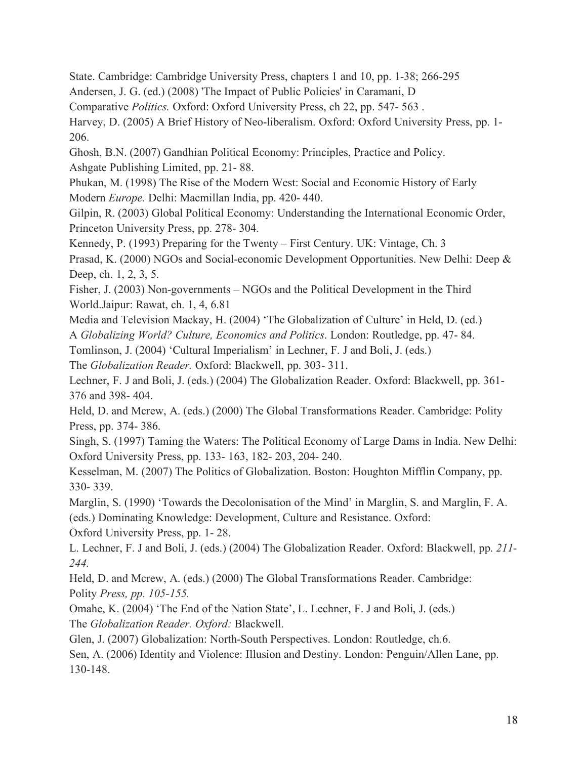State. Cambridge: Cambridge University Press, chapters 1 and 10, pp. 1-38; 266-295

Andersen, J. G. (ed.) (2008) 'The Impact of Public Policies' in Caramani, D Comparative *Politics.* Oxford: Oxford University Press, ch 22, pp. 547- 563 .

Harvey, D. (2005) A Brief History of Neo-liberalism. Oxford: Oxford University Press, pp. 1-206.

Ghosh, B.N. (2007) Gandhian Political Economy: Principles, Practice and Policy. Ashgate Publishing Limited, pp. 21- 88.

Phukan, M. (1998) The Rise of the Modern West: Social and Economic History of Early Modern *Europe.* Delhi: Macmillan India, pp. 420- 440.

Gilpin, R. (2003) Global Political Economy: Understanding the International Economic Order, Princeton University Press, pp. 278- 304.

Kennedy, P. (1993) Preparing for the Twenty – First Century. UK: Vintage, Ch. 3

Prasad, K. (2000) NGOs and Social-economic Development Opportunities. New Delhi: Deep & Deep, ch. 1, 2, 3, 5.

Fisher, J. (2003) Non-governments – NGOs and the Political Development in the Third World.Jaipur: Rawat, ch. 1, 4, 6.81

Media and Television Mackay, H. (2004) 'The Globalization of Culture' in Held, D. (ed.) A *Globalizing World? Culture, Economics and Politics*. London: Routledge, pp. 47- 84.

Tomlinson, J. (2004) 'Cultural Imperialism' in Lechner, F. J and Boli, J. (eds.) The *Globalization Reader.* Oxford: Blackwell, pp. 303- 311.

Lechner, F. J and Boli, J. (eds.) (2004) The Globalization Reader. Oxford: Blackwell, pp. 361-376 and 398- 404.

Held, D. and Mcrew, A. (eds.) (2000) The Global Transformations Reader. Cambridge: Polity Press, pp. 374- 386.

Singh, S. (1997) Taming the Waters: The Political Economy of Large Dams in India. New Delhi: Oxford University Press, pp. 133- 163, 182- 203, 204- 240.

Kesselman, M. (2007) The Politics of Globalization. Boston: Houghton Mifflin Company, pp. 330- 339.

Marglin, S. (1990) 'Towards the Decolonisation of the Mind' in Marglin, S. and Marglin, F. A. (eds.) Dominating Knowledge: Development, Culture and Resistance. Oxford: Oxford University Press, pp. 1- 28.

L. Lechner, F. J and Boli, J. (eds.) (2004) The Globalization Reader. Oxford: Blackwell, pp. *211-244.*

Held, D. and Mcrew, A. (eds.) (2000) The Global Transformations Reader. Cambridge: Polity *Press, pp. 105-155.*

Omahe, K. (2004) 'The End of the Nation State', L. Lechner, F. J and Boli, J. (eds.) The *Globalization Reader. Oxford:* Blackwell.

Glen, J. (2007) Globalization: North-South Perspectives. London: Routledge, ch.6.

Sen, A. (2006) Identity and Violence: Illusion and Destiny. London: Penguin/Allen Lane, pp. 130-148.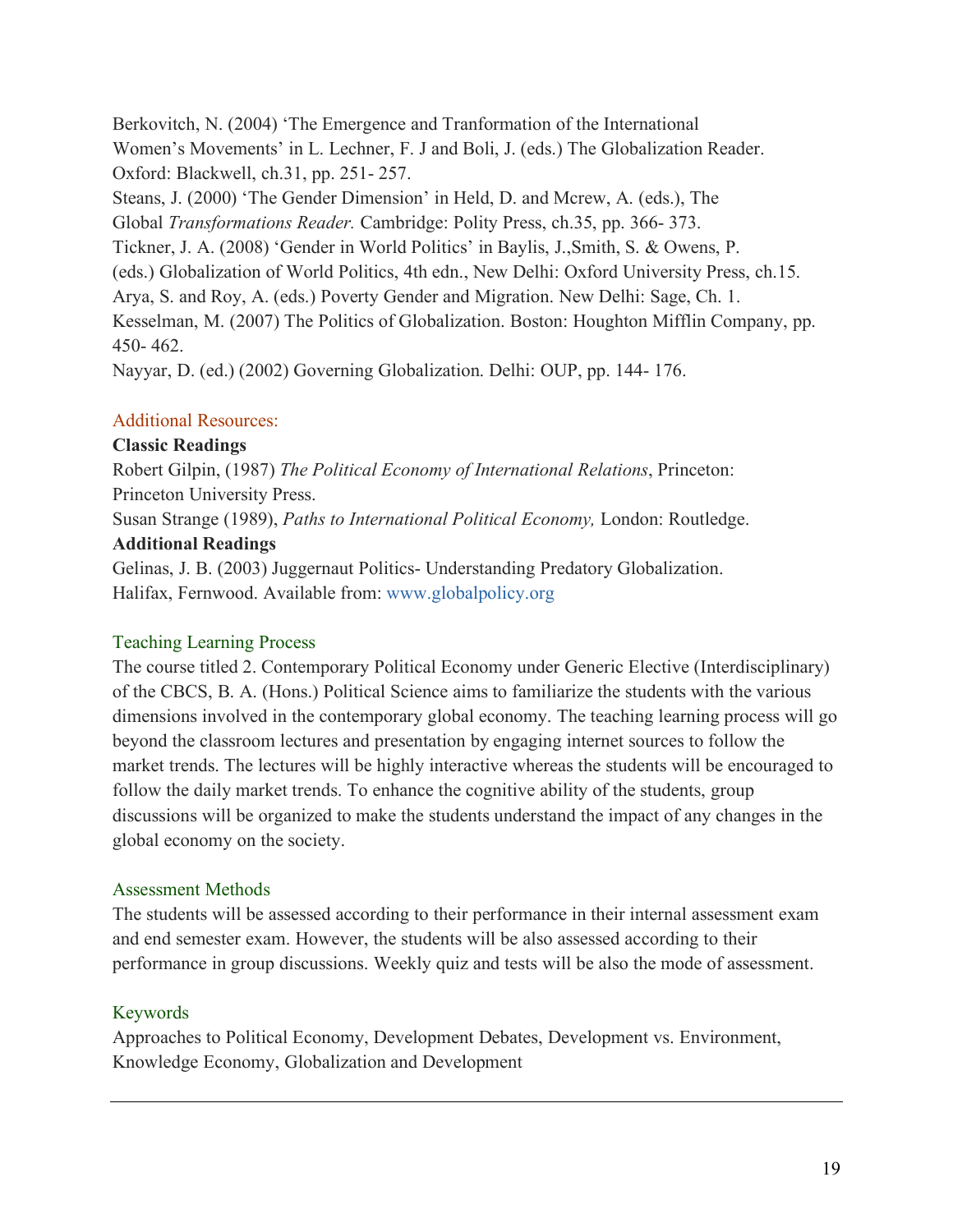Berkovitch, N. (2004) 'The Emergence and Tranformation of the International Women's Movements' in L. Lechner, F. J and Boli, J. (eds.) The Globalization Reader. Oxford: Blackwell, ch.31, pp. 251- 257.

Steans, J. (2000) 'The Gender Dimension' in Held, D. and Mcrew, A. (eds.), The Global *Transformations Reader.* Cambridge: Polity Press, ch.35, pp. 366- 373.

Tickner, J. A. (2008) 'Gender in World Politics' in Baylis, J.,Smith, S. & Owens, P. (eds.) Globalization of World Politics, 4th edn., New Delhi: Oxford University Press, ch.15.

Arya, S. and Roy, A. (eds.) Poverty Gender and Migration. New Delhi: Sage, Ch. 1.

Kesselman, M. (2007) The Politics of Globalization. Boston: Houghton Mifflin Company, pp. 450- 462.

Nayyar, D. (ed.) (2002) Governing Globalization. Delhi: OUP, pp. 144- 176.

## Additional Resources:

**Classic Readings**

Robert Gilpin, (1987) *The Political Economy of International Relations*, Princeton: Princeton University Press.

Susan Strange (1989), *Paths to International Political Economy,* London: Routledge.

**Additional Readings**

Gelinas, J. B. (2003) Juggernaut Politics- Understanding Predatory Globalization. Halifax, Fernwood. Available from: www.globalpolicy.org

## Teaching Learning Process

The course titled 2. Contemporary Political Economy under Generic Elective (Interdisciplinary) of the CBCS, B. A. (Hons.) Political Science aims to familiarize the students with the various dimensions involved in the contemporary global economy. The teaching learning process will go beyond the classroom lectures and presentation by engaging internet sources to follow the market trends. The lectures will be highly interactive whereas the students will be encouraged to follow the daily market trends. To enhance the cognitive ability of the students, group discussions will be organized to make the students understand the impact of any changes in the global economy on the society.

## Assessment Methods

The students will be assessed according to their performance in their internal assessment exam and end semester exam. However, the students will be also assessed according to their performance in group discussions. Weekly quiz and tests will be also the mode of assessment.

## Keywords

Approaches to Political Economy, Development Debates, Development vs. Environment, Knowledge Economy, Globalization and Development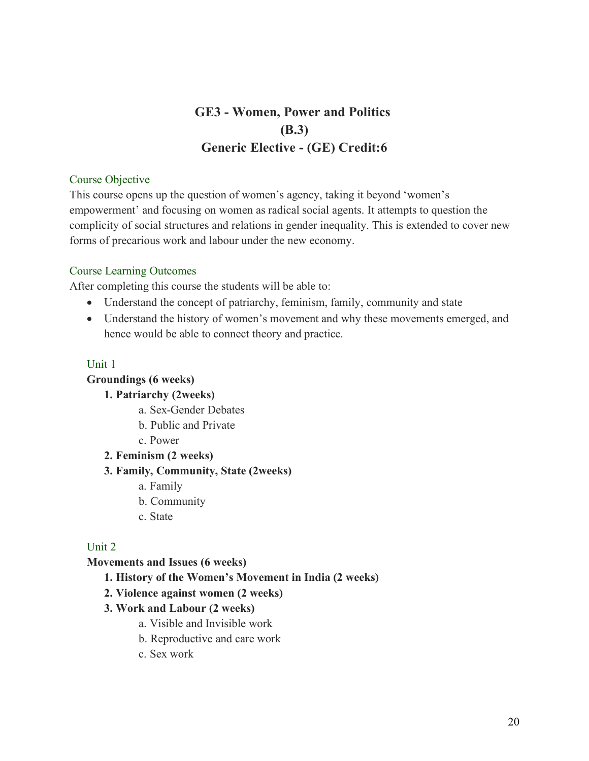# GE3 - Women, Power and Politics
# (B.3)
# Generic Elective - (GE) Credit:6

## Course Objective

This course opens up the question of women's agency, taking it beyond 'women's empowerment' and focusing on women as radical social agents. It attempts to question the complicity of social structures and relations in gender inequality. This is extended to cover new forms of precarious work and labour under the new economy.

## Course Learning Outcomes

After completing this course the students will be able to:

- Understand the concept of patriarchy, feminism, family, community and state
- Understand the history of women's movement and why these movements emerged, and hence would be able to connect theory and practice.

## Unit 1

**Groundings (6 weeks)**

1. **Patriarchy (2weeks)**
   - a. Sex-Gender Debates
   - b. Public and Private
   - c. Power
2. **Feminism (2 weeks)**
3. **Family, Community, State (2weeks)**
   - a. Family
   - b. Community
   - c. State

## Unit 2

**Movements and Issues (6 weeks)**

1. **History of the Women's Movement in India (2 weeks)**
2. **Violence against women (2 weeks)**
3. **Work and Labour (2 weeks)**
   - a. Visible and Invisible work
   - b. Reproductive and care work
   - c. Sex work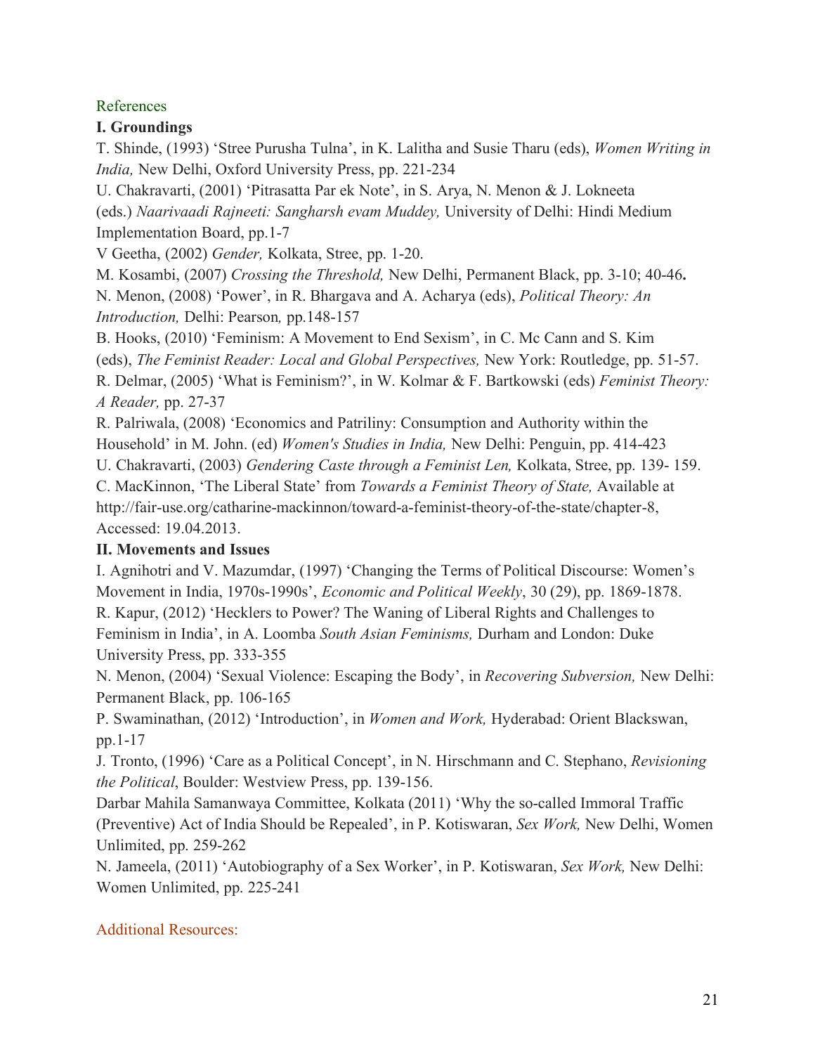References

**I. Groundings**

T. Shinde, (1993) 'Stree Purusha Tulna', in K. Lalitha and Susie Tharu (eds), *Women Writing in India,* New Delhi, Oxford University Press, pp. 221-234

U. Chakravarti, (2001) 'Pitrasatta Par ek Note', in S. Arya, N. Menon & J. Lokneeta (eds.) *Naarivaadi Rajneeti: Sangharsh evam Muddey,* University of Delhi: Hindi Medium Implementation Board, pp.1-7

V Geetha, (2002) *Gender,* Kolkata, Stree, pp. 1-20.

M. Kosambi, (2007) *Crossing the Threshold,* New Delhi, Permanent Black, pp. 3-10; 40-46**.**

N. Menon, (2008) 'Power', in R. Bhargava and A. Acharya (eds), *Political Theory: An Introduction,* Delhi: Pearson*,* pp.148-157

B. Hooks, (2010) 'Feminism: A Movement to End Sexism', in C. Mc Cann and S. Kim (eds), *The Feminist Reader: Local and Global Perspectives,* New York: Routledge, pp. 51-57.

R. Delmar, (2005) 'What is Feminism?', in W. Kolmar & F. Bartkowski (eds) *Feminist Theory: A Reader,* pp. 27-37

R. Palriwala, (2008) 'Economics and Patriliny: Consumption and Authority within the Household' in M. John. (ed) *Women's Studies in India,* New Delhi: Penguin, pp. 414-423

U. Chakravarti, (2003) *Gendering Caste through a Feminist Len,* Kolkata, Stree, pp. 139- 159.

C. MacKinnon, 'The Liberal State' from *Towards a Feminist Theory of State,* Available at http://fair-use.org/catharine-mackinnon/toward-a-feminist-theory-of-the-state/chapter-8, Accessed: 19.04.2013.

**II. Movements and Issues**

I. Agnihotri and V. Mazumdar, (1997) 'Changing the Terms of Political Discourse: Women's Movement in India, 1970s-1990s', *Economic and Political Weekly*, 30 (29), pp. 1869-1878.

R. Kapur, (2012) 'Hecklers to Power? The Waning of Liberal Rights and Challenges to Feminism in India', in A. Loomba *South Asian Feminisms,* Durham and London: Duke University Press, pp. 333-355

N. Menon, (2004) 'Sexual Violence: Escaping the Body', in *Recovering Subversion,* New Delhi: Permanent Black, pp. 106-165

P. Swaminathan, (2012) 'Introduction', in *Women and Work,* Hyderabad: Orient Blackswan, pp.1-17

J. Tronto, (1996) 'Care as a Political Concept', in N. Hirschmann and C. Stephano, *Revisioning the Political*, Boulder: Westview Press, pp. 139-156.

Darbar Mahila Samanwaya Committee, Kolkata (2011) 'Why the so-called Immoral Traffic (Preventive) Act of India Should be Repealed', in P. Kotiswaran, *Sex Work,* New Delhi, Women Unlimited, pp. 259-262

N. Jameela, (2011) 'Autobiography of a Sex Worker', in P. Kotiswaran, *Sex Work,* New Delhi: Women Unlimited, pp. 225-241

Additional Resources: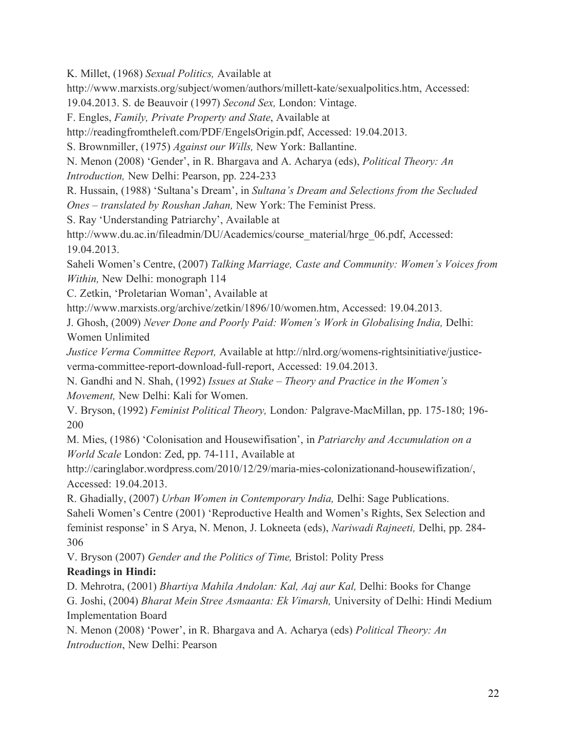K. Millet, (1968) *Sexual Politics,* Available at http://www.marxists.org/subject/women/authors/millett-kate/sexualpolitics.htm, Accessed: 19.04.2013. S. de Beauvoir (1997) *Second Sex,* London: Vintage.

F. Engles, *Family, Private Property and State*, Available at http://readingfromtheleft.com/PDF/EngelsOrigin.pdf, Accessed: 19.04.2013.

S. Brownmiller, (1975) *Against our Wills,* New York: Ballantine.

N. Menon (2008) 'Gender', in R. Bhargava and A. Acharya (eds), *Political Theory: An Introduction,* New Delhi: Pearson, pp. 224-233

R. Hussain, (1988) 'Sultana's Dream', in *Sultana's Dream and Selections from the Secluded Ones – translated by Roushan Jahan,* New York: The Feminist Press.

S. Ray 'Understanding Patriarchy', Available at http://www.du.ac.in/fileadmin/DU/Academics/course_material/hrge_06.pdf, Accessed: 19.04.2013.

Saheli Women's Centre, (2007) *Talking Marriage, Caste and Community: Women's Voices from Within,* New Delhi: monograph 114

C. Zetkin, 'Proletarian Woman', Available at http://www.marxists.org/archive/zetkin/1896/10/women.htm, Accessed: 19.04.2013.

J. Ghosh, (2009) *Never Done and Poorly Paid: Women's Work in Globalising India,* Delhi: Women Unlimited

*Justice Verma Committee Report,* Available at http://nlrd.org/womens-rightsinitiative/justice-verma-committee-report-download-full-report, Accessed: 19.04.2013.

N. Gandhi and N. Shah, (1992) *Issues at Stake – Theory and Practice in the Women's Movement,* New Delhi: Kali for Women.

V. Bryson, (1992) *Feminist Political Theory,* London*:* Palgrave-MacMillan, pp. 175-180; 196-200

M. Mies, (1986) 'Colonisation and Housewifisation', in *Patriarchy and Accumulation on a World Scale* London: Zed, pp. 74-111, Available at http://caringlabor.wordpress.com/2010/12/29/maria-mies-colonizationand-housewifization/, Accessed: 19.04.2013.

R. Ghadially, (2007) *Urban Women in Contemporary India,* Delhi: Sage Publications.

Saheli Women's Centre (2001) 'Reproductive Health and Women's Rights, Sex Selection and feminist response' in S Arya, N. Menon, J. Lokneeta (eds), *Nariwadi Rajneeti,* Delhi, pp. 284-306

V. Bryson (2007) *Gender and the Politics of Time,* Bristol: Polity Press

**Readings in Hindi:**

D. Mehrotra, (2001) *Bhartiya Mahila Andolan: Kal, Aaj aur Kal,* Delhi: Books for Change

G. Joshi, (2004) *Bharat Mein Stree Asmaanta: Ek Vimarsh,* University of Delhi: Hindi Medium Implementation Board

N. Menon (2008) 'Power', in R. Bhargava and A. Acharya (eds) *Political Theory: An Introduction*, New Delhi: Pearson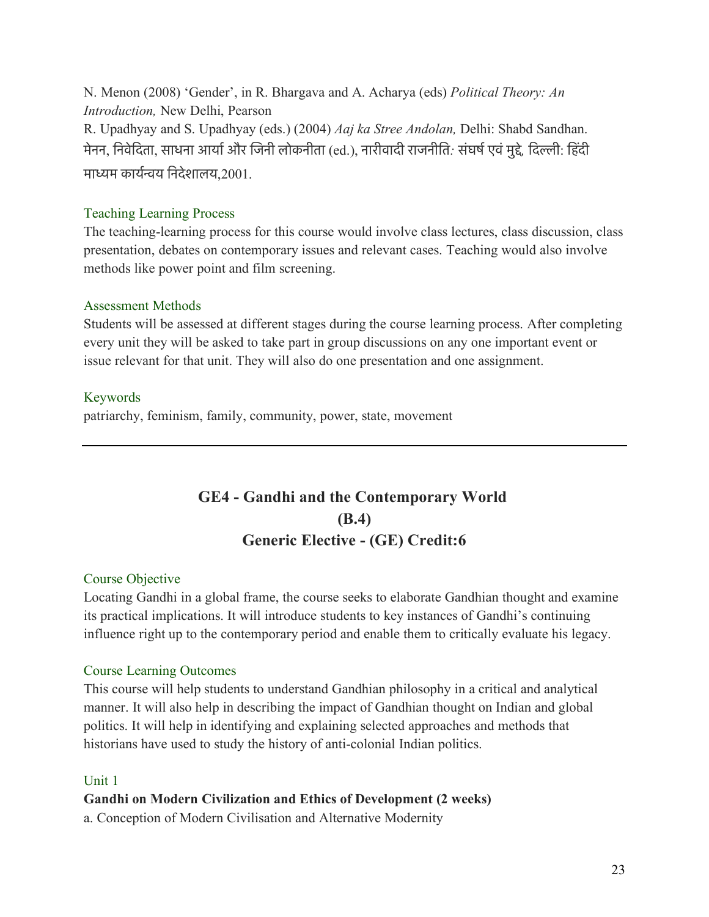N. Menon (2008) 'Gender', in R. Bhargava and A. Acharya (eds) *Political Theory: An Introduction,* New Delhi, Pearson

R. Upadhyay and S. Upadhyay (eds.) (2004) *Aaj ka Stree Andolan,* Delhi: Shabd Sandhan.

मेनन, निवेदिता, साधना आर्या और जिनी लोकनीता (ed.), नारीवादी राजनीति: संघर्ष एवं मुद्दे, दिल्ली: हिंदी माध्यम कार्यन्वय निदेशालय,2001.

### Teaching Learning Process

The teaching-learning process for this course would involve class lectures, class discussion, class presentation, debates on contemporary issues and relevant cases. Teaching would also involve methods like power point and film screening.

### Assessment Methods

Students will be assessed at different stages during the course learning process. After completing every unit they will be asked to take part in group discussions on any one important event or issue relevant for that unit. They will also do one presentation and one assignment.

### Keywords

patriarchy, feminism, family, community, power, state, movement

---

## GE4 - Gandhi and the Contemporary World
## (B.4)
## Generic Elective - (GE) Credit:6

### Course Objective

Locating Gandhi in a global frame, the course seeks to elaborate Gandhian thought and examine its practical implications. It will introduce students to key instances of Gandhi's continuing influence right up to the contemporary period and enable them to critically evaluate his legacy.

### Course Learning Outcomes

This course will help students to understand Gandhian philosophy in a critical and analytical manner. It will also help in describing the impact of Gandhian thought on Indian and global politics. It will help in identifying and explaining selected approaches and methods that historians have used to study the history of anti-colonial Indian politics.

### Unit 1

**Gandhi on Modern Civilization and Ethics of Development (2 weeks)**

a. Conception of Modern Civilisation and Alternative Modernity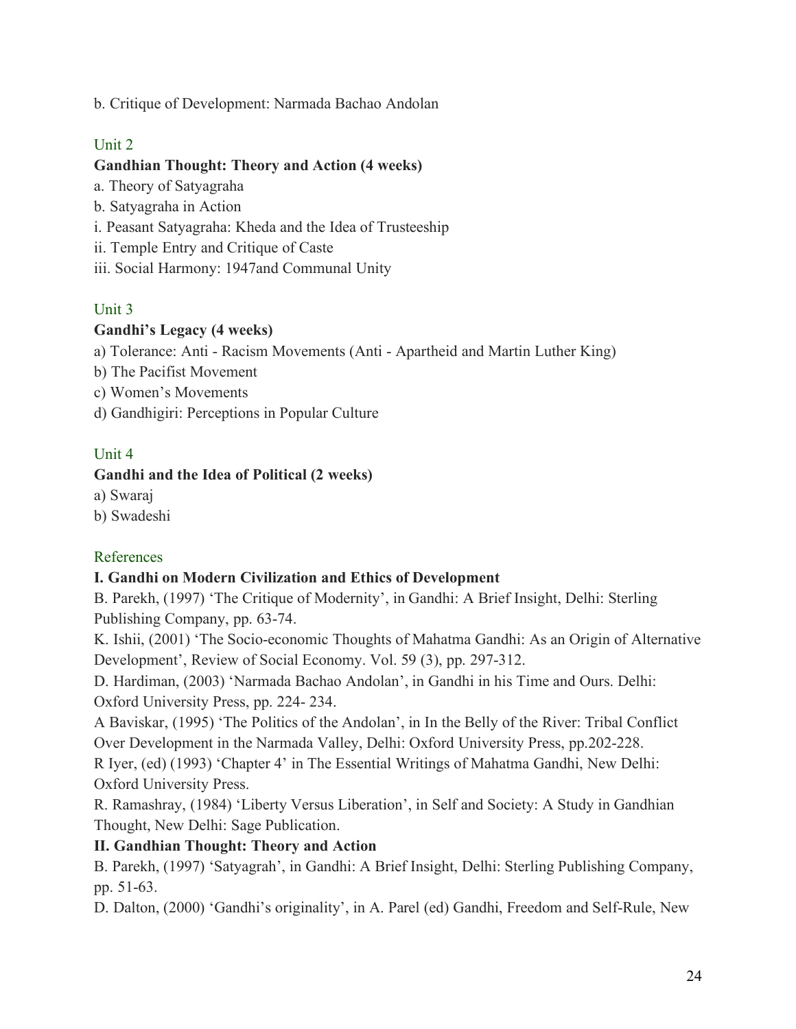b. Critique of Development: Narmada Bachao Andolan

### Unit 2

**Gandhian Thought: Theory and Action (4 weeks)**

a. Theory of Satyagraha

b. Satyagraha in Action

i. Peasant Satyagraha: Kheda and the Idea of Trusteeship

ii. Temple Entry and Critique of Caste

iii. Social Harmony: 1947and Communal Unity

### Unit 3

**Gandhi's Legacy (4 weeks)**

a) Tolerance: Anti - Racism Movements (Anti - Apartheid and Martin Luther King)

b) The Pacifist Movement

c) Women's Movements

d) Gandhigiri: Perceptions in Popular Culture

### Unit 4

**Gandhi and the Idea of Political (2 weeks)**

a) Swaraj

b) Swadeshi

### References

**I. Gandhi on Modern Civilization and Ethics of Development**

B. Parekh, (1997) 'The Critique of Modernity', in Gandhi: A Brief Insight, Delhi: Sterling Publishing Company, pp. 63-74.

K. Ishii, (2001) 'The Socio-economic Thoughts of Mahatma Gandhi: As an Origin of Alternative Development', Review of Social Economy. Vol. 59 (3), pp. 297-312.

D. Hardiman, (2003) 'Narmada Bachao Andolan', in Gandhi in his Time and Ours. Delhi: Oxford University Press, pp. 224- 234.

A Baviskar, (1995) 'The Politics of the Andolan', in In the Belly of the River: Tribal Conflict Over Development in the Narmada Valley, Delhi: Oxford University Press, pp.202-228.

R Iyer, (ed) (1993) 'Chapter 4' in The Essential Writings of Mahatma Gandhi, New Delhi: Oxford University Press.

R. Ramashray, (1984) 'Liberty Versus Liberation', in Self and Society: A Study in Gandhian Thought, New Delhi: Sage Publication.

**II. Gandhian Thought: Theory and Action**

B. Parekh, (1997) 'Satyagrah', in Gandhi: A Brief Insight, Delhi: Sterling Publishing Company, pp. 51-63.

D. Dalton, (2000) 'Gandhi's originality', in A. Parel (ed) Gandhi, Freedom and Self-Rule, New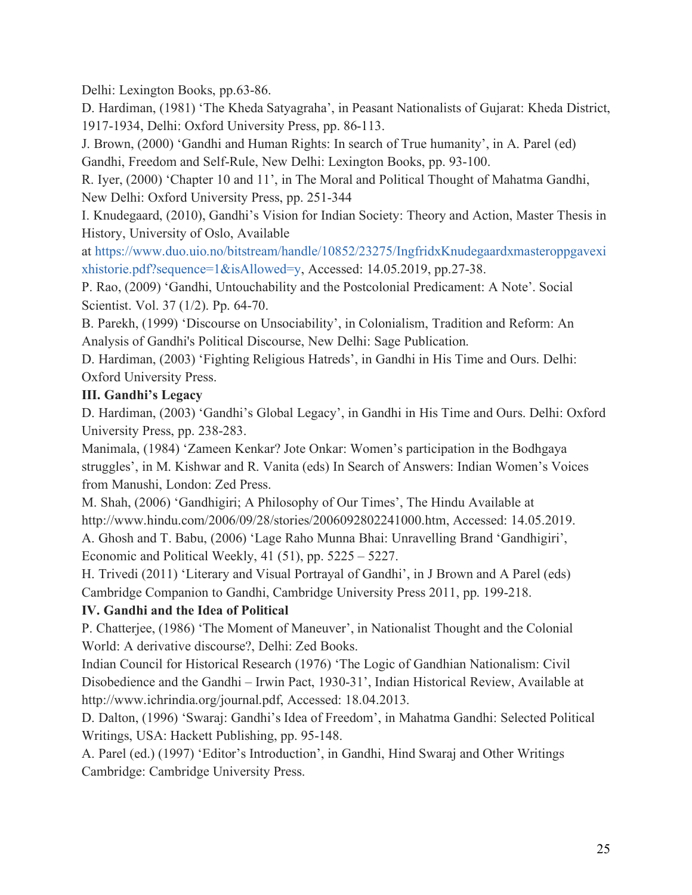Delhi: Lexington Books, pp.63-86.

D. Hardiman, (1981) 'The Kheda Satyagraha', in Peasant Nationalists of Gujarat: Kheda District, 1917-1934, Delhi: Oxford University Press, pp. 86-113.

J. Brown, (2000) 'Gandhi and Human Rights: In search of True humanity', in A. Parel (ed) Gandhi, Freedom and Self-Rule, New Delhi: Lexington Books, pp. 93-100.

R. Iyer, (2000) 'Chapter 10 and 11', in The Moral and Political Thought of Mahatma Gandhi, New Delhi: Oxford University Press, pp. 251-344

I. Knudegaard, (2010), Gandhi's Vision for Indian Society: Theory and Action, Master Thesis in History, University of Oslo, Available at https://www.duo.uio.no/bitstream/handle/10852/23275/IngfridxKnudegaardxmasteroppgavexixhistorie.pdf?sequence=1&isAllowed=y, Accessed: 14.05.2019, pp.27-38.

P. Rao, (2009) 'Gandhi, Untouchability and the Postcolonial Predicament: A Note'. Social Scientist. Vol. 37 (1/2). Pp. 64-70.

B. Parekh, (1999) 'Discourse on Unsociability', in Colonialism, Tradition and Reform: An Analysis of Gandhi's Political Discourse, New Delhi: Sage Publication.

D. Hardiman, (2003) 'Fighting Religious Hatreds', in Gandhi in His Time and Ours. Delhi: Oxford University Press.

**III. Gandhi's Legacy**

D. Hardiman, (2003) 'Gandhi's Global Legacy', in Gandhi in His Time and Ours. Delhi: Oxford University Press, pp. 238-283.

Manimala, (1984) 'Zameen Kenkar? Jote Onkar: Women's participation in the Bodhgaya struggles', in M. Kishwar and R. Vanita (eds) In Search of Answers: Indian Women's Voices from Manushi, London: Zed Press.

M. Shah, (2006) 'Gandhigiri; A Philosophy of Our Times', The Hindu Available at http://www.hindu.com/2006/09/28/stories/2006092802241000.htm, Accessed: 14.05.2019.

A. Ghosh and T. Babu, (2006) 'Lage Raho Munna Bhai: Unravelling Brand 'Gandhigiri', Economic and Political Weekly, 41 (51), pp. 5225 – 5227.

H. Trivedi (2011) 'Literary and Visual Portrayal of Gandhi', in J Brown and A Parel (eds) Cambridge Companion to Gandhi, Cambridge University Press 2011, pp. 199-218.

**IV. Gandhi and the Idea of Political**

P. Chatterjee, (1986) 'The Moment of Maneuver', in Nationalist Thought and the Colonial World: A derivative discourse?, Delhi: Zed Books.

Indian Council for Historical Research (1976) 'The Logic of Gandhian Nationalism: Civil Disobedience and the Gandhi – Irwin Pact, 1930-31', Indian Historical Review, Available at http://www.ichrindia.org/journal.pdf, Accessed: 18.04.2013.

D. Dalton, (1996) 'Swaraj: Gandhi's Idea of Freedom', in Mahatma Gandhi: Selected Political Writings, USA: Hackett Publishing, pp. 95-148.

A. Parel (ed.) (1997) 'Editor's Introduction', in Gandhi, Hind Swaraj and Other Writings Cambridge: Cambridge University Press.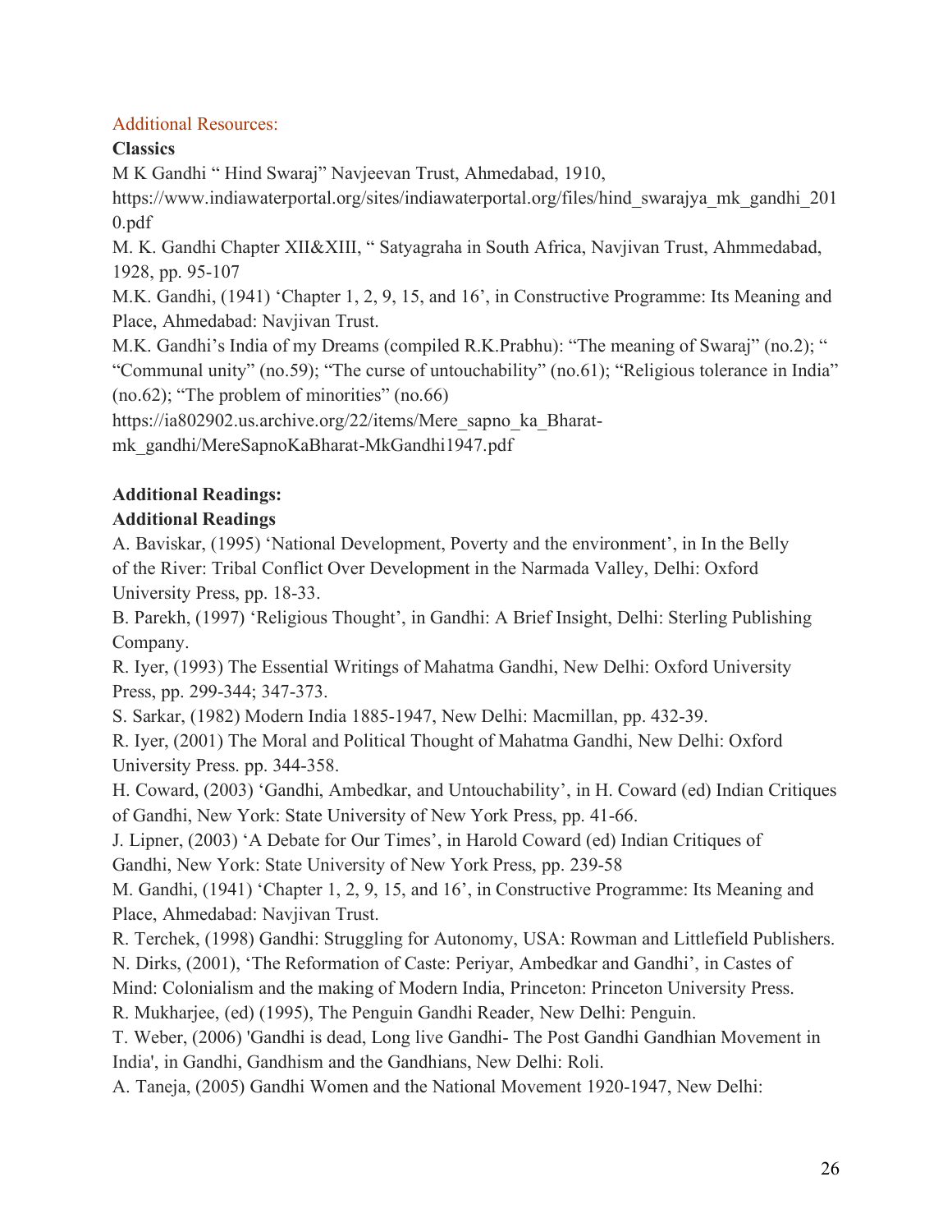## Additional Resources:

**Classics**

M K Gandhi " Hind Swaraj" Navjeevan Trust, Ahmedabad, 1910, https://www.indiawaterportal.org/sites/indiawaterportal.org/files/hind_swarajya_mk_gandhi_2010.pdf

M. K. Gandhi Chapter XII&XIII, " Satyagraha in South Africa, Navjivan Trust, Ahmmedabad, 1928, pp. 95-107

M.K. Gandhi, (1941) 'Chapter 1, 2, 9, 15, and 16', in Constructive Programme: Its Meaning and Place, Ahmedabad: Navjivan Trust.

M.K. Gandhi's India of my Dreams (compiled R.K.Prabhu): "The meaning of Swaraj" (no.2); " "Communal unity" (no.59); "The curse of untouchability" (no.61); "Religious tolerance in India" (no.62); "The problem of minorities" (no.66)

https://ia802902.us.archive.org/22/items/Mere_sapno_ka_Bharat-mk_gandhi/MereSapnoKaBharat-MkGandhi1947.pdf

**Additional Readings:**

**Additional Readings**

A. Baviskar, (1995) 'National Development, Poverty and the environment', in In the Belly of the River: Tribal Conflict Over Development in the Narmada Valley, Delhi: Oxford University Press, pp. 18-33.

B. Parekh, (1997) 'Religious Thought', in Gandhi: A Brief Insight, Delhi: Sterling Publishing Company.

R. Iyer, (1993) The Essential Writings of Mahatma Gandhi, New Delhi: Oxford University Press, pp. 299-344; 347-373.

S. Sarkar, (1982) Modern India 1885-1947, New Delhi: Macmillan, pp. 432-39.

R. Iyer, (2001) The Moral and Political Thought of Mahatma Gandhi, New Delhi: Oxford University Press. pp. 344-358.

H. Coward, (2003) 'Gandhi, Ambedkar, and Untouchability', in H. Coward (ed) Indian Critiques of Gandhi, New York: State University of New York Press, pp. 41-66.

J. Lipner, (2003) 'A Debate for Our Times', in Harold Coward (ed) Indian Critiques of Gandhi, New York: State University of New York Press, pp. 239-58

M. Gandhi, (1941) 'Chapter 1, 2, 9, 15, and 16', in Constructive Programme: Its Meaning and Place, Ahmedabad: Navjivan Trust.

R. Terchek, (1998) Gandhi: Struggling for Autonomy, USA: Rowman and Littlefield Publishers.

N. Dirks, (2001), 'The Reformation of Caste: Periyar, Ambedkar and Gandhi', in Castes of Mind: Colonialism and the making of Modern India, Princeton: Princeton University Press.

R. Mukharjee, (ed) (1995), The Penguin Gandhi Reader, New Delhi: Penguin.

T. Weber, (2006) 'Gandhi is dead, Long live Gandhi- The Post Gandhi Gandhian Movement in India', in Gandhi, Gandhism and the Gandhians, New Delhi: Roli.

A. Taneja, (2005) Gandhi Women and the National Movement 1920-1947, New Delhi: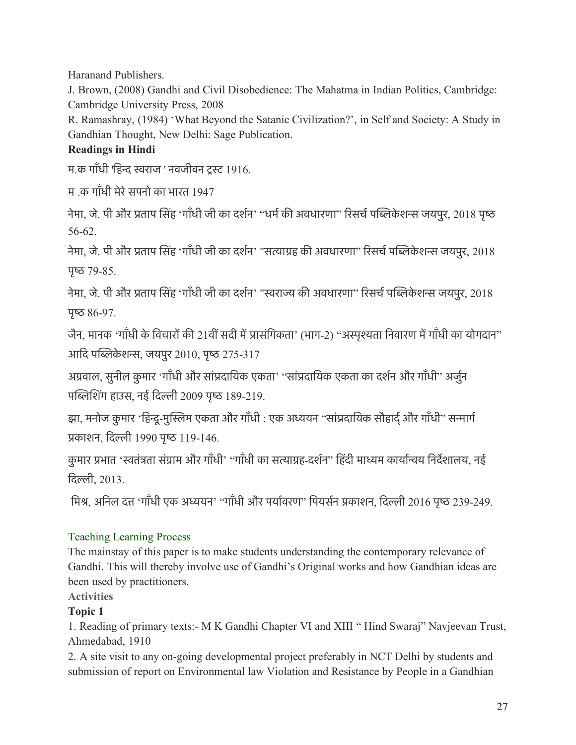Haranand Publishers.

J. Brown, (2008) Gandhi and Civil Disobedience: The Mahatma in Indian Politics, Cambridge: Cambridge University Press, 2008

R. Ramashray, (1984) 'What Beyond the Satanic Civilization?', in Self and Society: A Study in Gandhian Thought, New Delhi: Sage Publication.

**Readings in Hindi**

म.क गाँधी 'हिन्द स्वराज ' नवजीवन ट्रस्ट 1916.

म .क गाँधी मेरे सपनो का भारत 1947

नेमा, जे. पी और प्रताप सिंह 'गाँधी जी का दर्शन' "धर्म की अवधारणा" रिसर्च पब्लिकेशन्स जयपुर, 2018 पृष्ठ 56-62.

नेमा, जे. पी और प्रताप सिंह 'गाँधी जी का दर्शन' "सत्याग्रह की अवधारणा" रिसर्च पब्लिकेशन्स जयपुर, 2018 पृष्ठ 79-85.

नेमा, जे. पी और प्रताप सिंह 'गाँधी जी का दर्शन' "स्वराज्य की अवधारणा" रिसर्च पब्लिकेशन्स जयपुर, 2018 पृष्ठ 86-97.

जैन, मानक 'गाँधी के विचारों की 21वीं सदी में प्रासंगिकता' (भाग-2) "अस्पृश्यता निवारण में गाँधी का योगदान" आदि पब्लिकेशन्स, जयपुर 2010, पृष्ठ 275-317

अग्रवाल, सुनील कुमार 'गाँधी और सांप्रदायिक एकता' "सांप्रदायिक एकता का दर्शन और गाँधी" अर्जुन पब्लिशिंग हाउस, नई दिल्ली 2009 पृष्ठ 189-219.

झा, मनोज कुमार 'हिन्दू-मुस्लिम एकता और गाँधी : एक अध्ययन "सांप्रदायिक सौहार्द् और गाँधी" सन्मार्ग प्रकाशन, दिल्ली 1990 पृष्ठ 119-146.

कुमार प्रभात 'स्वतंत्रता संग्राम और गाँधी' "गाँधी का सत्याग्रह-दर्शन" हिंदी माध्यम कार्यान्वय निर्देशालय, नई दिल्ली, 2013.

मिश्र, अनिल दत्त 'गाँधी एक अध्ययन' "गाँधी और पर्यावरण" पियर्सन प्रकाशन, दिल्ली 2016 पृष्ठ 239-249.

## Teaching Learning Process

The mainstay of this paper is to make students understanding the contemporary relevance of Gandhi. This will thereby involve use of Gandhi's Original works and how Gandhian ideas are been used by practitioners.

**Activities**

**Topic 1**

1. Reading of primary texts:- M K Gandhi Chapter VI and XIII " Hind Swaraj" Navjeevan Trust, Ahmedabad, 1910
2. A site visit to any on-going developmental project preferably in NCT Delhi by students and submission of report on Environmental law Violation and Resistance by People in a Gandhian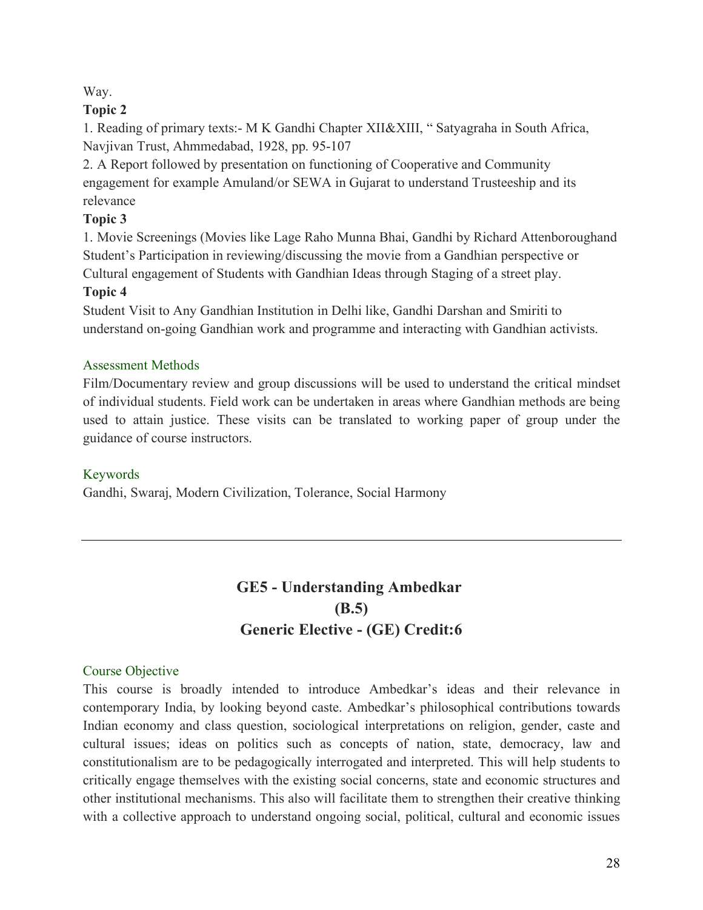Way.

**Topic 2**

1. Reading of primary texts:- M K Gandhi Chapter XII&XIII, " Satyagraha in South Africa, Navjivan Trust, Ahmmedabad, 1928, pp. 95-107
2. A Report followed by presentation on functioning of Cooperative and Community engagement for example Amuland/or SEWA in Gujarat to understand Trusteeship and its relevance

**Topic 3**

1. Movie Screenings (Movies like Lage Raho Munna Bhai, Gandhi by Richard Attenboroughand Student's Participation in reviewing/discussing the movie from a Gandhian perspective or Cultural engagement of Students with Gandhian Ideas through Staging of a street play.

**Topic 4**

Student Visit to Any Gandhian Institution in Delhi like, Gandhi Darshan and Smiriti to understand on-going Gandhian work and programme and interacting with Gandhian activists.

### Assessment Methods

Film/Documentary review and group discussions will be used to understand the critical mindset of individual students. Field work can be undertaken in areas where Gandhian methods are being used to attain justice. These visits can be translated to working paper of group under the guidance of course instructors.

### Keywords

Gandhi, Swaraj, Modern Civilization, Tolerance, Social Harmony

---

## GE5 - Understanding Ambedkar
## (B.5)
## Generic Elective - (GE) Credit:6

### Course Objective

This course is broadly intended to introduce Ambedkar's ideas and their relevance in contemporary India, by looking beyond caste. Ambedkar's philosophical contributions towards Indian economy and class question, sociological interpretations on religion, gender, caste and cultural issues; ideas on politics such as concepts of nation, state, democracy, law and constitutionalism are to be pedagogically interrogated and interpreted. This will help students to critically engage themselves with the existing social concerns, state and economic structures and other institutional mechanisms. This also will facilitate them to strengthen their creative thinking with a collective approach to understand ongoing social, political, cultural and economic issues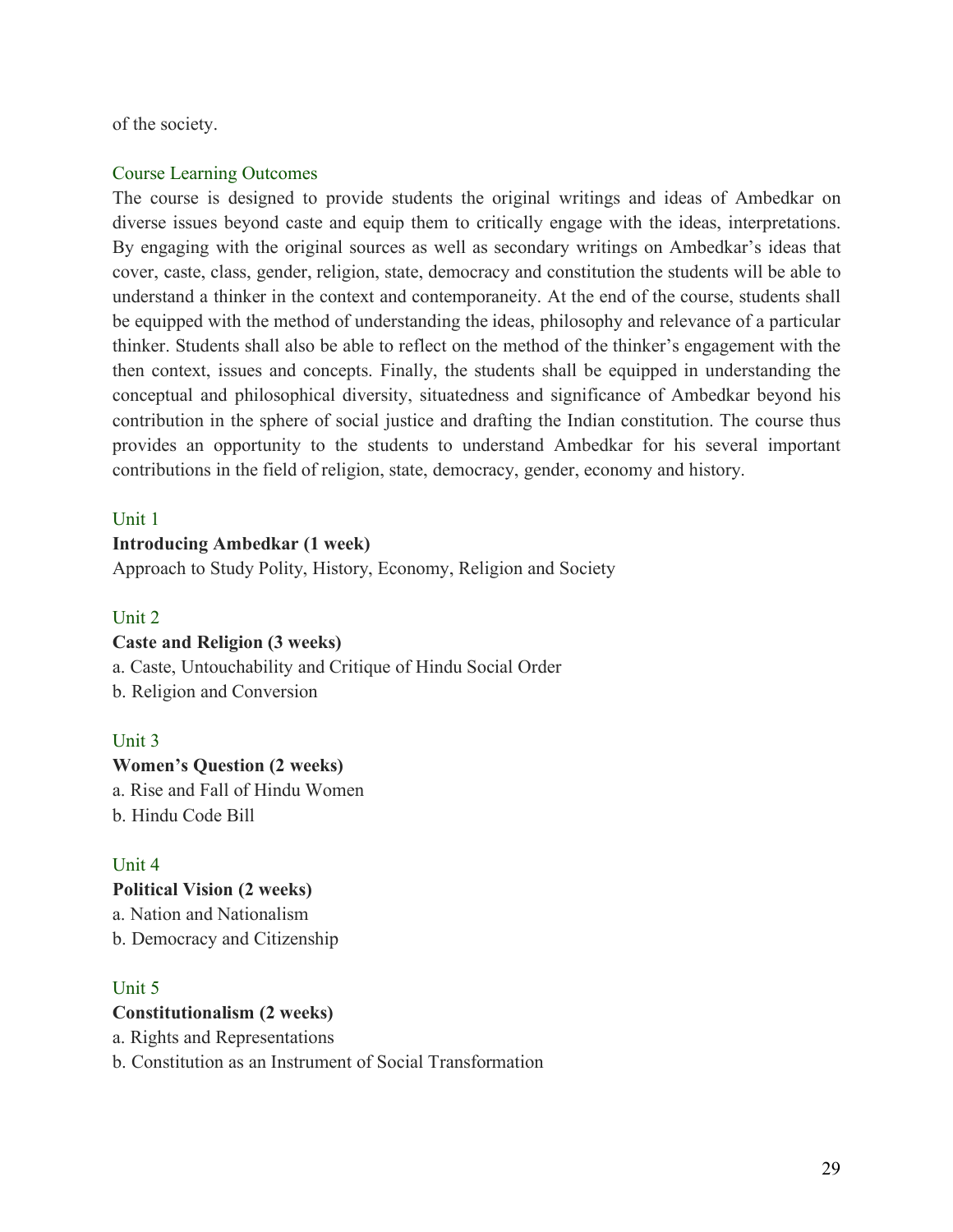of the society.

## Course Learning Outcomes

The course is designed to provide students the original writings and ideas of Ambedkar on diverse issues beyond caste and equip them to critically engage with the ideas, interpretations. By engaging with the original sources as well as secondary writings on Ambedkar's ideas that cover, caste, class, gender, religion, state, democracy and constitution the students will be able to understand a thinker in the context and contemporaneity. At the end of the course, students shall be equipped with the method of understanding the ideas, philosophy and relevance of a particular thinker. Students shall also be able to reflect on the method of the thinker's engagement with the then context, issues and concepts. Finally, the students shall be equipped in understanding the conceptual and philosophical diversity, situatedness and significance of Ambedkar beyond his contribution in the sphere of social justice and drafting the Indian constitution. The course thus provides an opportunity to the students to understand Ambedkar for his several important contributions in the field of religion, state, democracy, gender, economy and history.

## Unit 1

**Introducing Ambedkar (1 week)**

Approach to Study Polity, History, Economy, Religion and Society

## Unit 2

**Caste and Religion (3 weeks)**

a. Caste, Untouchability and Critique of Hindu Social Order

b. Religion and Conversion

## Unit 3

**Women's Question (2 weeks)**

a. Rise and Fall of Hindu Women

b. Hindu Code Bill

## Unit 4

**Political Vision (2 weeks)**

a. Nation and Nationalism

b. Democracy and Citizenship

## Unit 5

**Constitutionalism (2 weeks)**

a. Rights and Representations

b. Constitution as an Instrument of Social Transformation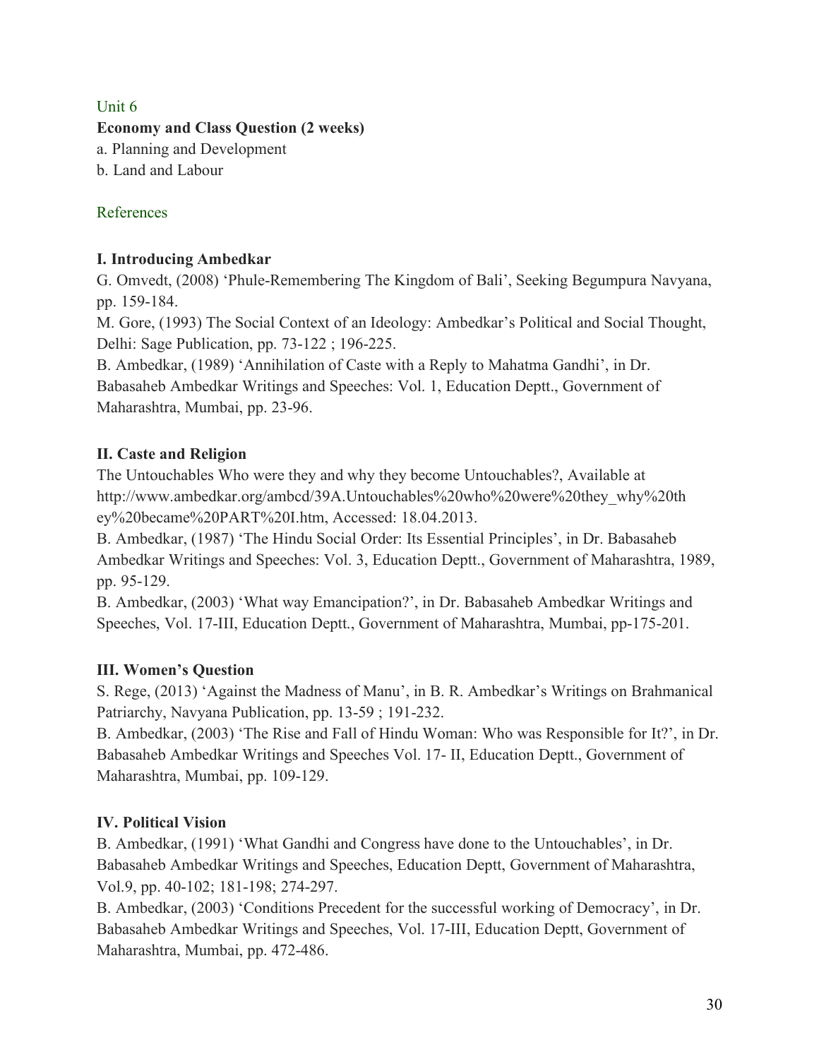Unit 6

**Economy and Class Question (2 weeks)**

a. Planning and Development

b. Land and Labour

References

**I. Introducing Ambedkar**

G. Omvedt, (2008) 'Phule-Remembering The Kingdom of Bali', Seeking Begumpura Navyana, pp. 159-184.

M. Gore, (1993) The Social Context of an Ideology: Ambedkar's Political and Social Thought, Delhi: Sage Publication, pp. 73-122 ; 196-225.

B. Ambedkar, (1989) 'Annihilation of Caste with a Reply to Mahatma Gandhi', in Dr. Babasaheb Ambedkar Writings and Speeches: Vol. 1, Education Deptt., Government of Maharashtra, Mumbai, pp. 23-96.

**II. Caste and Religion**

The Untouchables Who were they and why they become Untouchables?, Available at http://www.ambedkar.org/ambcd/39A.Untouchables%20who%20were%20they_why%20they%20became%20PART%20I.htm, Accessed: 18.04.2013.

B. Ambedkar, (1987) 'The Hindu Social Order: Its Essential Principles', in Dr. Babasaheb Ambedkar Writings and Speeches: Vol. 3, Education Deptt., Government of Maharashtra, 1989, pp. 95-129.

B. Ambedkar, (2003) 'What way Emancipation?', in Dr. Babasaheb Ambedkar Writings and Speeches, Vol. 17-III, Education Deptt., Government of Maharashtra, Mumbai, pp-175-201.

**III. Women's Question**

S. Rege, (2013) 'Against the Madness of Manu', in B. R. Ambedkar's Writings on Brahmanical Patriarchy, Navyana Publication, pp. 13-59 ; 191-232.

B. Ambedkar, (2003) 'The Rise and Fall of Hindu Woman: Who was Responsible for It?', in Dr. Babasaheb Ambedkar Writings and Speeches Vol. 17- II, Education Deptt., Government of Maharashtra, Mumbai, pp. 109-129.

**IV. Political Vision**

B. Ambedkar, (1991) 'What Gandhi and Congress have done to the Untouchables', in Dr. Babasaheb Ambedkar Writings and Speeches, Education Deptt, Government of Maharashtra, Vol.9, pp. 40-102; 181-198; 274-297.

B. Ambedkar, (2003) 'Conditions Precedent for the successful working of Democracy', in Dr. Babasaheb Ambedkar Writings and Speeches, Vol. 17-III, Education Deptt, Government of Maharashtra, Mumbai, pp. 472-486.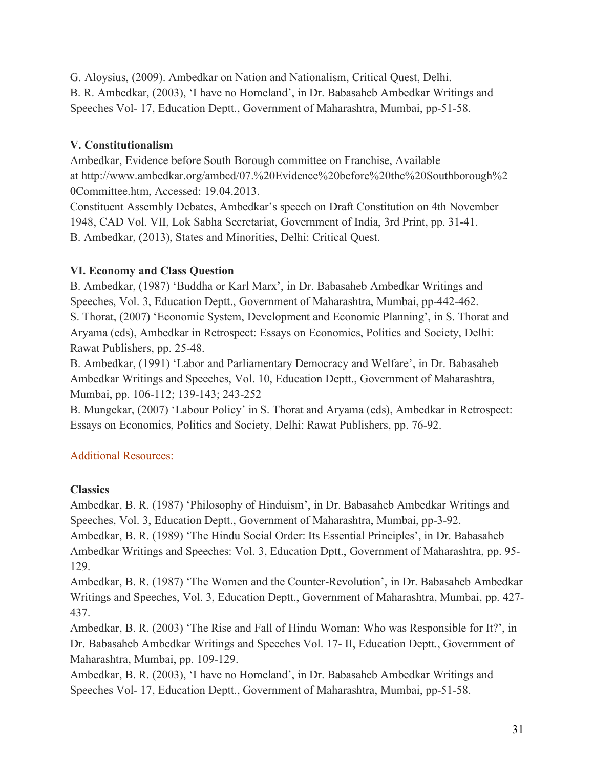G. Aloysius, (2009). Ambedkar on Nation and Nationalism, Critical Quest, Delhi.
B. R. Ambedkar, (2003), 'I have no Homeland', in Dr. Babasaheb Ambedkar Writings and Speeches Vol- 17, Education Deptt., Government of Maharashtra, Mumbai, pp-51-58.

**V. Constitutionalism**

Ambedkar, Evidence before South Borough committee on Franchise, Available at http://www.ambedkar.org/ambcd/07.%20Evidence%20before%20the%20Southborough%20Committee.htm, Accessed: 19.04.2013.
Constituent Assembly Debates, Ambedkar's speech on Draft Constitution on 4th November 1948, CAD Vol. VII, Lok Sabha Secretariat, Government of India, 3rd Print, pp. 31-41.
B. Ambedkar, (2013), States and Minorities, Delhi: Critical Quest.

**VI. Economy and Class Question**

B. Ambedkar, (1987) 'Buddha or Karl Marx', in Dr. Babasaheb Ambedkar Writings and Speeches, Vol. 3, Education Deptt., Government of Maharashtra, Mumbai, pp-442-462.
S. Thorat, (2007) 'Economic System, Development and Economic Planning', in S. Thorat and Aryama (eds), Ambedkar in Retrospect: Essays on Economics, Politics and Society, Delhi: Rawat Publishers, pp. 25-48.
B. Ambedkar, (1991) 'Labor and Parliamentary Democracy and Welfare', in Dr. Babasaheb Ambedkar Writings and Speeches, Vol. 10, Education Deptt., Government of Maharashtra, Mumbai, pp. 106-112; 139-143; 243-252
B. Mungekar, (2007) 'Labour Policy' in S. Thorat and Aryama (eds), Ambedkar in Retrospect: Essays on Economics, Politics and Society, Delhi: Rawat Publishers, pp. 76-92.

Additional Resources:

**Classics**

Ambedkar, B. R. (1987) 'Philosophy of Hinduism', in Dr. Babasaheb Ambedkar Writings and Speeches, Vol. 3, Education Deptt., Government of Maharashtra, Mumbai, pp-3-92.
Ambedkar, B. R. (1989) 'The Hindu Social Order: Its Essential Principles', in Dr. Babasaheb Ambedkar Writings and Speeches: Vol. 3, Education Dptt., Government of Maharashtra, pp. 95-129.
Ambedkar, B. R. (1987) 'The Women and the Counter-Revolution', in Dr. Babasaheb Ambedkar Writings and Speeches, Vol. 3, Education Deptt., Government of Maharashtra, Mumbai, pp. 427-437.
Ambedkar, B. R. (2003) 'The Rise and Fall of Hindu Woman: Who was Responsible for It?', in Dr. Babasaheb Ambedkar Writings and Speeches Vol. 17- II, Education Deptt., Government of Maharashtra, Mumbai, pp. 109-129.
Ambedkar, B. R. (2003), 'I have no Homeland', in Dr. Babasaheb Ambedkar Writings and Speeches Vol- 17, Education Deptt., Government of Maharashtra, Mumbai, pp-51-58.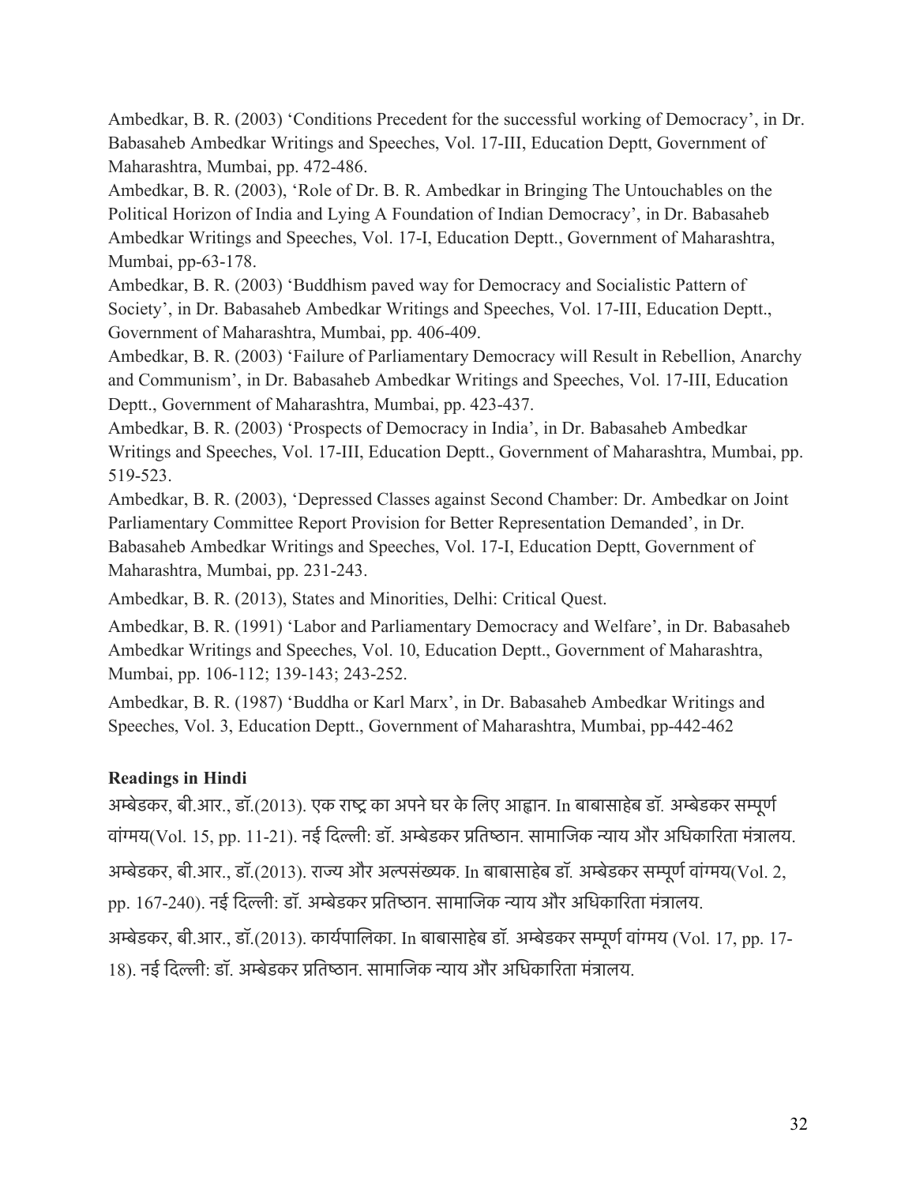Ambedkar, B. R. (2003) 'Conditions Precedent for the successful working of Democracy', in Dr. Babasaheb Ambedkar Writings and Speeches, Vol. 17-III, Education Deptt, Government of Maharashtra, Mumbai, pp. 472-486.

Ambedkar, B. R. (2003), 'Role of Dr. B. R. Ambedkar in Bringing The Untouchables on the Political Horizon of India and Lying A Foundation of Indian Democracy', in Dr. Babasaheb Ambedkar Writings and Speeches, Vol. 17-I, Education Deptt., Government of Maharashtra, Mumbai, pp-63-178.

Ambedkar, B. R. (2003) 'Buddhism paved way for Democracy and Socialistic Pattern of Society', in Dr. Babasaheb Ambedkar Writings and Speeches, Vol. 17-III, Education Deptt., Government of Maharashtra, Mumbai, pp. 406-409.

Ambedkar, B. R. (2003) 'Failure of Parliamentary Democracy will Result in Rebellion, Anarchy and Communism', in Dr. Babasaheb Ambedkar Writings and Speeches, Vol. 17-III, Education Deptt., Government of Maharashtra, Mumbai, pp. 423-437.

Ambedkar, B. R. (2003) 'Prospects of Democracy in India', in Dr. Babasaheb Ambedkar Writings and Speeches, Vol. 17-III, Education Deptt., Government of Maharashtra, Mumbai, pp. 519-523.

Ambedkar, B. R. (2003), 'Depressed Classes against Second Chamber: Dr. Ambedkar on Joint Parliamentary Committee Report Provision for Better Representation Demanded', in Dr. Babasaheb Ambedkar Writings and Speeches, Vol. 17-I, Education Deptt, Government of Maharashtra, Mumbai, pp. 231-243.

Ambedkar, B. R. (2013), States and Minorities, Delhi: Critical Quest.

Ambedkar, B. R. (1991) 'Labor and Parliamentary Democracy and Welfare', in Dr. Babasaheb Ambedkar Writings and Speeches, Vol. 10, Education Deptt., Government of Maharashtra, Mumbai, pp. 106-112; 139-143; 243-252.

Ambedkar, B. R. (1987) 'Buddha or Karl Marx', in Dr. Babasaheb Ambedkar Writings and Speeches, Vol. 3, Education Deptt., Government of Maharashtra, Mumbai, pp-442-462

**Readings in Hindi**

अम्बेडकर, बी.आर., डॉ.(2013). एक राष्ट्र का अपने घर के लिए आह्वान. In बाबासाहेब डॉ. अम्बेडकर सम्पूर्ण वांग्मय(Vol. 15, pp. 11-21). नई दिल्ली: डॉ. अम्बेडकर प्रतिष्ठान. सामाजिक न्याय और अधिकारिता मंत्रालय.

अम्बेडकर, बी.आर., डॉ.(2013). राज्य और अल्पसंख्यक. In बाबासाहेब डॉ. अम्बेडकर सम्पूर्ण वांग्मय(Vol. 2, pp. 167-240). नई दिल्ली: डॉ. अम्बेडकर प्रतिष्ठान. सामाजिक न्याय और अधिकारिता मंत्रालय.

अम्बेडकर, बी.आर., डॉ.(2013). कार्यपालिका. In बाबासाहेब डॉ. अम्बेडकर सम्पूर्ण वांग्मय (Vol. 17, pp. 17-18). नई दिल्ली: डॉ. अम्बेडकर प्रतिष्ठान. सामाजिक न्याय और अधिकारिता मंत्रालय.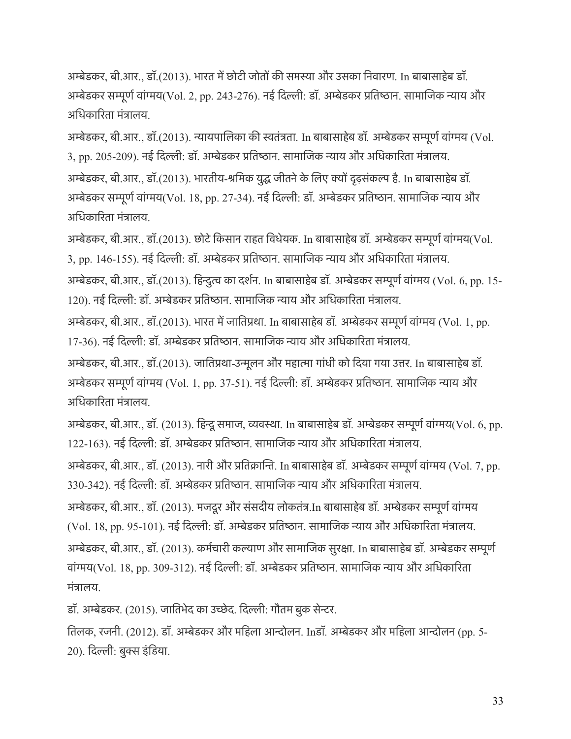अम्बेडकर, बी.आर., डॉ.(2013). भारत में छोटी जोतों की समस्या और उसका निवारण. In बाबासाहेब डॉ. अम्बेडकर सम्पूर्ण वांग्मय(Vol. 2, pp. 243-276). नई दिल्ली: डॉ. अम्बेडकर प्रतिष्ठान. सामाजिक न्याय और अधिकारिता मंत्रालय.

अम्बेडकर, बी.आर., डॉ.(2013). न्यायपालिका की स्वतंत्रता. In बाबासाहेब डॉ. अम्बेडकर सम्पूर्ण वांग्मय (Vol. 3, pp. 205-209). नई दिल्ली: डॉ. अम्बेडकर प्रतिष्ठान. सामाजिक न्याय और अधिकारिता मंत्रालय.

अम्बेडकर, बी.आर., डॉ.(2013). भारतीय-श्रमिक युद्ध जीतने के लिए क्यों दृढ़संकल्प है. In बाबासाहेब डॉ. अम्बेडकर सम्पूर्ण वांग्मय(Vol. 18, pp. 27-34). नई दिल्ली: डॉ. अम्बेडकर प्रतिष्ठान. सामाजिक न्याय और अधिकारिता मंत्रालय.

अम्बेडकर, बी.आर., डॉ.(2013). छोटे किसान राहत विधेयक. In बाबासाहेब डॉ. अम्बेडकर सम्पूर्ण वांग्मय(Vol. 3, pp. 146-155). नई दिल्ली: डॉ. अम्बेडकर प्रतिष्ठान. सामाजिक न्याय और अधिकारिता मंत्रालय.

अम्बेडकर, बी.आर., डॉ.(2013). हिन्दुत्व का दर्शन. In बाबासाहेब डॉ. अम्बेडकर सम्पूर्ण वांग्मय (Vol. 6, pp. 15-120). नई दिल्ली: डॉ. अम्बेडकर प्रतिष्ठान. सामाजिक न्याय और अधिकारिता मंत्रालय.

अम्बेडकर, बी.आर., डॉ.(2013). भारत में जातिप्रथा. In बाबासाहेब डॉ. अम्बेडकर सम्पूर्ण वांग्मय (Vol. 1, pp. 17-36). नई दिल्ली: डॉ. अम्बेडकर प्रतिष्ठान. सामाजिक न्याय और अधिकारिता मंत्रालय.

अम्बेडकर, बी.आर., डॉ.(2013). जातिप्रथा-उन्मूलन और महात्मा गांधी को दिया गया उत्तर. In बाबासाहेब डॉ. अम्बेडकर सम्पूर्ण वांग्मय (Vol. 1, pp. 37-51). नई दिल्ली: डॉ. अम्बेडकर प्रतिष्ठान. सामाजिक न्याय और अधिकारिता मंत्रालय.

अम्बेडकर, बी.आर., डॉ. (2013). हिन्दू समाज, व्यवस्था. In बाबासाहेब डॉ. अम्बेडकर सम्पूर्ण वांग्मय(Vol. 6, pp. 122-163). नई दिल्ली: डॉ. अम्बेडकर प्रतिष्ठान. सामाजिक न्याय और अधिकारिता मंत्रालय.

अम्बेडकर, बी.आर., डॉ. (2013). नारी और प्रतिक्रान्ति. In बाबासाहेब डॉ. अम्बेडकर सम्पूर्ण वांग्मय (Vol. 7, pp. 330-342). नई दिल्ली: डॉ. अम्बेडकर प्रतिष्ठान. सामाजिक न्याय और अधिकारिता मंत्रालय.

अम्बेडकर, बी.आर., डॉ. (2013). मजदूर और संसदीय लोकतंत्र.In बाबासाहेब डॉ. अम्बेडकर सम्पूर्ण वांग्मय (Vol. 18, pp. 95-101). नई दिल्ली: डॉ. अम्बेडकर प्रतिष्ठान. सामाजिक न्याय और अधिकारिता मंत्रालय.

अम्बेडकर, बी.आर., डॉ. (2013). कर्मचारी कल्याण और सामाजिक सुरक्षा. In बाबासाहेब डॉ. अम्बेडकर सम्पूर्ण वांग्मय(Vol. 18, pp. 309-312). नई दिल्ली: डॉ. अम्बेडकर प्रतिष्ठान. सामाजिक न्याय और अधिकारिता मंत्रालय.

डॉ. अम्बेडकर. (2015). जातिभेद का उच्छेद. दिल्ली: गौतम बुक सेन्टर.

तिलक, रजनी. (2012). डॉ. अम्बेडकर और महिला आन्दोलन. Inडॉ. अम्बेडकर और महिला आन्दोलन (pp. 5-20). दिल्ली: बुक्स इंडिया.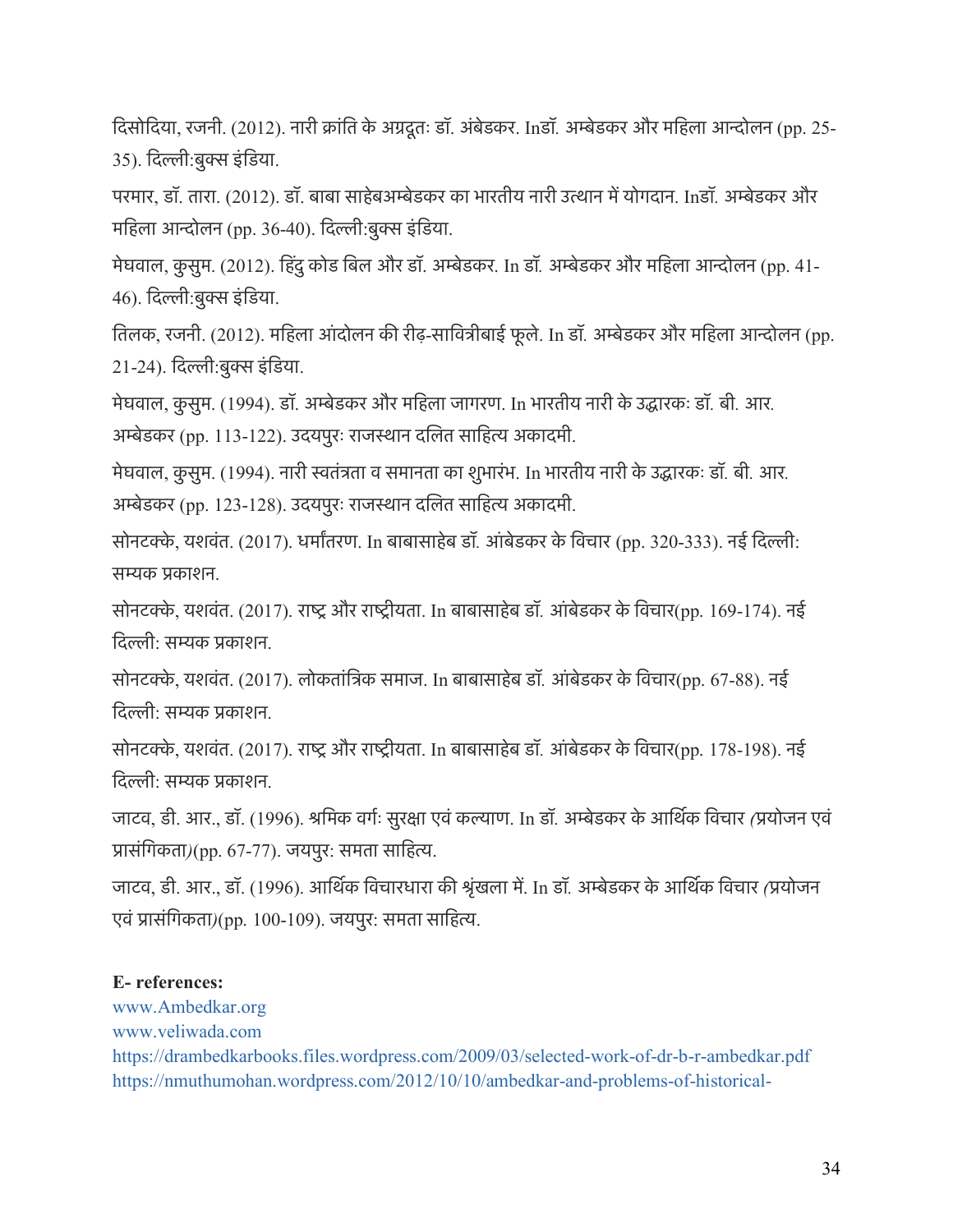दिसोदिया, रजनी. (2012). नारी क्रांति के अग्रदूतः डॉ. अंबेडकर. Inडॉ. अम्बेडकर और महिला आन्दोलन (pp. 25-35). दिल्ली:बुक्स इंडिया.

परमार, डॉ. तारा. (2012). डॉ. बाबा साहेबअम्बेडकर का भारतीय नारी उत्थान में योगदान. Inडॉ. अम्बेडकर और महिला आन्दोलन (pp. 36-40). दिल्ली:बुक्स इंडिया.

मेघवाल, कुसुम. (2012). हिंदु कोड बिल और डॉ. अम्बेडकर. In डॉ. अम्बेडकर और महिला आन्दोलन (pp. 41-46). दिल्ली:बुक्स इंडिया.

तिलक, रजनी. (2012). महिला आंदोलन की रीढ़-सावित्रीबाई फूले. In डॉ. अम्बेडकर और महिला आन्दोलन (pp. 21-24). दिल्ली:बुक्स इंडिया.

मेघवाल, कुसुम. (1994). डॉ. अम्बेडकर और महिला जागरण. In भारतीय नारी के उद्धारकः डॉ. बी. आर. अम्बेडकर (pp. 113-122). उदयपुरः राजस्थान दलित साहित्य अकादमी.

मेघवाल, कुसुम. (1994). नारी स्वतंत्रता व समानता का शुभारंभ. In भारतीय नारी के उद्धारकः डॉ. बी. आर. अम्बेडकर (pp. 123-128). उदयपुरः राजस्थान दलित साहित्य अकादमी.

सोनटक्के, यशवंत. (2017). धर्मांतरण. In बाबासाहेब डॉ. आंबेडकर के विचार (pp. 320-333). नई दिल्ली: सम्यक प्रकाशन.

सोनटक्के, यशवंत. (2017). राष्ट्र और राष्ट्रीयता. In बाबासाहेब डॉ. आंबेडकर के विचार(pp. 169-174). नई दिल्ली: सम्यक प्रकाशन.

सोनटक्के, यशवंत. (2017). लोकतांत्रिक समाज. In बाबासाहेब डॉ. आंबेडकर के विचार(pp. 67-88). नई दिल्ली: सम्यक प्रकाशन.

सोनटक्के, यशवंत. (2017). राष्ट्र और राष्ट्रीयता. In बाबासाहेब डॉ. आंबेडकर के विचार(pp. 178-198). नई दिल्ली: सम्यक प्रकाशन.

जाटव, डी. आर., डॉ. (1996). श्रमिक वर्गः सुरक्षा एवं कल्याण. In डॉ. अम्बेडकर के आर्थिक विचार *(*प्रयोजन एवं प्रासंगिकता*)*(pp. 67-77). जयपुर: समता साहित्य.

जाटव, डी. आर., डॉ. (1996). आर्थिक विचारधारा की श्रृंखला में. In डॉ. अम्बेडकर के आर्थिक विचार *(*प्रयोजन एवं प्रासंगिकता*)*(pp. 100-109). जयपुर: समता साहित्य.

**E- references:**

www.Ambedkar.org

www.veliwada.com

https://drambedkarbooks.files.wordpress.com/2009/03/selected-work-of-dr-b-r-ambedkar.pdf

https://nmuthumohan.wordpress.com/2012/10/10/ambedkar-and-problems-of-historical-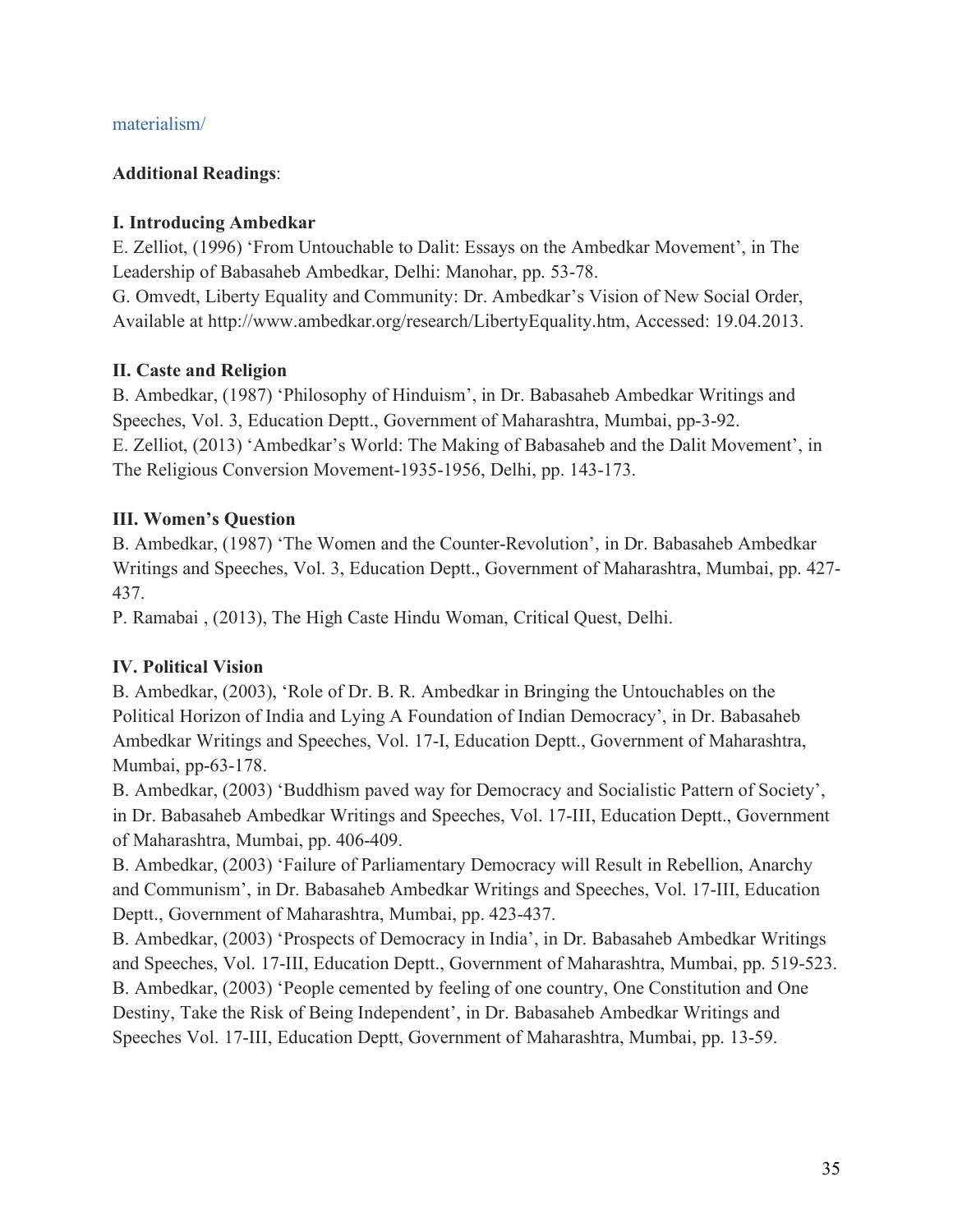materialism/

**Additional Readings**:

**I. Introducing Ambedkar**

E. Zelliot, (1996) 'From Untouchable to Dalit: Essays on the Ambedkar Movement', in The Leadership of Babasaheb Ambedkar, Delhi: Manohar, pp. 53-78.

G. Omvedt, Liberty Equality and Community: Dr. Ambedkar's Vision of New Social Order, Available at http://www.ambedkar.org/research/LibertyEquality.htm, Accessed: 19.04.2013.

**II. Caste and Religion**

B. Ambedkar, (1987) 'Philosophy of Hinduism', in Dr. Babasaheb Ambedkar Writings and Speeches, Vol. 3, Education Deptt., Government of Maharashtra, Mumbai, pp-3-92.

E. Zelliot, (2013) 'Ambedkar's World: The Making of Babasaheb and the Dalit Movement', in The Religious Conversion Movement-1935-1956, Delhi, pp. 143-173.

**III. Women's Question**

B. Ambedkar, (1987) 'The Women and the Counter-Revolution', in Dr. Babasaheb Ambedkar Writings and Speeches, Vol. 3, Education Deptt., Government of Maharashtra, Mumbai, pp. 427-437.

P. Ramabai , (2013), The High Caste Hindu Woman, Critical Quest, Delhi.

**IV. Political Vision**

B. Ambedkar, (2003), 'Role of Dr. B. R. Ambedkar in Bringing the Untouchables on the Political Horizon of India and Lying A Foundation of Indian Democracy', in Dr. Babasaheb Ambedkar Writings and Speeches, Vol. 17-I, Education Deptt., Government of Maharashtra, Mumbai, pp-63-178.

B. Ambedkar, (2003) 'Buddhism paved way for Democracy and Socialistic Pattern of Society', in Dr. Babasaheb Ambedkar Writings and Speeches, Vol. 17-III, Education Deptt., Government of Maharashtra, Mumbai, pp. 406-409.

B. Ambedkar, (2003) 'Failure of Parliamentary Democracy will Result in Rebellion, Anarchy and Communism', in Dr. Babasaheb Ambedkar Writings and Speeches, Vol. 17-III, Education Deptt., Government of Maharashtra, Mumbai, pp. 423-437.

B. Ambedkar, (2003) 'Prospects of Democracy in India', in Dr. Babasaheb Ambedkar Writings and Speeches, Vol. 17-III, Education Deptt., Government of Maharashtra, Mumbai, pp. 519-523.

B. Ambedkar, (2003) 'People cemented by feeling of one country, One Constitution and One Destiny, Take the Risk of Being Independent', in Dr. Babasaheb Ambedkar Writings and Speeches Vol. 17-III, Education Deptt, Government of Maharashtra, Mumbai, pp. 13-59.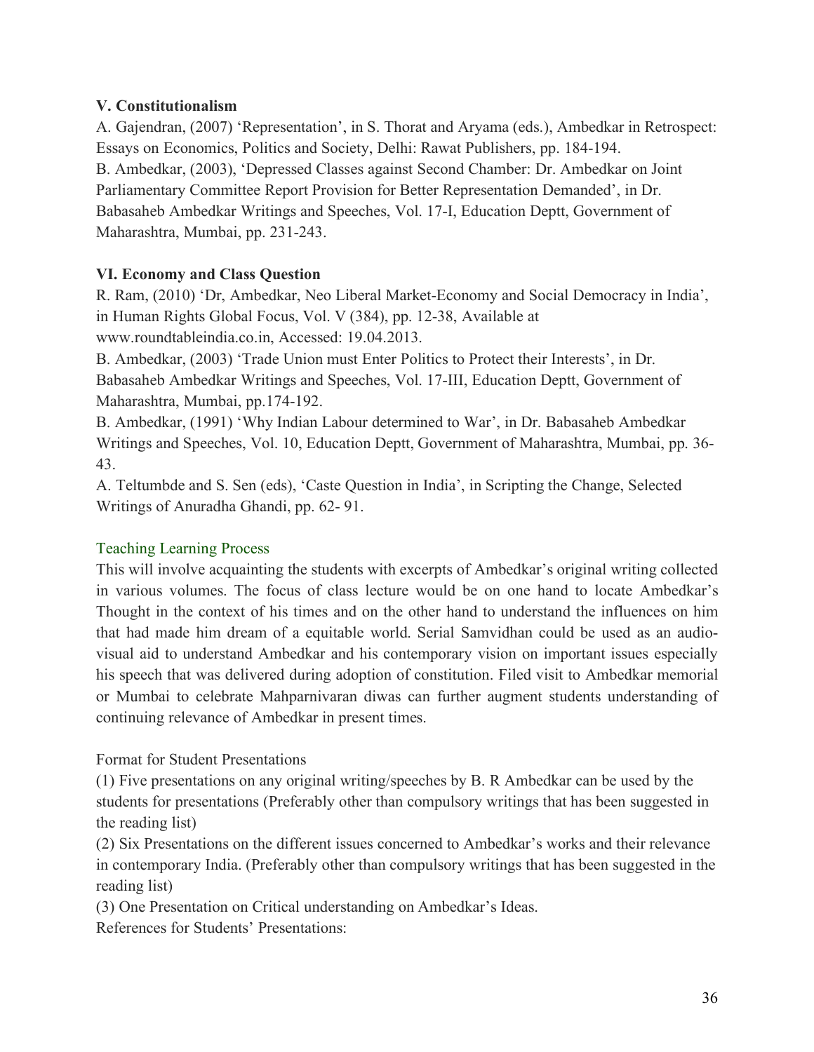**V. Constitutionalism**

A. Gajendran, (2007) 'Representation', in S. Thorat and Aryama (eds.), Ambedkar in Retrospect: Essays on Economics, Politics and Society, Delhi: Rawat Publishers, pp. 184-194.

B. Ambedkar, (2003), 'Depressed Classes against Second Chamber: Dr. Ambedkar on Joint Parliamentary Committee Report Provision for Better Representation Demanded', in Dr. Babasaheb Ambedkar Writings and Speeches, Vol. 17-I, Education Deptt, Government of Maharashtra, Mumbai, pp. 231-243.

**VI. Economy and Class Question**

R. Ram, (2010) 'Dr, Ambedkar, Neo Liberal Market-Economy and Social Democracy in India', in Human Rights Global Focus, Vol. V (384), pp. 12-38, Available at www.roundtableindia.co.in, Accessed: 19.04.2013.

B. Ambedkar, (2003) 'Trade Union must Enter Politics to Protect their Interests', in Dr. Babasaheb Ambedkar Writings and Speeches, Vol. 17-III, Education Deptt, Government of Maharashtra, Mumbai, pp.174-192.

B. Ambedkar, (1991) 'Why Indian Labour determined to War', in Dr. Babasaheb Ambedkar Writings and Speeches, Vol. 10, Education Deptt, Government of Maharashtra, Mumbai, pp. 36-43.

A. Teltumbde and S. Sen (eds), 'Caste Question in India', in Scripting the Change, Selected Writings of Anuradha Ghandi, pp. 62- 91.

Teaching Learning Process

This will involve acquainting the students with excerpts of Ambedkar's original writing collected in various volumes. The focus of class lecture would be on one hand to locate Ambedkar's Thought in the context of his times and on the other hand to understand the influences on him that had made him dream of a equitable world. Serial Samvidhan could be used as an audio-visual aid to understand Ambedkar and his contemporary vision on important issues especially his speech that was delivered during adoption of constitution. Filed visit to Ambedkar memorial or Mumbai to celebrate Mahparnivaran diwas can further augment students understanding of continuing relevance of Ambedkar in present times.

Format for Student Presentations

(1) Five presentations on any original writing/speeches by B. R Ambedkar can be used by the students for presentations (Preferably other than compulsory writings that has been suggested in the reading list)

(2) Six Presentations on the different issues concerned to Ambedkar's works and their relevance in contemporary India. (Preferably other than compulsory writings that has been suggested in the reading list)

(3) One Presentation on Critical understanding on Ambedkar's Ideas.

References for Students' Presentations: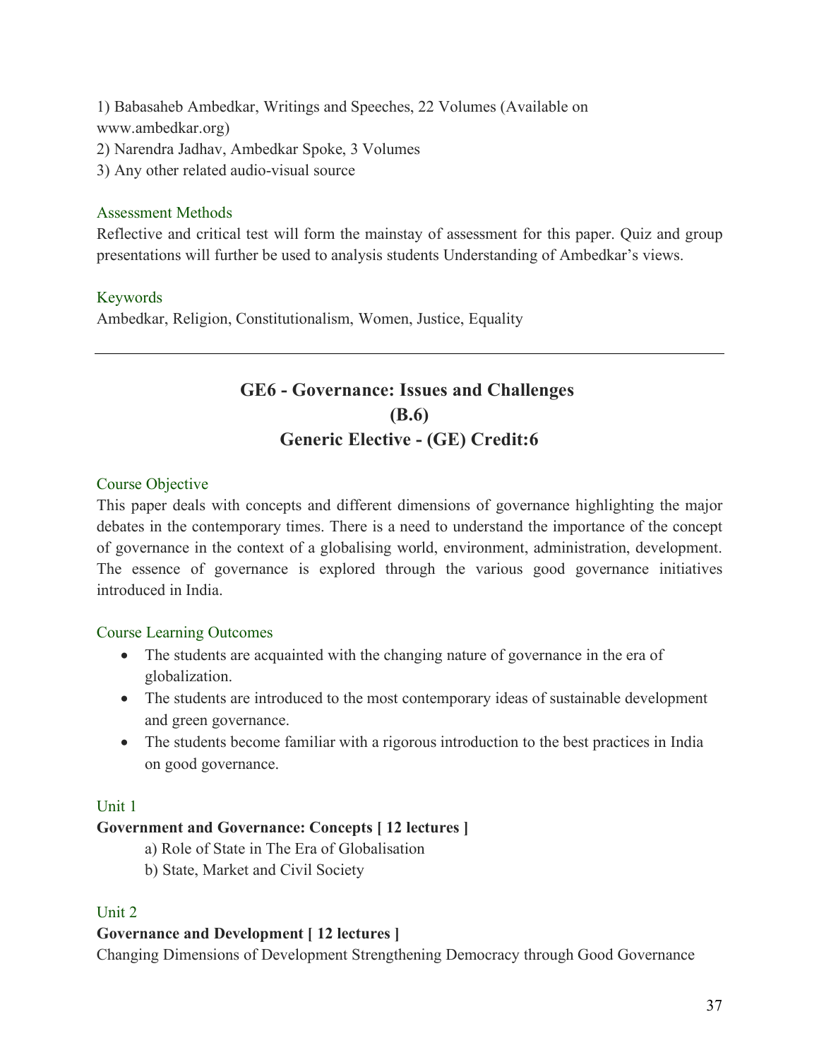1) Babasaheb Ambedkar, Writings and Speeches, 22 Volumes (Available on www.ambedkar.org)
2) Narendra Jadhav, Ambedkar Spoke, 3 Volumes
3) Any other related audio-visual source

### Assessment Methods

Reflective and critical test will form the mainstay of assessment for this paper. Quiz and group presentations will further be used to analysis students Understanding of Ambedkar's views.

### Keywords

Ambedkar, Religion, Constitutionalism, Women, Justice, Equality

---

## GE6 - Governance: Issues and Challenges
## (B.6)
## Generic Elective - (GE) Credit:6

### Course Objective

This paper deals with concepts and different dimensions of governance highlighting the major debates in the contemporary times. There is a need to understand the importance of the concept of governance in the context of a globalising world, environment, administration, development. The essence of governance is explored through the various good governance initiatives introduced in India.

### Course Learning Outcomes

- The students are acquainted with the changing nature of governance in the era of globalization.
- The students are introduced to the most contemporary ideas of sustainable development and green governance.
- The students become familiar with a rigorous introduction to the best practices in India on good governance.

### Unit 1

**Government and Governance: Concepts [ 12 lectures ]**

a) Role of State in The Era of Globalisation
b) State, Market and Civil Society

### Unit 2

**Governance and Development [ 12 lectures ]**

Changing Dimensions of Development Strengthening Democracy through Good Governance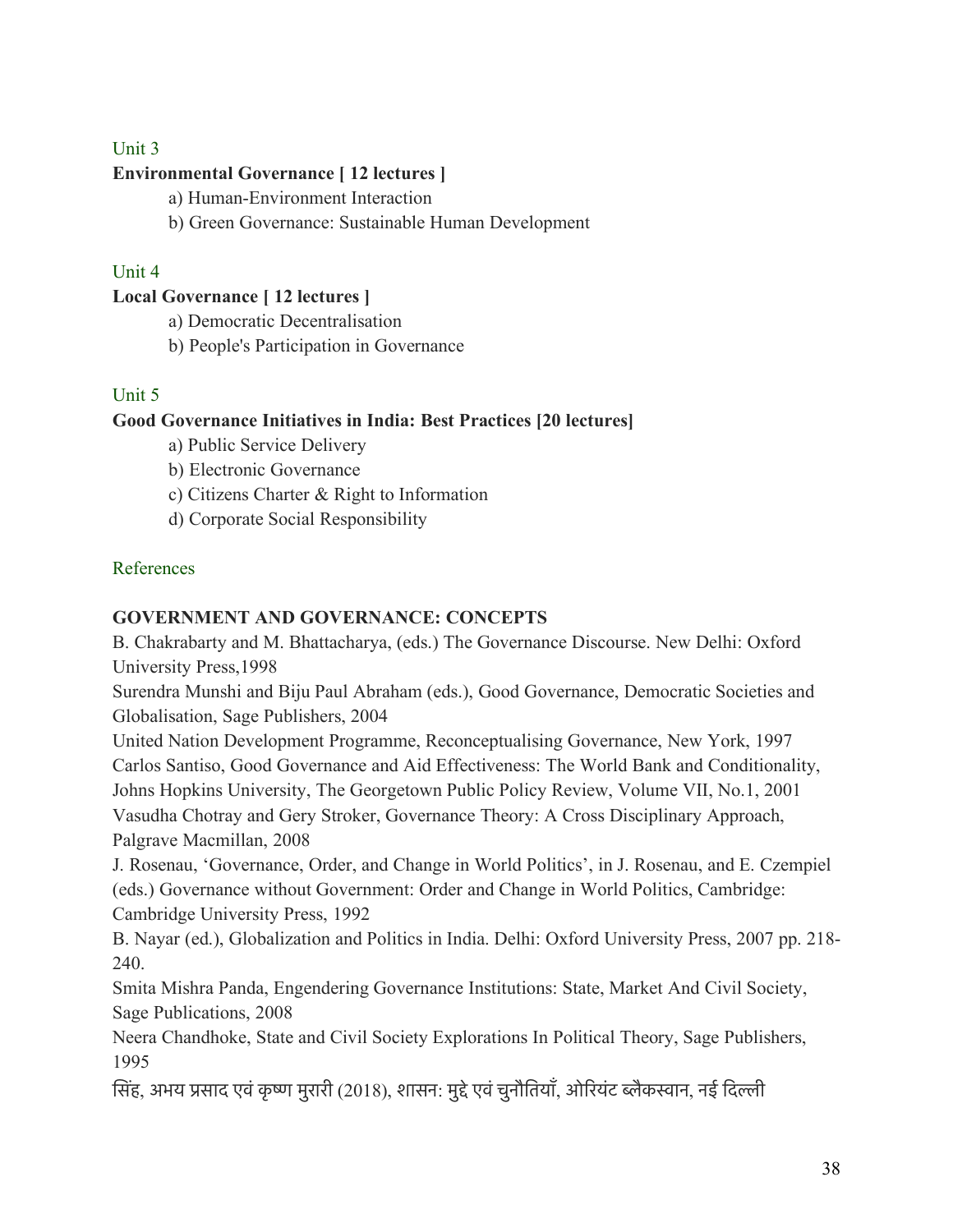Unit 3

**Environmental Governance [ 12 lectures ]**

a) Human-Environment Interaction

b) Green Governance: Sustainable Human Development

Unit 4

**Local Governance [ 12 lectures ]**

a) Democratic Decentralisation

b) People's Participation in Governance

Unit 5

**Good Governance Initiatives in India: Best Practices [20 lectures]**

a) Public Service Delivery

b) Electronic Governance

c) Citizens Charter & Right to Information

d) Corporate Social Responsibility

References

**GOVERNMENT AND GOVERNANCE: CONCEPTS**

B. Chakrabarty and M. Bhattacharya, (eds.) The Governance Discourse. New Delhi: Oxford University Press,1998

Surendra Munshi and Biju Paul Abraham (eds.), Good Governance, Democratic Societies and Globalisation, Sage Publishers, 2004

United Nation Development Programme, Reconceptualising Governance, New York, 1997

Carlos Santiso, Good Governance and Aid Effectiveness: The World Bank and Conditionality, Johns Hopkins University, The Georgetown Public Policy Review, Volume VII, No.1, 2001

Vasudha Chotray and Gery Stroker, Governance Theory: A Cross Disciplinary Approach, Palgrave Macmillan, 2008

J. Rosenau, 'Governance, Order, and Change in World Politics', in J. Rosenau, and E. Czempiel (eds.) Governance without Government: Order and Change in World Politics, Cambridge: Cambridge University Press, 1992

B. Nayar (ed.), Globalization and Politics in India. Delhi: Oxford University Press, 2007 pp. 218-240.

Smita Mishra Panda, Engendering Governance Institutions: State, Market And Civil Society, Sage Publications, 2008

Neera Chandhoke, State and Civil Society Explorations In Political Theory, Sage Publishers, 1995

सिंह, अभय प्रसाद एवं कृष्ण मुरारी (2018), शासन: मुद्दे एवं चुनौतियाँ, ओरियंट ब्लैकस्वान, नई दिल्ली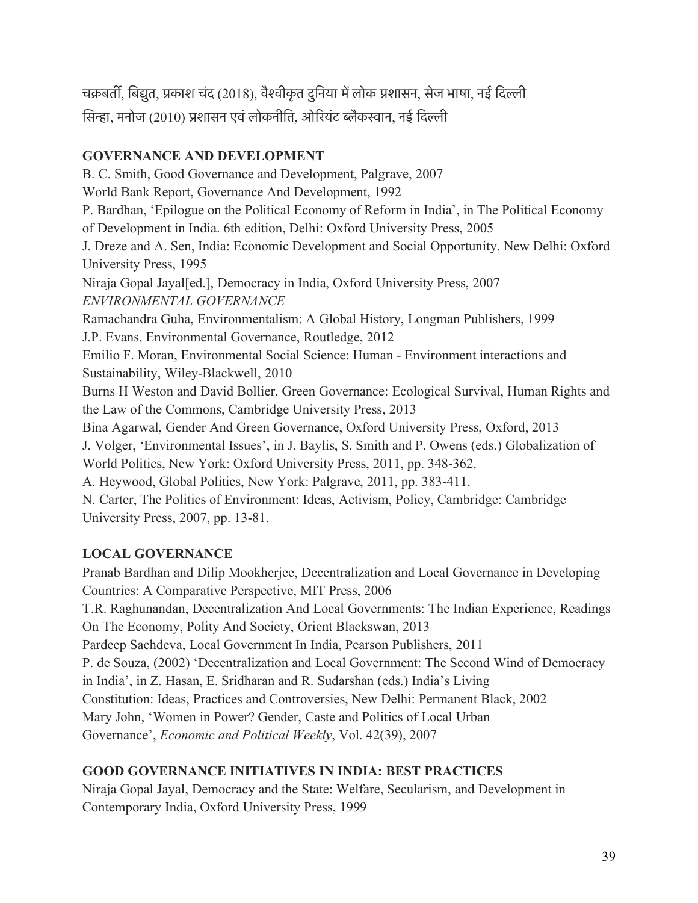चक्रबर्ती, बिद्युत, प्रकाश चंद (2018), वैश्वीकृत दुनिया में लोक प्रशासन, सेज भाषा, नई दिल्ली
सिन्हा, मनोज (2010) प्रशासन एवं लोकनीति, ओरियंट ब्लैकस्वान, नई दिल्ली

**GOVERNANCE AND DEVELOPMENT**

B. C. Smith, Good Governance and Development, Palgrave, 2007
World Bank Report, Governance And Development, 1992
P. Bardhan, 'Epilogue on the Political Economy of Reform in India', in The Political Economy of Development in India. 6th edition, Delhi: Oxford University Press, 2005
J. Dreze and A. Sen, India: Economic Development and Social Opportunity. New Delhi: Oxford University Press, 1995
Niraja Gopal Jayal[ed.], Democracy in India, Oxford University Press, 2007

*ENVIRONMENTAL GOVERNANCE*

Ramachandra Guha, Environmentalism: A Global History, Longman Publishers, 1999
J.P. Evans, Environmental Governance, Routledge, 2012
Emilio F. Moran, Environmental Social Science: Human - Environment interactions and Sustainability, Wiley-Blackwell, 2010
Burns H Weston and David Bollier, Green Governance: Ecological Survival, Human Rights and the Law of the Commons, Cambridge University Press, 2013
Bina Agarwal, Gender And Green Governance, Oxford University Press, Oxford, 2013
J. Volger, 'Environmental Issues', in J. Baylis, S. Smith and P. Owens (eds.) Globalization of World Politics, New York: Oxford University Press, 2011, pp. 348-362.
A. Heywood, Global Politics, New York: Palgrave, 2011, pp. 383-411.
N. Carter, The Politics of Environment: Ideas, Activism, Policy, Cambridge: Cambridge University Press, 2007, pp. 13-81.

**LOCAL GOVERNANCE**

Pranab Bardhan and Dilip Mookherjee, Decentralization and Local Governance in Developing Countries: A Comparative Perspective, MIT Press, 2006
T.R. Raghunandan, Decentralization And Local Governments: The Indian Experience, Readings On The Economy, Polity And Society, Orient Blackswan, 2013
Pardeep Sachdeva, Local Government In India, Pearson Publishers, 2011
P. de Souza, (2002) 'Decentralization and Local Government: The Second Wind of Democracy in India', in Z. Hasan, E. Sridharan and R. Sudarshan (eds.) India's Living Constitution: Ideas, Practices and Controversies, New Delhi: Permanent Black, 2002
Mary John, 'Women in Power? Gender, Caste and Politics of Local Urban Governance', *Economic and Political Weekly*, Vol. 42(39), 2007

**GOOD GOVERNANCE INITIATIVES IN INDIA: BEST PRACTICES**

Niraja Gopal Jayal, Democracy and the State: Welfare, Secularism, and Development in Contemporary India, Oxford University Press, 1999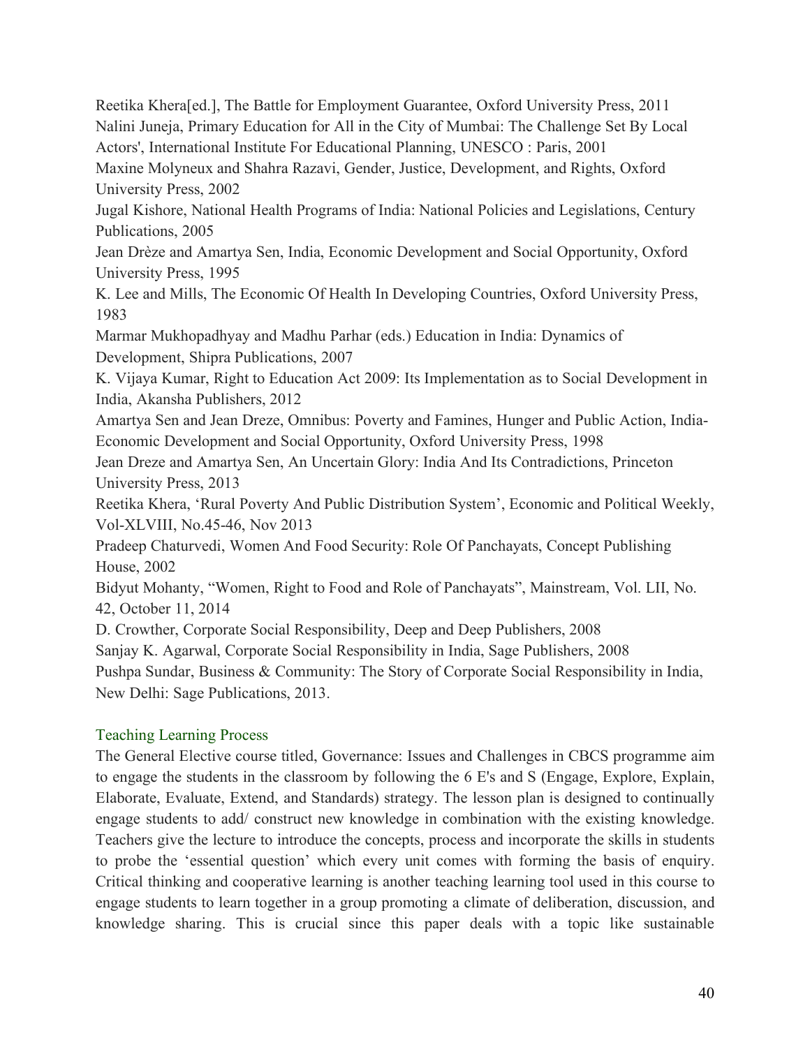Reetika Khera[ed.], The Battle for Employment Guarantee, Oxford University Press, 2011

Nalini Juneja, Primary Education for All in the City of Mumbai: The Challenge Set By Local Actors', International Institute For Educational Planning, UNESCO : Paris, 2001

Maxine Molyneux and Shahra Razavi, Gender, Justice, Development, and Rights, Oxford University Press, 2002

Jugal Kishore, National Health Programs of India: National Policies and Legislations, Century Publications, 2005

Jean Drèze and Amartya Sen, India, Economic Development and Social Opportunity, Oxford University Press, 1995

K. Lee and Mills, The Economic Of Health In Developing Countries, Oxford University Press, 1983

Marmar Mukhopadhyay and Madhu Parhar (eds.) Education in India: Dynamics of Development, Shipra Publications, 2007

K. Vijaya Kumar, Right to Education Act 2009: Its Implementation as to Social Development in India, Akansha Publishers, 2012

Amartya Sen and Jean Dreze, Omnibus: Poverty and Famines, Hunger and Public Action, India- Economic Development and Social Opportunity, Oxford University Press, 1998

Jean Dreze and Amartya Sen, An Uncertain Glory: India And Its Contradictions, Princeton University Press, 2013

Reetika Khera, 'Rural Poverty And Public Distribution System', Economic and Political Weekly, Vol-XLVIII, No.45-46, Nov 2013

Pradeep Chaturvedi, Women And Food Security: Role Of Panchayats, Concept Publishing House, 2002

Bidyut Mohanty, "Women, Right to Food and Role of Panchayats", Mainstream, Vol. LII, No. 42, October 11, 2014

D. Crowther, Corporate Social Responsibility, Deep and Deep Publishers, 2008

Sanjay K. Agarwal, Corporate Social Responsibility in India, Sage Publishers, 2008

Pushpa Sundar, Business & Community: The Story of Corporate Social Responsibility in India, New Delhi: Sage Publications, 2013.

## Teaching Learning Process

The General Elective course titled, Governance: Issues and Challenges in CBCS programme aim to engage the students in the classroom by following the 6 E's and S (Engage, Explore, Explain, Elaborate, Evaluate, Extend, and Standards) strategy. The lesson plan is designed to continually engage students to add/ construct new knowledge in combination with the existing knowledge. Teachers give the lecture to introduce the concepts, process and incorporate the skills in students to probe the 'essential question' which every unit comes with forming the basis of enquiry. Critical thinking and cooperative learning is another teaching learning tool used in this course to engage students to learn together in a group promoting a climate of deliberation, discussion, and knowledge sharing. This is crucial since this paper deals with a topic like sustainable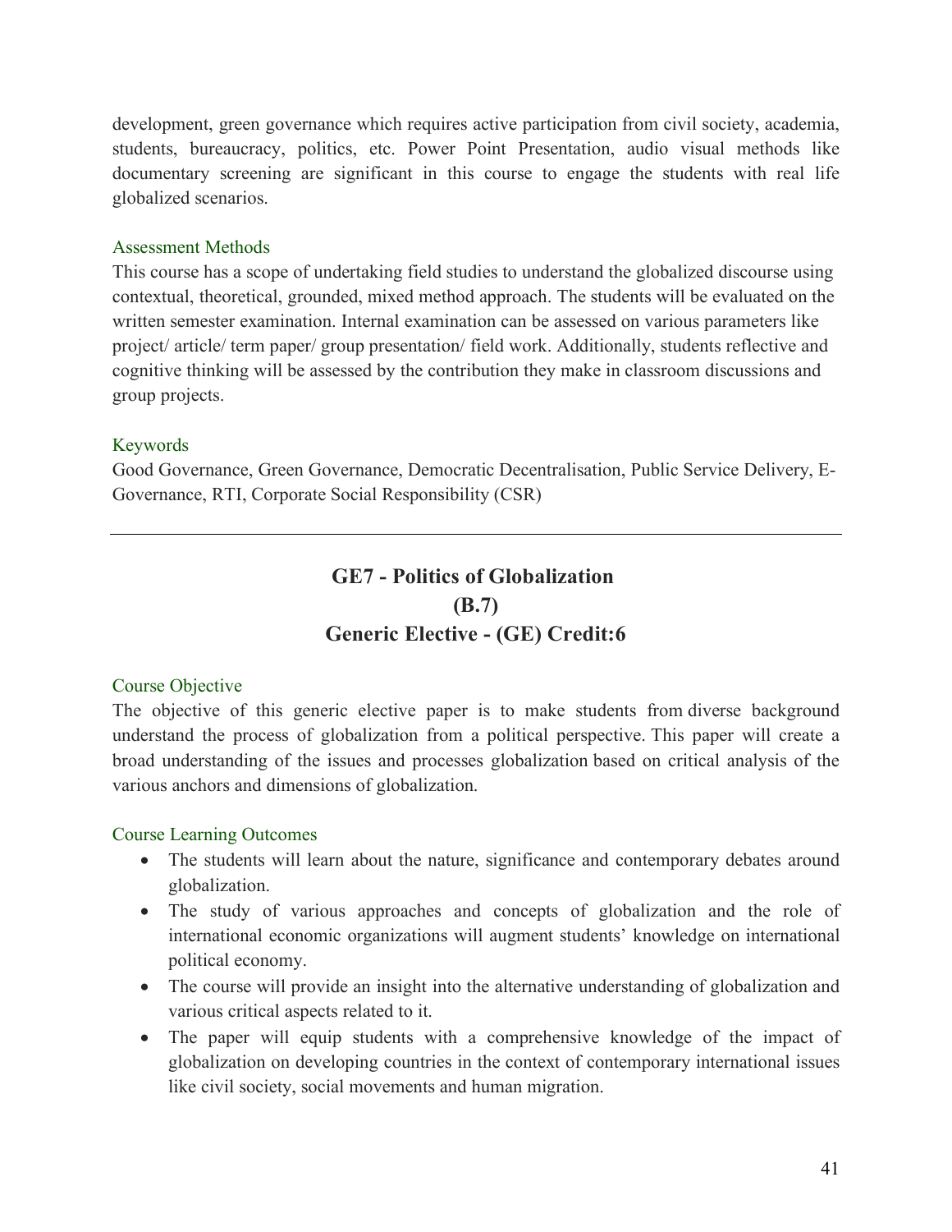development, green governance which requires active participation from civil society, academia, students, bureaucracy, politics, etc. Power Point Presentation, audio visual methods like documentary screening are significant in this course to engage the students with real life globalized scenarios.

### Assessment Methods

This course has a scope of undertaking field studies to understand the globalized discourse using contextual, theoretical, grounded, mixed method approach. The students will be evaluated on the written semester examination. Internal examination can be assessed on various parameters like project/ article/ term paper/ group presentation/ field work. Additionally, students reflective and cognitive thinking will be assessed by the contribution they make in classroom discussions and group projects.

### Keywords

Good Governance, Green Governance, Democratic Decentralisation, Public Service Delivery, E-Governance, RTI, Corporate Social Responsibility (CSR)

---

## GE7 - Politics of Globalization
## (B.7)
## Generic Elective - (GE) Credit:6

### Course Objective

The objective of this generic elective paper is to make students from diverse background understand the process of globalization from a political perspective. This paper will create a broad understanding of the issues and processes globalization based on critical analysis of the various anchors and dimensions of globalization.

### Course Learning Outcomes

- The students will learn about the nature, significance and contemporary debates around globalization.
- The study of various approaches and concepts of globalization and the role of international economic organizations will augment students' knowledge on international political economy.
- The course will provide an insight into the alternative understanding of globalization and various critical aspects related to it.
- The paper will equip students with a comprehensive knowledge of the impact of globalization on developing countries in the context of contemporary international issues like civil society, social movements and human migration.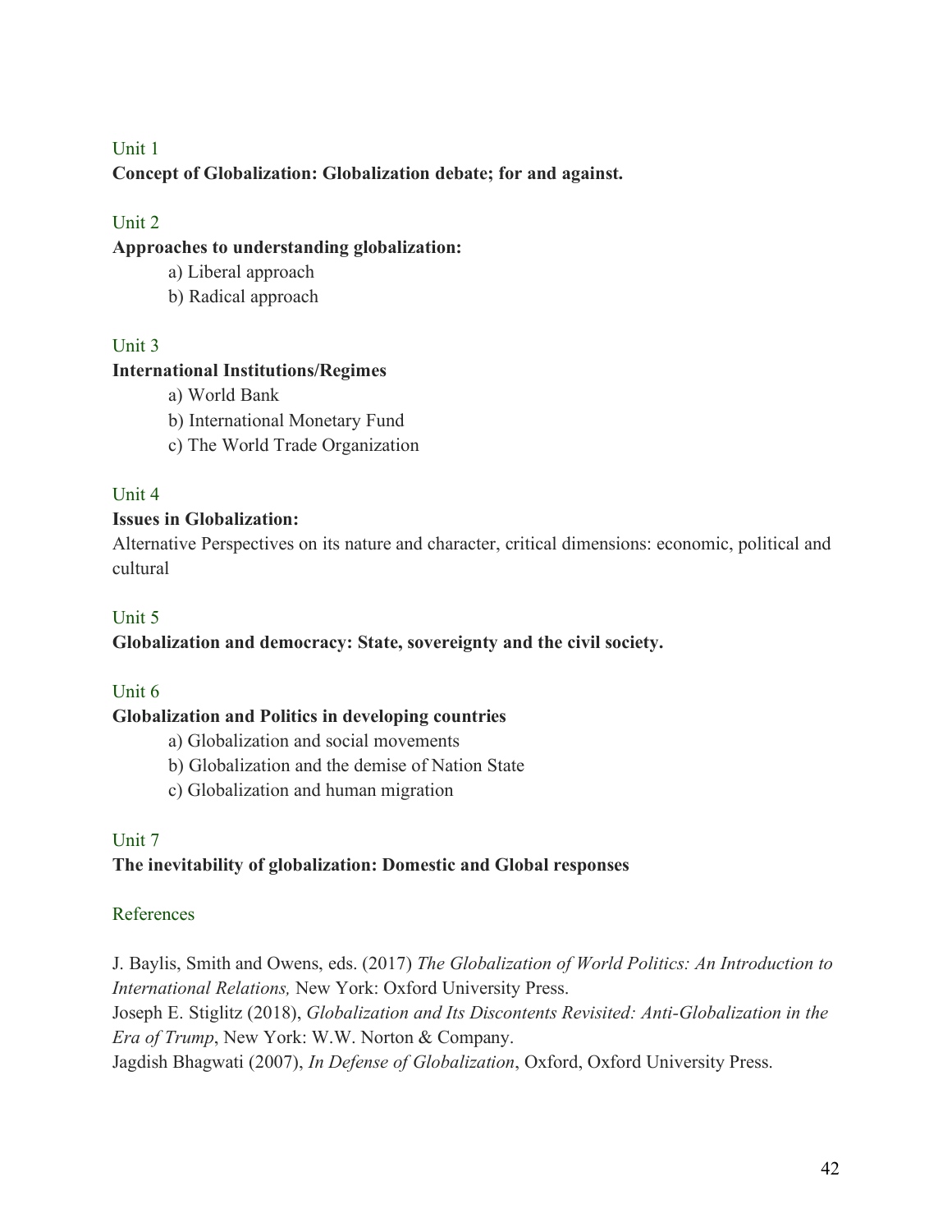### Unit 1

**Concept of Globalization: Globalization debate; for and against.**

### Unit 2

**Approaches to understanding globalization:**

a) Liberal approach
b) Radical approach

### Unit 3

**International Institutions/Regimes**

a) World Bank
b) International Monetary Fund
c) The World Trade Organization

### Unit 4

**Issues in Globalization:**

Alternative Perspectives on its nature and character, critical dimensions: economic, political and cultural

### Unit 5

**Globalization and democracy: State, sovereignty and the civil society.**

### Unit 6

**Globalization and Politics in developing countries**

a) Globalization and social movements
b) Globalization and the demise of Nation State
c) Globalization and human migration

### Unit 7

**The inevitability of globalization: Domestic and Global responses**

### References

J. Baylis, Smith and Owens, eds. (2017) *The Globalization of World Politics: An Introduction to International Relations,* New York: Oxford University Press.
Joseph E. Stiglitz (2018), *Globalization and Its Discontents Revisited: Anti-Globalization in the Era of Trump*, New York: W.W. Norton & Company.
Jagdish Bhagwati (2007), *In Defense of Globalization*, Oxford, Oxford University Press.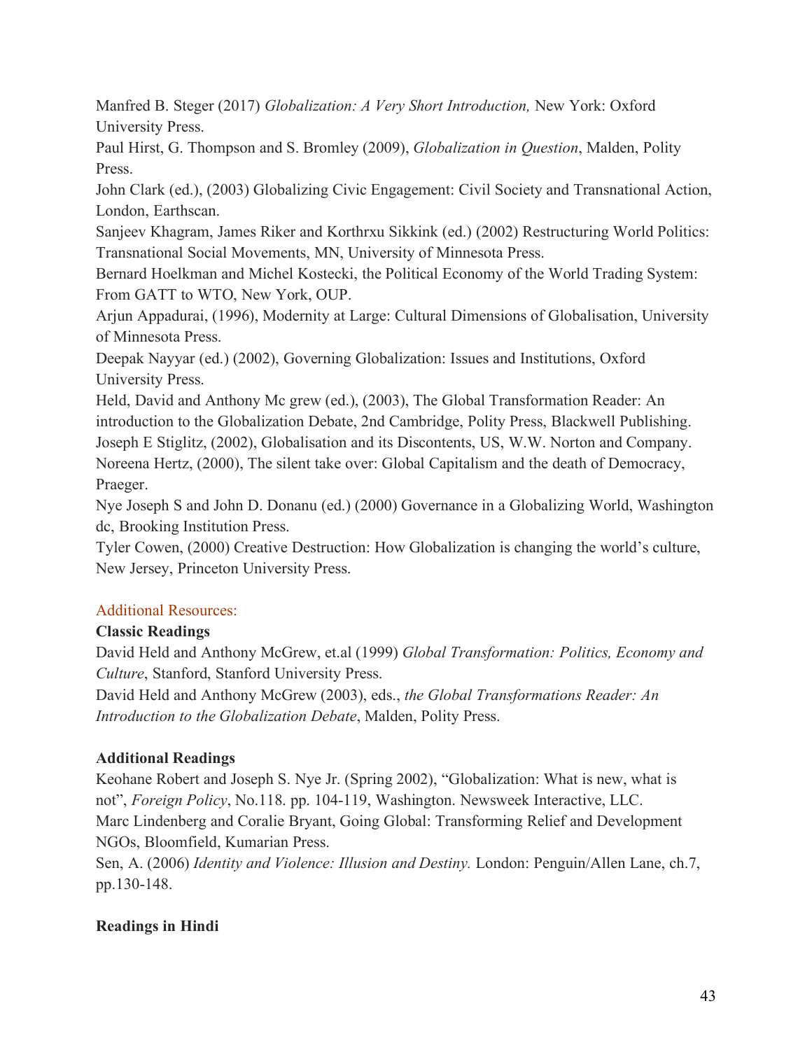Manfred B. Steger (2017) *Globalization: A Very Short Introduction,* New York: Oxford University Press.
Paul Hirst, G. Thompson and S. Bromley (2009), *Globalization in Question*, Malden, Polity Press.
John Clark (ed.), (2003) Globalizing Civic Engagement: Civil Society and Transnational Action, London, Earthscan.
Sanjeev Khagram, James Riker and Korthrxu Sikkink (ed.) (2002) Restructuring World Politics: Transnational Social Movements, MN, University of Minnesota Press.
Bernard Hoelkman and Michel Kostecki, the Political Economy of the World Trading System: From GATT to WTO, New York, OUP.
Arjun Appadurai, (1996), Modernity at Large: Cultural Dimensions of Globalisation, University of Minnesota Press.
Deepak Nayyar (ed.) (2002), Governing Globalization: Issues and Institutions, Oxford University Press.
Held, David and Anthony Mc grew (ed.), (2003), The Global Transformation Reader: An introduction to the Globalization Debate, 2nd Cambridge, Polity Press, Blackwell Publishing.
Joseph E Stiglitz, (2002), Globalisation and its Discontents, US, W.W. Norton and Company.
Noreena Hertz, (2000), The silent take over: Global Capitalism and the death of Democracy, Praeger.
Nye Joseph S and John D. Donanu (ed.) (2000) Governance in a Globalizing World, Washington dc, Brooking Institution Press.
Tyler Cowen, (2000) Creative Destruction: How Globalization is changing the world's culture, New Jersey, Princeton University Press.

Additional Resources:

**Classic Readings**

David Held and Anthony McGrew, et.al (1999) *Global Transformation: Politics, Economy and Culture*, Stanford, Stanford University Press.
David Held and Anthony McGrew (2003), eds., *the Global Transformations Reader: An Introduction to the Globalization Debate*, Malden, Polity Press.

**Additional Readings**

Keohane Robert and Joseph S. Nye Jr. (Spring 2002), "Globalization: What is new, what is not", *Foreign Policy*, No.118. pp. 104-119, Washington. Newsweek Interactive, LLC.
Marc Lindenberg and Coralie Bryant, Going Global: Transforming Relief and Development NGOs, Bloomfield, Kumarian Press.
Sen, A. (2006) *Identity and Violence: Illusion and Destiny.* London: Penguin/Allen Lane, ch.7, pp.130-148.

**Readings in Hindi**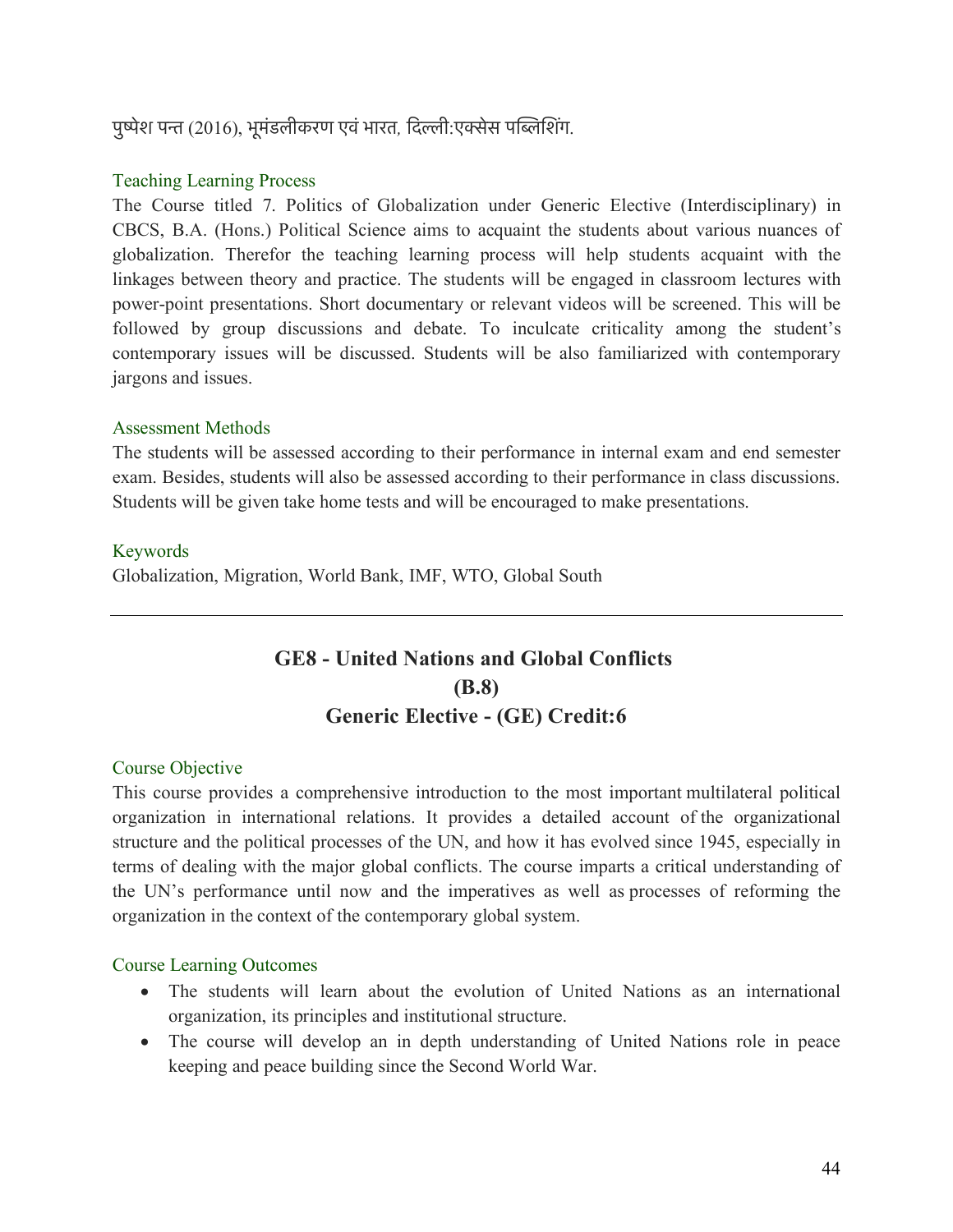पुष्पेश पन्त (2016), भूमंडलीकरण एवं भारत, दिल्ली:एक्सेस पब्लिशिंग.

### Teaching Learning Process

The Course titled 7. Politics of Globalization under Generic Elective (Interdisciplinary) in CBCS, B.A. (Hons.) Political Science aims to acquaint the students about various nuances of globalization. Therefor the teaching learning process will help students acquaint with the linkages between theory and practice. The students will be engaged in classroom lectures with power-point presentations. Short documentary or relevant videos will be screened. This will be followed by group discussions and debate. To inculcate criticality among the student's contemporary issues will be discussed. Students will be also familiarized with contemporary jargons and issues.

### Assessment Methods

The students will be assessed according to their performance in internal exam and end semester exam. Besides, students will also be assessed according to their performance in class discussions. Students will be given take home tests and will be encouraged to make presentations.

### Keywords

Globalization, Migration, World Bank, IMF, WTO, Global South

---

## GE8 - United Nations and Global Conflicts
## (B.8)
## Generic Elective - (GE) Credit:6

### Course Objective

This course provides a comprehensive introduction to the most important multilateral political organization in international relations. It provides a detailed account of the organizational structure and the political processes of the UN, and how it has evolved since 1945, especially in terms of dealing with the major global conflicts. The course imparts a critical understanding of the UN's performance until now and the imperatives as well as processes of reforming the organization in the context of the contemporary global system.

### Course Learning Outcomes

- The students will learn about the evolution of United Nations as an international organization, its principles and institutional structure.
- The course will develop an in depth understanding of United Nations role in peace keeping and peace building since the Second World War.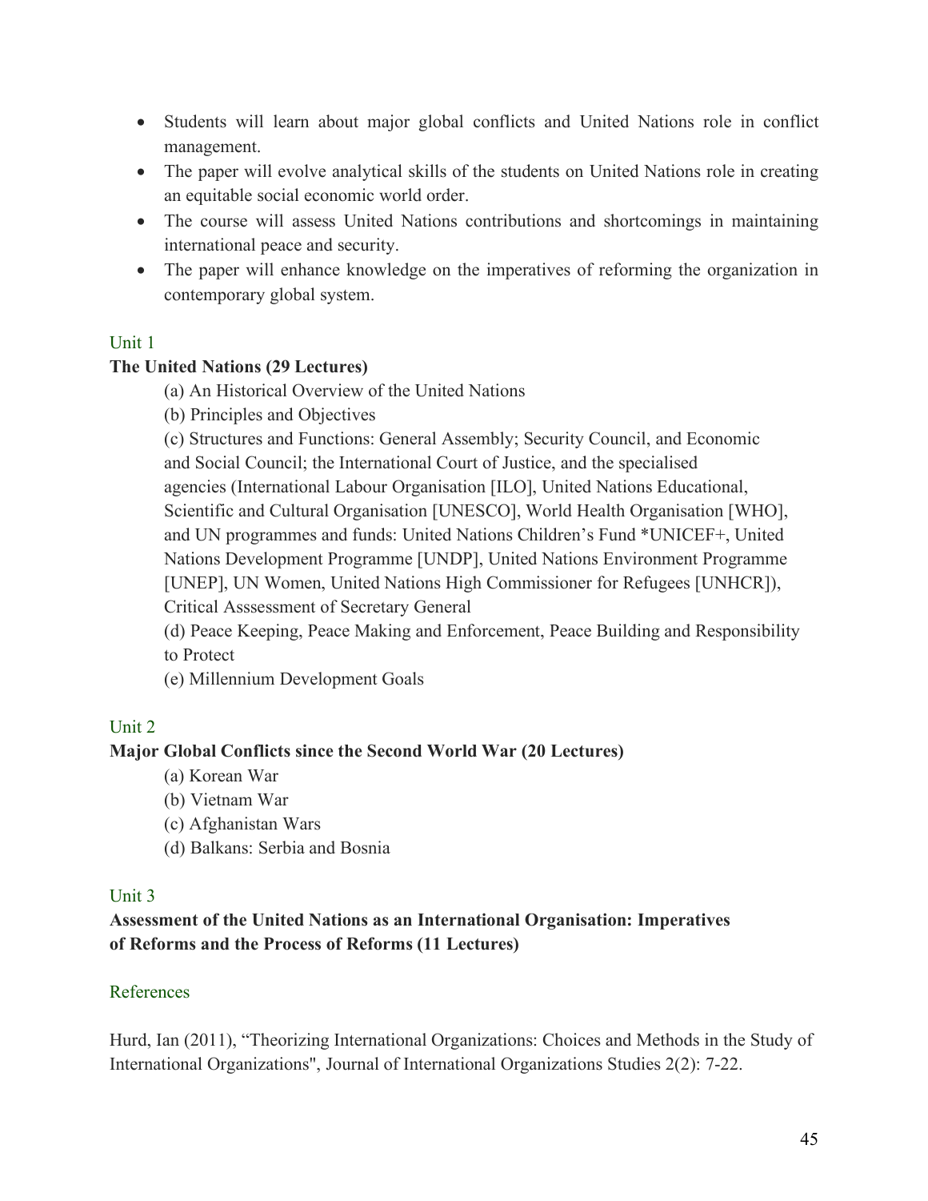- Students will learn about major global conflicts and United Nations role in conflict management.
- The paper will evolve analytical skills of the students on United Nations role in creating an equitable social economic world order.
- The course will assess United Nations contributions and shortcomings in maintaining international peace and security.
- The paper will enhance knowledge on the imperatives of reforming the organization in contemporary global system.

### Unit 1

**The United Nations (29 Lectures)**

(a) An Historical Overview of the United Nations

(b) Principles and Objectives

(c) Structures and Functions: General Assembly; Security Council, and Economic and Social Council; the International Court of Justice, and the specialised agencies (International Labour Organisation [ILO], United Nations Educational, Scientific and Cultural Organisation [UNESCO], World Health Organisation [WHO], and UN programmes and funds: United Nations Children's Fund *UNICEF+, United Nations Development Programme [UNDP], United Nations Environment Programme [UNEP], UN Women, United Nations High Commissioner for Refugees [UNHCR]), Critical Asssessment of Secretary General

(d) Peace Keeping, Peace Making and Enforcement, Peace Building and Responsibility to Protect

(e) Millennium Development Goals

### Unit 2

**Major Global Conflicts since the Second World War (20 Lectures)**

(a) Korean War

(b) Vietnam War

(c) Afghanistan Wars

(d) Balkans: Serbia and Bosnia

### Unit 3

**Assessment of the United Nations as an International Organisation: Imperatives of Reforms and the Process of Reforms (11 Lectures)**

### References

Hurd, Ian (2011), "Theorizing International Organizations: Choices and Methods in the Study of International Organizations", Journal of International Organizations Studies 2(2): 7-22.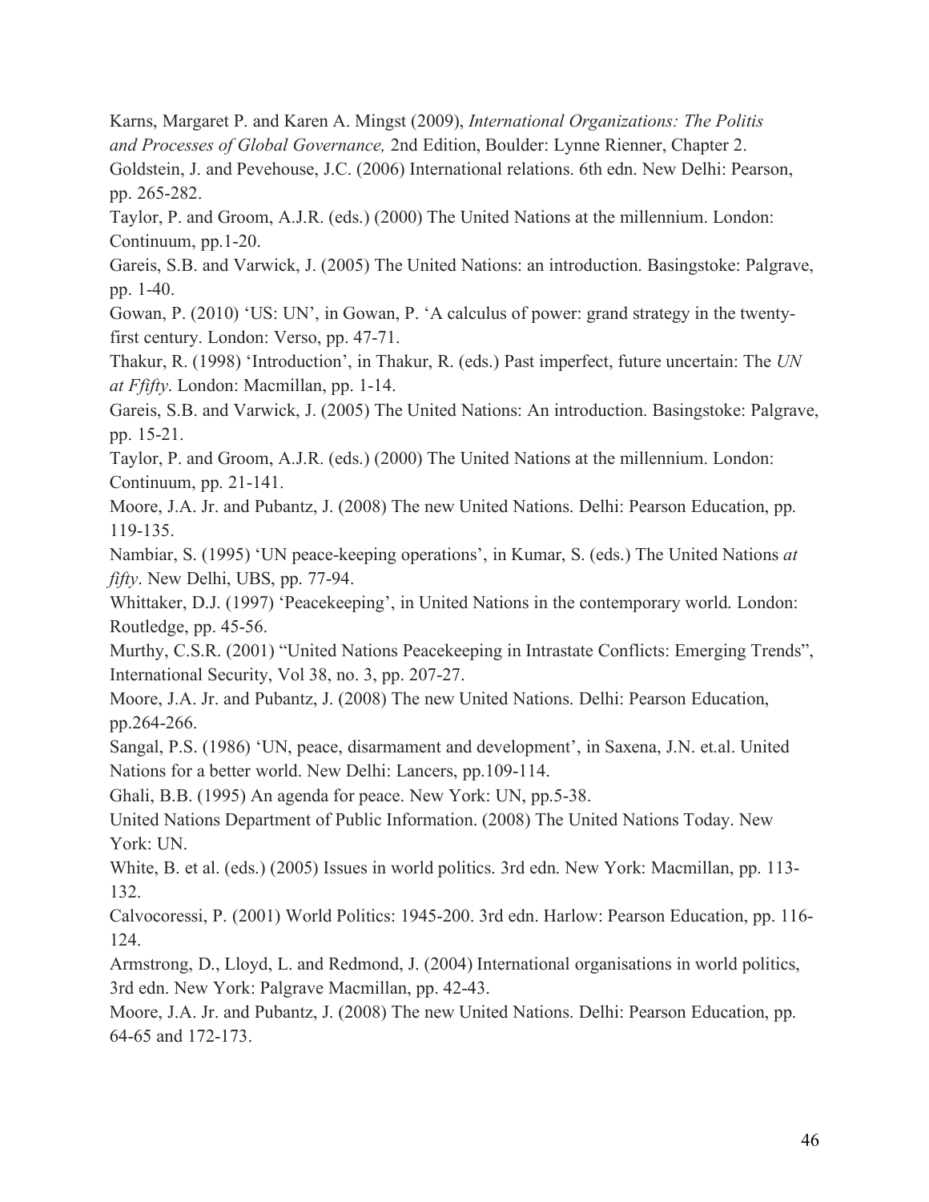Karns, Margaret P. and Karen A. Mingst (2009), *International Organizations: The Politis and Processes of Global Governance,* 2nd Edition, Boulder: Lynne Rienner, Chapter 2.

Goldstein, J. and Pevehouse, J.C. (2006) International relations. 6th edn. New Delhi: Pearson, pp. 265-282.

Taylor, P. and Groom, A.J.R. (eds.) (2000) The United Nations at the millennium. London: Continuum, pp.1-20.

Gareis, S.B. and Varwick, J. (2005) The United Nations: an introduction. Basingstoke: Palgrave, pp. 1-40.

Gowan, P. (2010) 'US: UN', in Gowan, P. 'A calculus of power: grand strategy in the twenty-first century. London: Verso, pp. 47-71.

Thakur, R. (1998) 'Introduction', in Thakur, R. (eds.) Past imperfect, future uncertain: The *UN at Ffifty*. London: Macmillan, pp. 1-14.

Gareis, S.B. and Varwick, J. (2005) The United Nations: An introduction. Basingstoke: Palgrave, pp. 15-21.

Taylor, P. and Groom, A.J.R. (eds.) (2000) The United Nations at the millennium. London: Continuum, pp. 21-141.

Moore, J.A. Jr. and Pubantz, J. (2008) The new United Nations. Delhi: Pearson Education, pp. 119-135.

Nambiar, S. (1995) 'UN peace-keeping operations', in Kumar, S. (eds.) The United Nations *at fifty*. New Delhi, UBS, pp. 77-94.

Whittaker, D.J. (1997) 'Peacekeeping', in United Nations in the contemporary world. London: Routledge, pp. 45-56.

Murthy, C.S.R. (2001) "United Nations Peacekeeping in Intrastate Conflicts: Emerging Trends", International Security, Vol 38, no. 3, pp. 207-27.

Moore, J.A. Jr. and Pubantz, J. (2008) The new United Nations. Delhi: Pearson Education, pp.264-266.

Sangal, P.S. (1986) 'UN, peace, disarmament and development', in Saxena, J.N. et.al. United Nations for a better world. New Delhi: Lancers, pp.109-114.

Ghali, B.B. (1995) An agenda for peace. New York: UN, pp.5-38.

United Nations Department of Public Information. (2008) The United Nations Today. New York: UN.

White, B. et al. (eds.) (2005) Issues in world politics. 3rd edn. New York: Macmillan, pp. 113-132.

Calvocoressi, P. (2001) World Politics: 1945-200. 3rd edn. Harlow: Pearson Education, pp. 116-124.

Armstrong, D., Lloyd, L. and Redmond, J. (2004) International organisations in world politics, 3rd edn. New York: Palgrave Macmillan, pp. 42-43.

Moore, J.A. Jr. and Pubantz, J. (2008) The new United Nations. Delhi: Pearson Education, pp. 64-65 and 172-173.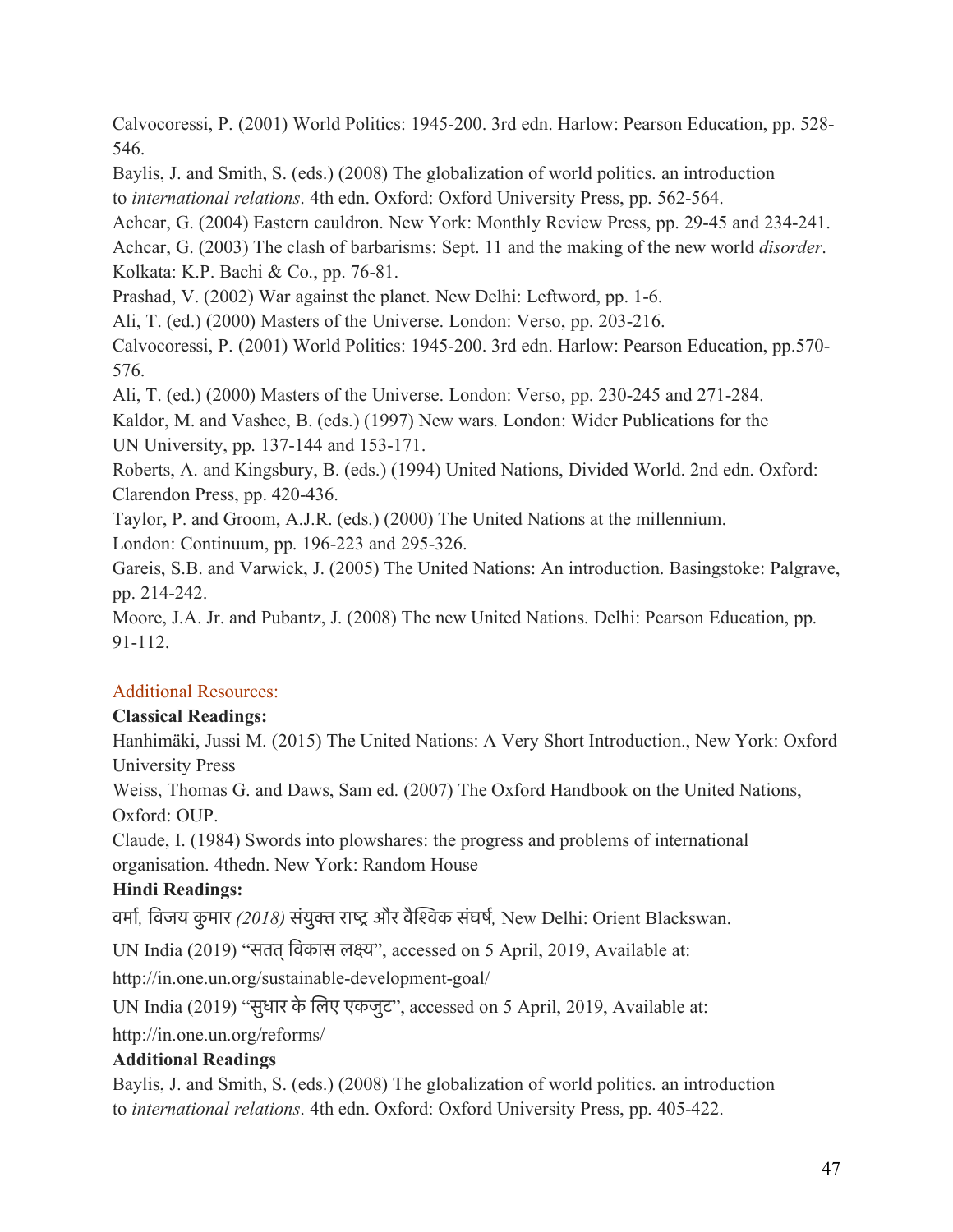Calvocoressi, P. (2001) World Politics: 1945-200. 3rd edn. Harlow: Pearson Education, pp. 528-546.

Baylis, J. and Smith, S. (eds.) (2008) The globalization of world politics. an introduction to *international relations*. 4th edn. Oxford: Oxford University Press, pp. 562-564.

Achcar, G. (2004) Eastern cauldron. New York: Monthly Review Press, pp. 29-45 and 234-241.

Achcar, G. (2003) The clash of barbarisms: Sept. 11 and the making of the new world *disorder*. Kolkata: K.P. Bachi & Co., pp. 76-81.

Prashad, V. (2002) War against the planet. New Delhi: Leftword, pp. 1-6.

Ali, T. (ed.) (2000) Masters of the Universe. London: Verso, pp. 203-216.

Calvocoressi, P. (2001) World Politics: 1945-200. 3rd edn. Harlow: Pearson Education, pp.570-576.

Ali, T. (ed.) (2000) Masters of the Universe. London: Verso, pp. 230-245 and 271-284.

Kaldor, M. and Vashee, B. (eds.) (1997) New wars. London: Wider Publications for the UN University, pp. 137-144 and 153-171.

Roberts, A. and Kingsbury, B. (eds.) (1994) United Nations, Divided World. 2nd edn. Oxford: Clarendon Press, pp. 420-436.

Taylor, P. and Groom, A.J.R. (eds.) (2000) The United Nations at the millennium. London: Continuum, pp. 196-223 and 295-326.

Gareis, S.B. and Varwick, J. (2005) The United Nations: An introduction. Basingstoke: Palgrave, pp. 214-242.

Moore, J.A. Jr. and Pubantz, J. (2008) The new United Nations. Delhi: Pearson Education, pp. 91-112.

## Additional Resources:

**Classical Readings:**

Hanhimäki, Jussi M. (2015) The United Nations: A Very Short Introduction., New York: Oxford University Press

Weiss, Thomas G. and Daws, Sam ed. (2007) The Oxford Handbook on the United Nations, Oxford: OUP.

Claude, I. (1984) Swords into plowshares: the progress and problems of international organisation. 4thedn. New York: Random House

**Hindi Readings:**

वर्मा*,* विजय कुमार *(2018)* संयुक्त राष्ट्र और वैश्विक संघर्ष*,* New Delhi: Orient Blackswan.

UN India (2019) "सतत् विकास लक्ष्य", accessed on 5 April, 2019, Available at: http://in.one.un.org/sustainable-development-goal/

UN India (2019) "सुधार के लिए एकजुट", accessed on 5 April, 2019, Available at: http://in.one.un.org/reforms/

**Additional Readings**

Baylis, J. and Smith, S. (eds.) (2008) The globalization of world politics. an introduction to *international relations*. 4th edn. Oxford: Oxford University Press, pp. 405-422.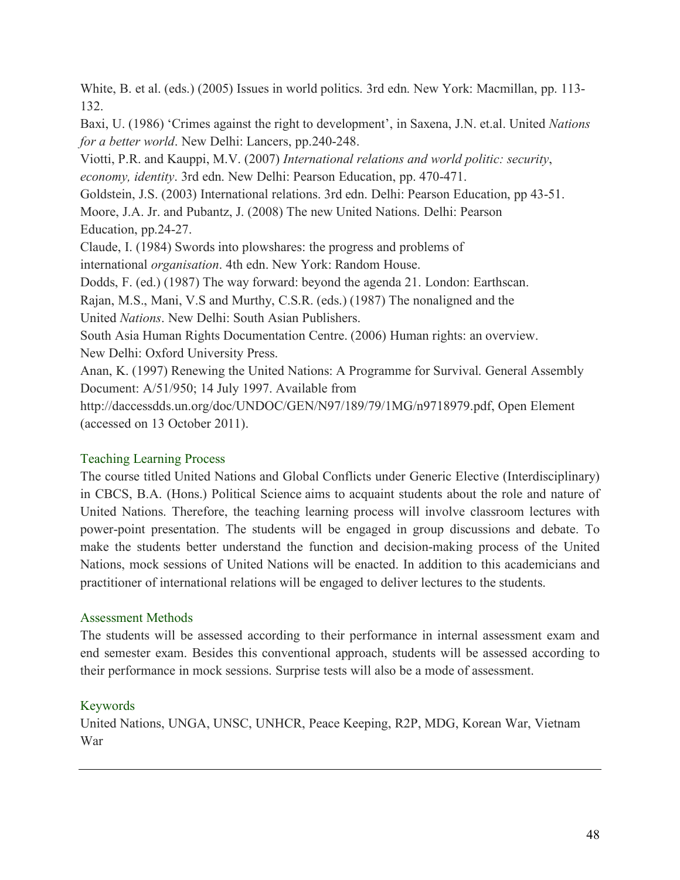White, B. et al. (eds.) (2005) Issues in world politics. 3rd edn. New York: Macmillan, pp. 113-132.

Baxi, U. (1986) 'Crimes against the right to development', in Saxena, J.N. et.al. United *Nations for a better world*. New Delhi: Lancers, pp.240-248.

Viotti, P.R. and Kauppi, M.V. (2007) *International relations and world politic: security, economy, identity*. 3rd edn. New Delhi: Pearson Education, pp. 470-471.

Goldstein, J.S. (2003) International relations. 3rd edn. Delhi: Pearson Education, pp 43-51.

Moore, J.A. Jr. and Pubantz, J. (2008) The new United Nations. Delhi: Pearson Education, pp.24-27.

Claude, I. (1984) Swords into plowshares: the progress and problems of international *organisation*. 4th edn. New York: Random House.

Dodds, F. (ed.) (1987) The way forward: beyond the agenda 21. London: Earthscan.

Rajan, M.S., Mani, V.S and Murthy, C.S.R. (eds.) (1987) The nonaligned and the United *Nations*. New Delhi: South Asian Publishers.

South Asia Human Rights Documentation Centre. (2006) Human rights: an overview. New Delhi: Oxford University Press.

Anan, K. (1997) Renewing the United Nations: A Programme for Survival. General Assembly Document: A/51/950; 14 July 1997. Available from http://daccessdds.un.org/doc/UNDOC/GEN/N97/189/79/1MG/n9718979.pdf, Open Element (accessed on 13 October 2011).

## Teaching Learning Process

The course titled United Nations and Global Conflicts under Generic Elective (Interdisciplinary) in CBCS, B.A. (Hons.) Political Science aims to acquaint students about the role and nature of United Nations. Therefore, the teaching learning process will involve classroom lectures with power-point presentation. The students will be engaged in group discussions and debate. To make the students better understand the function and decision-making process of the United Nations, mock sessions of United Nations will be enacted. In addition to this academicians and practitioner of international relations will be engaged to deliver lectures to the students.

## Assessment Methods

The students will be assessed according to their performance in internal assessment exam and end semester exam. Besides this conventional approach, students will be assessed according to their performance in mock sessions. Surprise tests will also be a mode of assessment.

## Keywords

United Nations, UNGA, UNSC, UNHCR, Peace Keeping, R2P, MDG, Korean War, Vietnam War